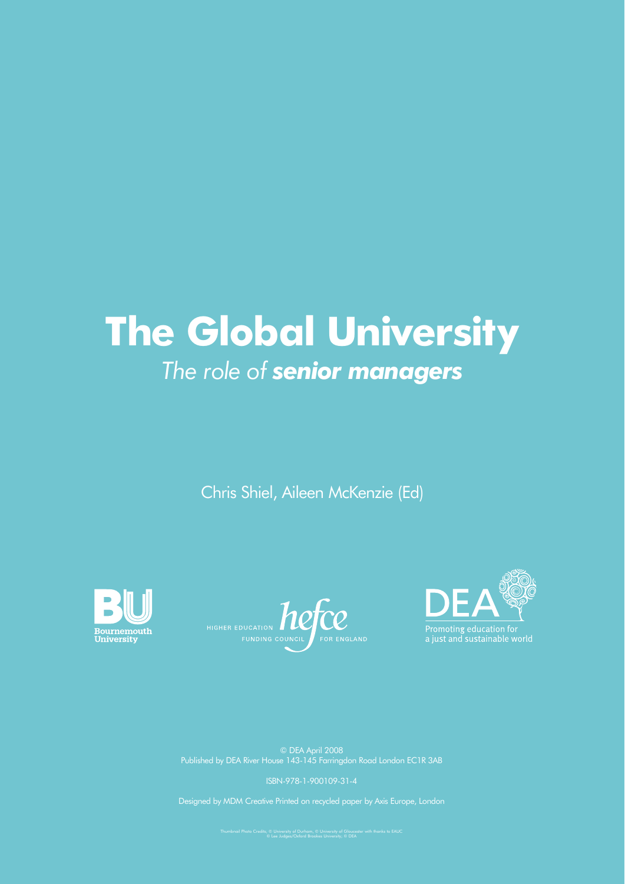# The Global University

## *The role of **senior managers***

Chris Shiel, Aileen McKenzie (Ed)

Bournemouth University

HIGHER EDUCATION FUNDING COUNCIL hefce FOR ENGLAND

DEA

Promoting education for a just and sustainable world

© DEA April 2008
Published by DEA River House 143-145 Farringdon Road London EC1R 3AB

ISBN-978-1-900109-31-4

Designed by MDM Creative Printed on recycled paper by Axis Europe, London

Thumbnail Photo Credits; © University of Durham, © University of Gloucester with thanks to EAUC
© Lee Judges/Oxford Brookes University, © DEA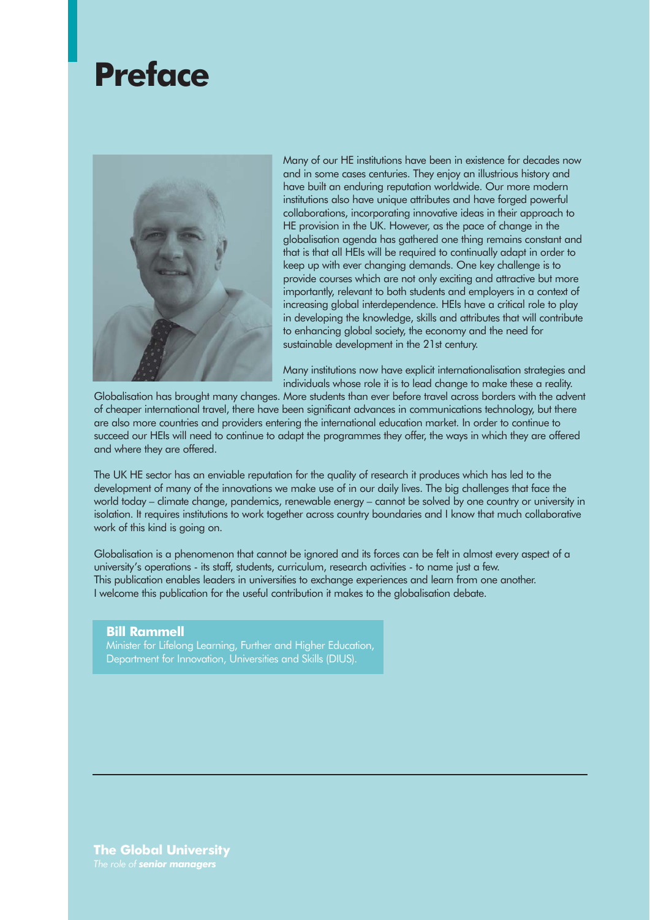# Preface

Many of our HE institutions have been in existence for decades now and in some cases centuries. They enjoy an illustrious history and have built an enduring reputation worldwide. Our more modern institutions also have unique attributes and have forged powerful collaborations, incorporating innovative ideas in their approach to HE provision in the UK. However, as the pace of change in the globalisation agenda has gathered one thing remains constant and that is that all HEIs will be required to continually adapt in order to keep up with ever changing demands. One key challenge is to provide courses which are not only exciting and attractive but more importantly, relevant to both students and employers in a context of increasing global interdependence. HEIs have a critical role to play in developing the knowledge, skills and attributes that will contribute to enhancing global society, the economy and the need for sustainable development in the 21st century.

Many institutions now have explicit internationalisation strategies and individuals whose role it is to lead change to make these a reality. Globalisation has brought many changes. More students than ever before travel across borders with the advent of cheaper international travel, there have been significant advances in communications technology, but there are also more countries and providers entering the international education market. In order to continue to succeed our HEIs will need to continue to adapt the programmes they offer, the ways in which they are offered and where they are offered.

The UK HE sector has an enviable reputation for the quality of research it produces which has led to the development of many of the innovations we make use of in our daily lives. The big challenges that face the world today – climate change, pandemics, renewable energy – cannot be solved by one country or university in isolation. It requires institutions to work together across country boundaries and I know that much collaborative work of this kind is going on.

Globalisation is a phenomenon that cannot be ignored and its forces can be felt in almost every aspect of a university's operations - its staff, students, curriculum, research activities - to name just a few. This publication enables leaders in universities to exchange experiences and learn from one another. I welcome this publication for the useful contribution it makes to the globalisation debate.

**Bill Rammell**
Minister for Lifelong Learning, Further and Higher Education, Department for Innovation, Universities and Skills (DIUS).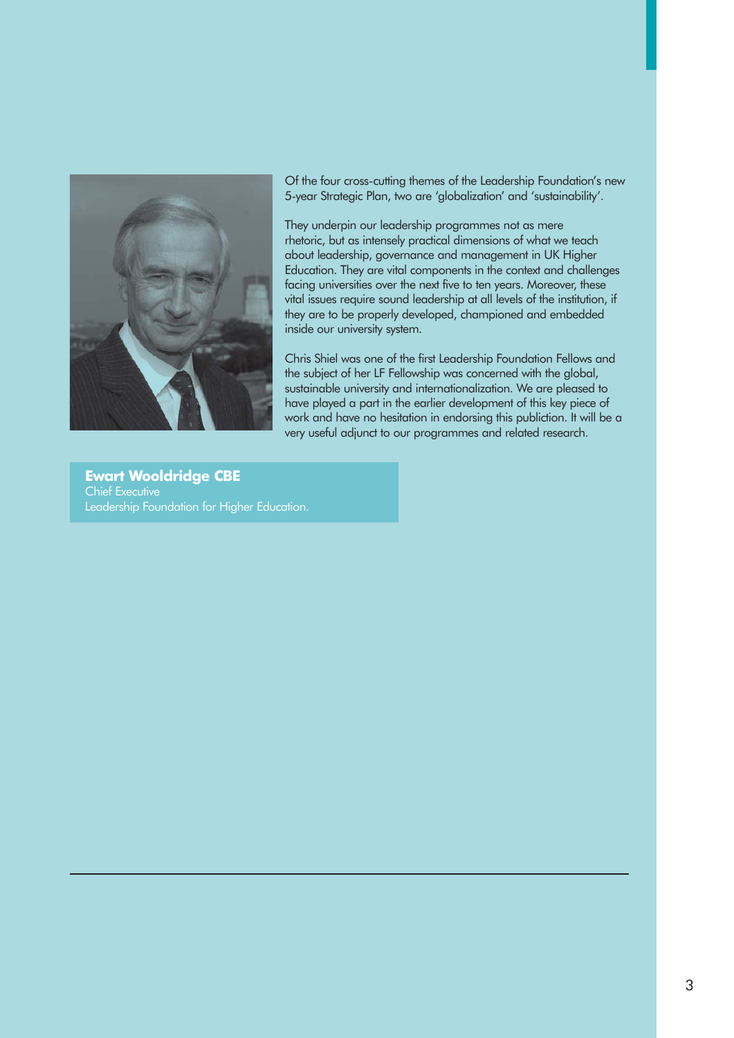Of the four cross-cutting themes of the Leadership Foundation's new 5-year Strategic Plan, two are 'globalization' and 'sustainability'.

They underpin our leadership programmes not as mere rhetoric, but as intensely practical dimensions of what we teach about leadership, governance and management in UK Higher Education. They are vital components in the context and challenges facing universities over the next five to ten years. Moreover, these vital issues require sound leadership at all levels of the institution, if they are to be properly developed, championed and embedded inside our university system.

Chris Shiel was one of the first Leadership Foundation Fellows and the subject of her LF Fellowship was concerned with the global, sustainable university and internationalization. We are pleased to have played a part in the earlier development of this key piece of work and have no hesitation in endorsing this publication. It will be a very useful adjunct to our programmes and related research.

**Ewart Wooldridge CBE**
Chief Executive
Leadership Foundation for Higher Education.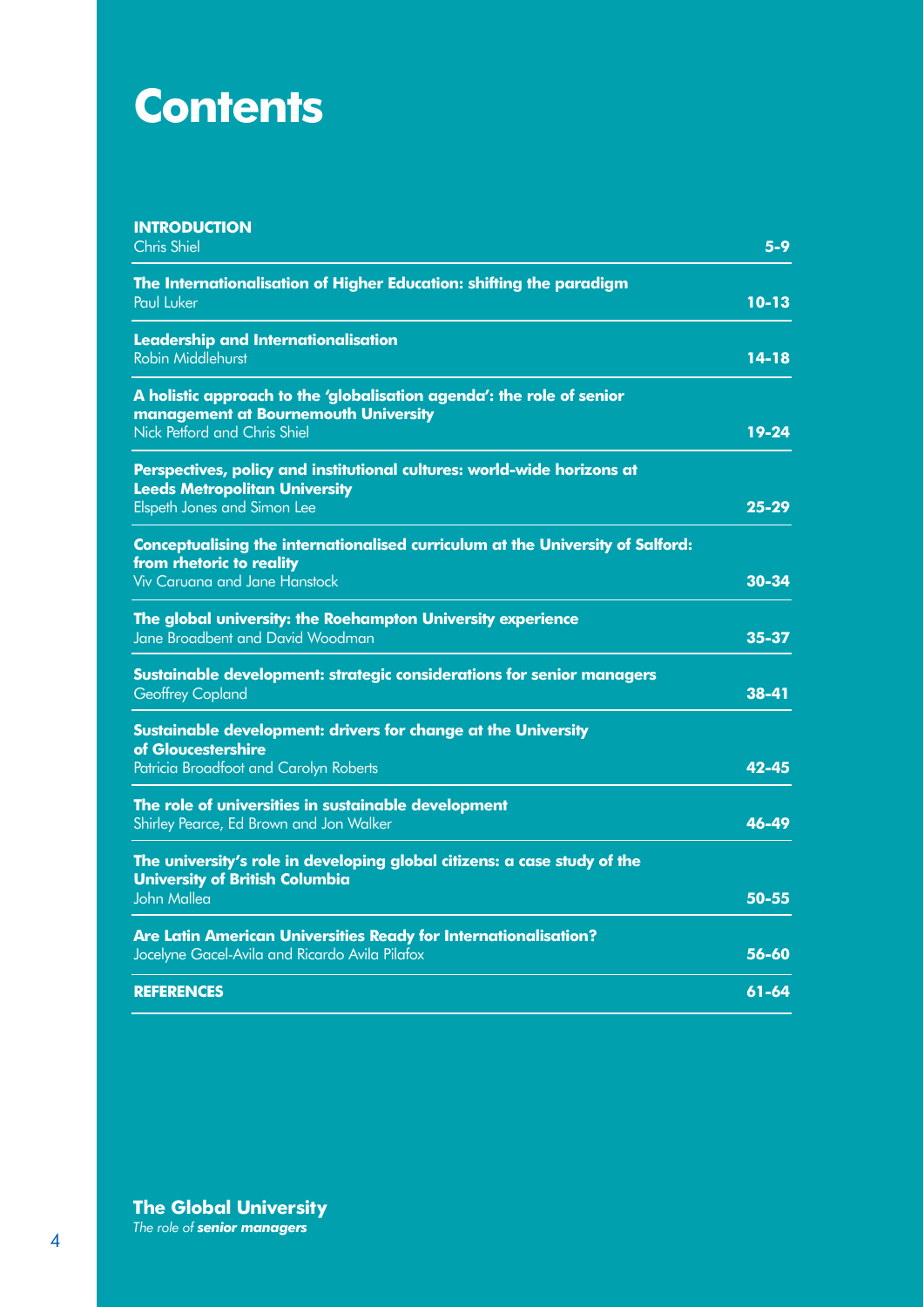# Contents

| | |
|---|---|
| **INTRODUCTION**<br>Chris Shiel | **5-9** |
| **The Internationalisation of Higher Education: shifting the paradigm**<br>Paul Luker | **10-13** |
| **Leadership and Internationalisation**<br>Robin Middlehurst | **14-18** |
| **A holistic approach to the 'globalisation agenda': the role of senior management at Bournemouth University**<br>Nick Petford and Chris Shiel | **19-24** |
| **Perspectives, policy and institutional cultures: world-wide horizons at Leeds Metropolitan University**<br>Elspeth Jones and Simon Lee | **25-29** |
| **Conceptualising the internationalised curriculum at the University of Salford: from rhetoric to reality**<br>Viv Caruana and Jane Hanstock | **30-34** |
| **The global university: the Roehampton University experience**<br>Jane Broadbent and David Woodman | **35-37** |
| **Sustainable development: strategic considerations for senior managers**<br>Geoffrey Copland | **38-41** |
| **Sustainable development: drivers for change at the University of Gloucestershire**<br>Patricia Broadfoot and Carolyn Roberts | **42-45** |
| **The role of universities in sustainable development**<br>Shirley Pearce, Ed Brown and Jon Walker | **46-49** |
| **The university's role in developing global citizens: a case study of the University of British Columbia**<br>John Mallea | **50-55** |
| **Are Latin American Universities Ready for Internationalisation?**<br>Jocelyne Gacel-Avila and Ricardo Avila Pilafox | **56-60** |
| **REFERENCES** | **61-64** |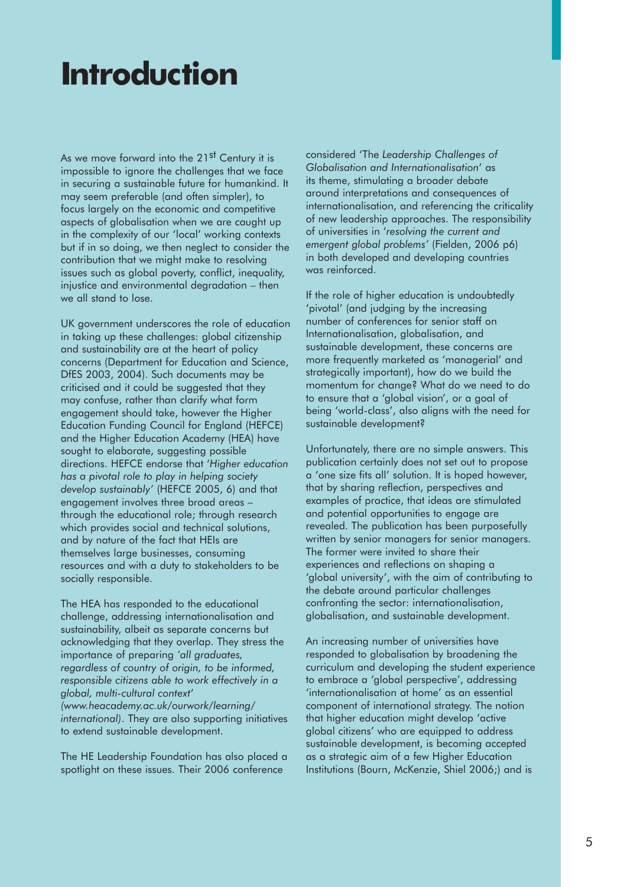# Introduction

As we move forward into the 21st Century it is impossible to ignore the challenges that we face in securing a sustainable future for humankind. It may seem preferable (and often simpler), to focus largely on the economic and competitive aspects of globalisation when we are caught up in the complexity of our 'local' working contexts but if in so doing, we then neglect to consider the contribution that we might make to resolving issues such as global poverty, conflict, inequality, injustice and environmental degradation – then we all stand to lose.

UK government underscores the role of education in taking up these challenges: global citizenship and sustainability are at the heart of policy concerns (Department for Education and Science, DfES 2003, 2004). Such documents may be criticised and it could be suggested that they may confuse, rather than clarify what form engagement should take, however the Higher Education Funding Council for England (HEFCE) and the Higher Education Academy (HEA) have sought to elaborate, suggesting possible directions. HEFCE endorse that '*Higher education has a pivotal role to play in helping society develop sustainably*' (HEFCE 2005, 6) and that engagement involves three broad areas – through the educational role; through research which provides social and technical solutions, and by nature of the fact that HEIs are themselves large businesses, consuming resources and with a duty to stakeholders to be socially responsible.

The HEA has responded to the educational challenge, addressing internationalisation and sustainability, albeit as separate concerns but acknowledging that they overlap. They stress the importance of preparing *'all graduates, regardless of country of origin, to be informed, responsible citizens able to work effectively in a global, multi-cultural context' (www.heacademy.ac.uk/ourwork/learning/international)*. They are also supporting initiatives to extend sustainable development.

The HE Leadership Foundation has also placed a spotlight on these issues. Their 2006 conference considered 'The *Leadership Challenges of Globalisation and Internationalisation*' as its theme, stimulating a broader debate around interpretations and consequences of internationalisation, and referencing the criticality of new leadership approaches. The responsibility of universities in '*resolving the current and emergent global problems*' (Fielden, 2006 p6) in both developed and developing countries was reinforced.

If the role of higher education is undoubtedly 'pivotal' (and judging by the increasing number of conferences for senior staff on Internationalisation, globalisation, and sustainable development, these concerns are more frequently marketed as 'managerial' and strategically important), how do we build the momentum for change? What do we need to do to ensure that a 'global vision', or a goal of being 'world-class', also aligns with the need for sustainable development?

Unfortunately, there are no simple answers. This publication certainly does not set out to propose a 'one size fits all' solution. It is hoped however, that by sharing reflection, perspectives and examples of practice, that ideas are stimulated and potential opportunities to engage are revealed. The publication has been purposefully written by senior managers for senior managers. The former were invited to share their experiences and reflections on shaping a 'global university', with the aim of contributing to the debate around particular challenges confronting the sector: internationalisation, globalisation, and sustainable development.

An increasing number of universities have responded to globalisation by broadening the curriculum and developing the student experience to embrace a 'global perspective', addressing 'internationalisation at home' as an essential component of international strategy. The notion that higher education might develop 'active global citizens' who are equipped to address sustainable development, is becoming accepted as a strategic aim of a few Higher Education Institutions (Bourn, McKenzie, Shiel 2006;) and is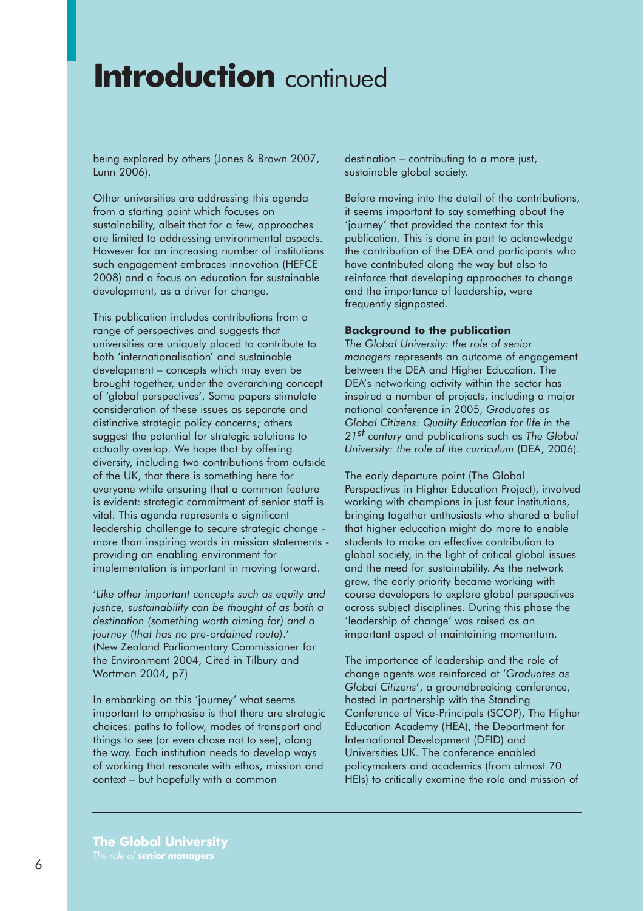# Introduction continued

being explored by others (Jones & Brown 2007, Lunn 2006).

Other universities are addressing this agenda from a starting point which focuses on sustainability, albeit that for a few, approaches are limited to addressing environmental aspects. However for an increasing number of institutions such engagement embraces innovation (HEFCE 2008) and a focus on education for sustainable development, as a driver for change.

This publication includes contributions from a range of perspectives and suggests that universities are uniquely placed to contribute to both 'internationalisation' and sustainable development – concepts which may even be brought together, under the overarching concept of 'global perspectives'. Some papers stimulate consideration of these issues as separate and distinctive strategic policy concerns; others suggest the potential for strategic solutions to actually overlap. We hope that by offering diversity, including two contributions from outside of the UK, that there is something here for everyone while ensuring that a common feature is evident: strategic commitment of senior staff is vital. This agenda represents a significant leadership challenge to secure strategic change - more than inspiring words in mission statements - providing an enabling environment for implementation is important in moving forward.

'*Like other important concepts such as equity and justice, sustainability can be thought of as both a destination (something worth aiming for) and a journey (that has no pre-ordained route)*.' (New Zealand Parliamentary Commissioner for the Environment 2004, Cited in Tilbury and Wortman 2004, p7)

In embarking on this 'journey' what seems important to emphasise is that there are strategic choices: paths to follow, modes of transport and things to see (or even chose not to see), along the way. Each institution needs to develop ways of working that resonate with ethos, mission and context – but hopefully with a common destination – contributing to a more just, sustainable global society.

Before moving into the detail of the contributions, it seems important to say something about the 'journey' that provided the context for this publication. This is done in part to acknowledge the contribution of the DEA and participants who have contributed along the way but also to reinforce that developing approaches to change and the importance of leadership, were frequently signposted.

**Background to the publication**

*The Global University: the role of senior managers* represents an outcome of engagement between the DEA and Higher Education. The DEA's networking activity within the sector has inspired a number of projects, including a major national conference in 2005, *Graduates as Global Citizens: Quality Education for life in the 21st century* and publications such as *The Global University: the role of the curriculum* (DEA, 2006).

The early departure point (The Global Perspectives in Higher Education Project), involved working with champions in just four institutions, bringing together enthusiasts who shared a belief that higher education might do more to enable students to make an effective contribution to global society, in the light of critical global issues and the need for sustainability. As the network grew, the early priority became working with course developers to explore global perspectives across subject disciplines. During this phase the 'leadership of change' was raised as an important aspect of maintaining momentum.

The importance of leadership and the role of change agents was reinforced at '*Graduates as Global Citizens*', a groundbreaking conference, hosted in partnership with the Standing Conference of Vice-Principals (SCOP), The Higher Education Academy (HEA), the Department for International Development (DFID) and Universities UK. The conference enabled policymakers and academics (from almost 70 HEIs) to critically examine the role and mission of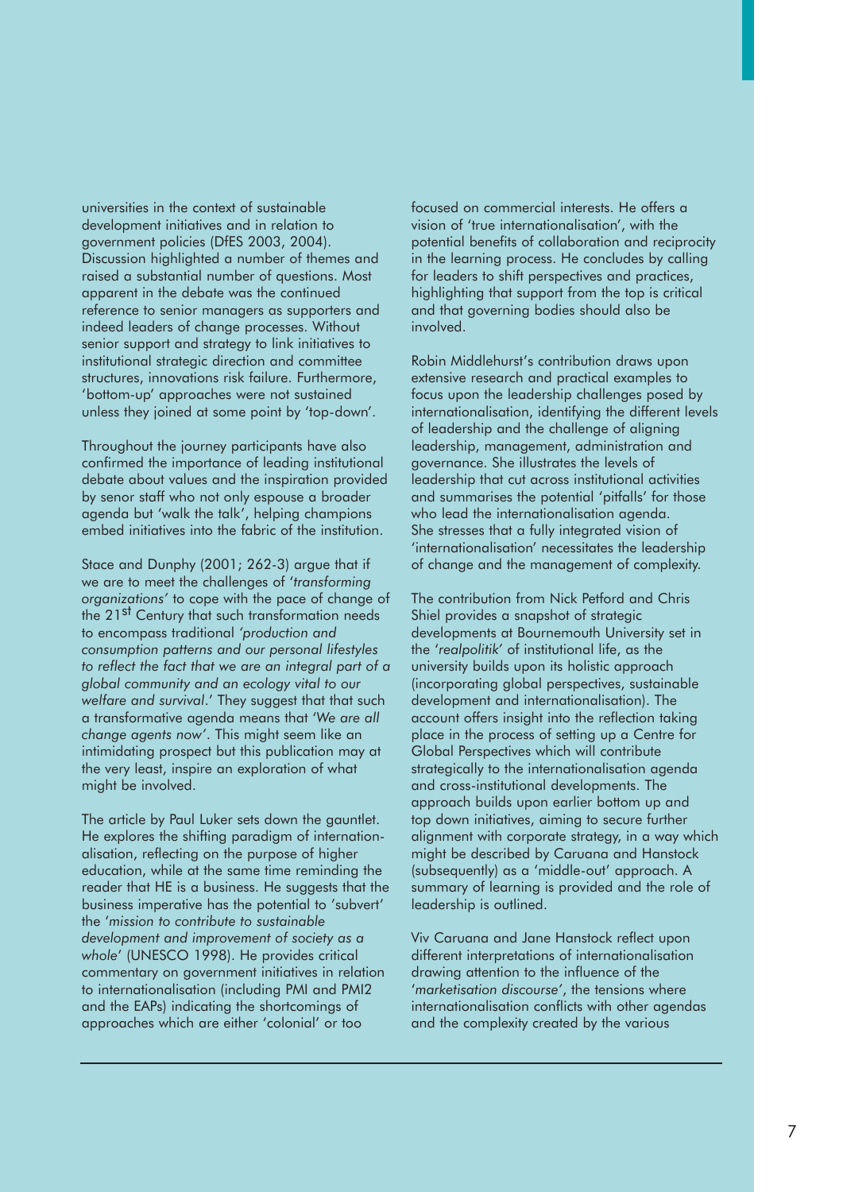universities in the context of sustainable development initiatives and in relation to government policies (DfES 2003, 2004). Discussion highlighted a number of themes and raised a substantial number of questions. Most apparent in the debate was the continued reference to senior managers as supporters and indeed leaders of change processes. Without senior support and strategy to link initiatives to institutional strategic direction and committee structures, innovations risk failure. Furthermore, 'bottom-up' approaches were not sustained unless they joined at some point by 'top-down'.

Throughout the journey participants have also confirmed the importance of leading institutional debate about values and the inspiration provided by senor staff who not only espouse a broader agenda but 'walk the talk', helping champions embed initiatives into the fabric of the institution.

Stace and Dunphy (2001; 262-3) argue that if we are to meet the challenges of '*transforming organizations'* to cope with the pace of change of the 21st Century that such transformation needs to encompass traditional *'production and consumption patterns and our personal lifestyles to reflect the fact that we are an integral part of a global community and an ecology vital to our welfare and survival*.' They suggest that that such a transformative agenda means that '*We are all change agents now'*. This might seem like an intimidating prospect but this publication may at the very least, inspire an exploration of what might be involved.

The article by Paul Luker sets down the gauntlet. He explores the shifting paradigm of internationalisation, reflecting on the purpose of higher education, while at the same time reminding the reader that HE is a business. He suggests that the business imperative has the potential to 'subvert' the '*mission to contribute to sustainable development and improvement of society as a whole*' (UNESCO 1998). He provides critical commentary on government initiatives in relation to internationalisation (including PMI and PMI2 and the EAPs) indicating the shortcomings of approaches which are either 'colonial' or too focused on commercial interests. He offers a vision of 'true internationalisation', with the potential benefits of collaboration and reciprocity in the learning process. He concludes by calling for leaders to shift perspectives and practices, highlighting that support from the top is critical and that governing bodies should also be involved.

Robin Middlehurst's contribution draws upon extensive research and practical examples to focus upon the leadership challenges posed by internationalisation, identifying the different levels of leadership and the challenge of aligning leadership, management, administration and governance. She illustrates the levels of leadership that cut across institutional activities and summarises the potential 'pitfalls' for those who lead the internationalisation agenda. She stresses that a fully integrated vision of 'internationalisation' necessitates the leadership of change and the management of complexity.

The contribution from Nick Petford and Chris Shiel provides a snapshot of strategic developments at Bournemouth University set in the '*realpolitik*' of institutional life, as the university builds upon its holistic approach (incorporating global perspectives, sustainable development and internationalisation). The account offers insight into the reflection taking place in the process of setting up a Centre for Global Perspectives which will contribute strategically to the internationalisation agenda and cross-institutional developments. The approach builds upon earlier bottom up and top down initiatives, aiming to secure further alignment with corporate strategy, in a way which might be described by Caruana and Hanstock (subsequently) as a 'middle-out' approach. A summary of learning is provided and the role of leadership is outlined.

Viv Caruana and Jane Hanstock reflect upon different interpretations of internationalisation drawing attention to the influence of the '*marketisation discourse'*, the tensions where internationalisation conflicts with other agendas and the complexity created by the various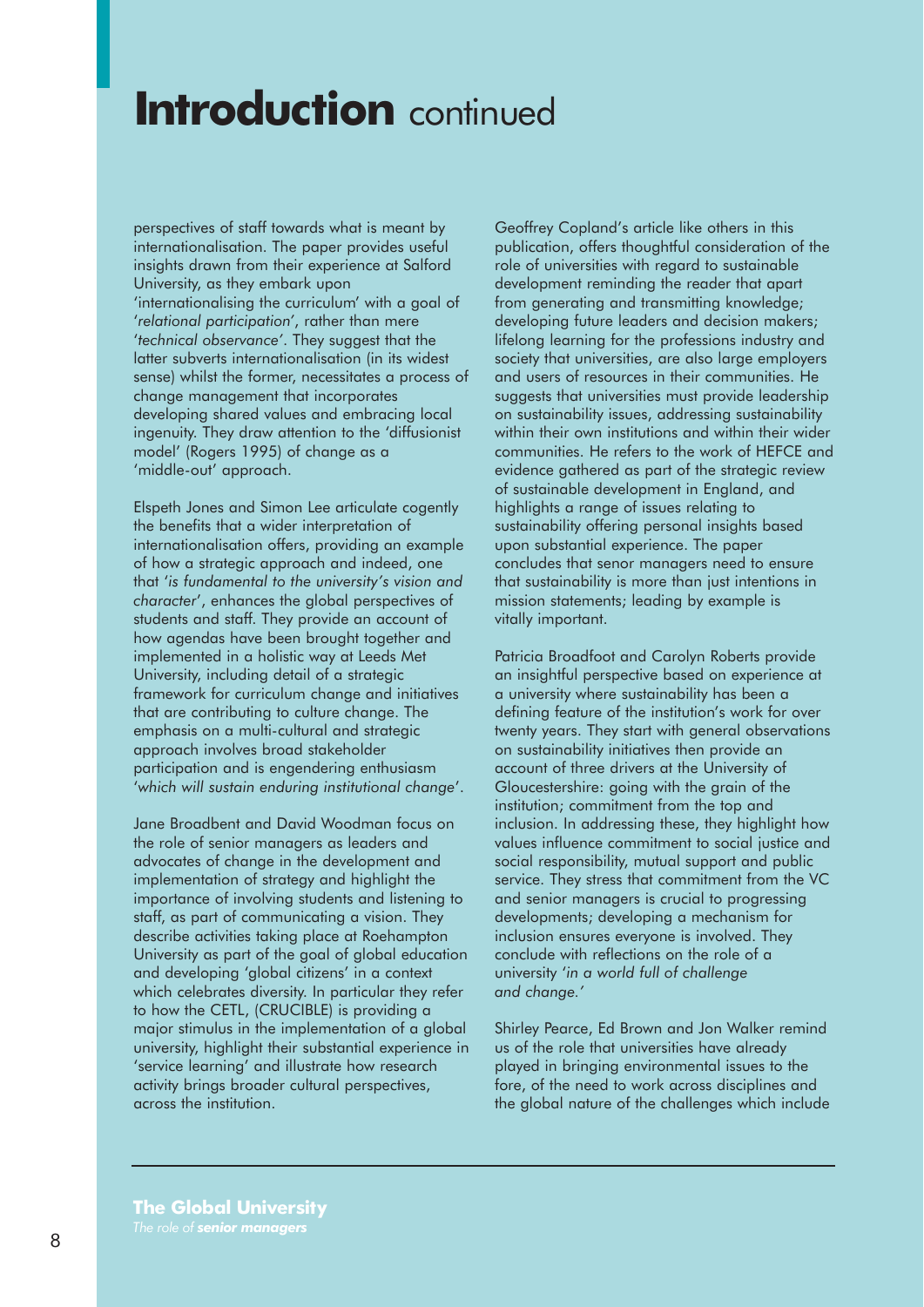# **Introduction** continued

perspectives of staff towards what is meant by internationalisation. The paper provides useful insights drawn from their experience at Salford University, as they embark upon 'internationalising the curriculum' with a goal of '*relational participation*', rather than mere '*technical observance*'. They suggest that the latter subverts internationalisation (in its widest sense) whilst the former, necessitates a process of change management that incorporates developing shared values and embracing local ingenuity. They draw attention to the 'diffusionist model' (Rogers 1995) of change as a 'middle-out' approach.

Elspeth Jones and Simon Lee articulate cogently the benefits that a wider interpretation of internationalisation offers, providing an example of how a strategic approach and indeed, one that '*is fundamental to the university's vision and character*', enhances the global perspectives of students and staff. They provide an account of how agendas have been brought together and implemented in a holistic way at Leeds Met University, including detail of a strategic framework for curriculum change and initiatives that are contributing to culture change. The emphasis on a multi-cultural and strategic approach involves broad stakeholder participation and is engendering enthusiasm '*which will sustain enduring institutional change*'.

Jane Broadbent and David Woodman focus on the role of senior managers as leaders and advocates of change in the development and implementation of strategy and highlight the importance of involving students and listening to staff, as part of communicating a vision. They describe activities taking place at Roehampton University as part of the goal of global education and developing 'global citizens' in a context which celebrates diversity. In particular they refer to how the CETL, (CRUCIBLE) is providing a major stimulus in the implementation of a global university, highlight their substantial experience in 'service learning' and illustrate how research activity brings broader cultural perspectives, across the institution.

Geoffrey Copland's article like others in this publication, offers thoughtful consideration of the role of universities with regard to sustainable development reminding the reader that apart from generating and transmitting knowledge; developing future leaders and decision makers; lifelong learning for the professions industry and society that universities, are also large employers and users of resources in their communities. He suggests that universities must provide leadership on sustainability issues, addressing sustainability within their own institutions and within their wider communities. He refers to the work of HEFCE and evidence gathered as part of the strategic review of sustainable development in England, and highlights a range of issues relating to sustainability offering personal insights based upon substantial experience. The paper concludes that senor managers need to ensure that sustainability is more than just intentions in mission statements; leading by example is vitally important.

Patricia Broadfoot and Carolyn Roberts provide an insightful perspective based on experience at a university where sustainability has been a defining feature of the institution's work for over twenty years. They start with general observations on sustainability initiatives then provide an account of three drivers at the University of Gloucestershire: going with the grain of the institution; commitment from the top and inclusion. In addressing these, they highlight how values influence commitment to social justice and social responsibility, mutual support and public service. They stress that commitment from the VC and senior managers is crucial to progressing developments; developing a mechanism for inclusion ensures everyone is involved. They conclude with reflections on the role of a university '*in a world full of challenge and change.*'

Shirley Pearce, Ed Brown and Jon Walker remind us of the role that universities have already played in bringing environmental issues to the fore, of the need to work across disciplines and the global nature of the challenges which include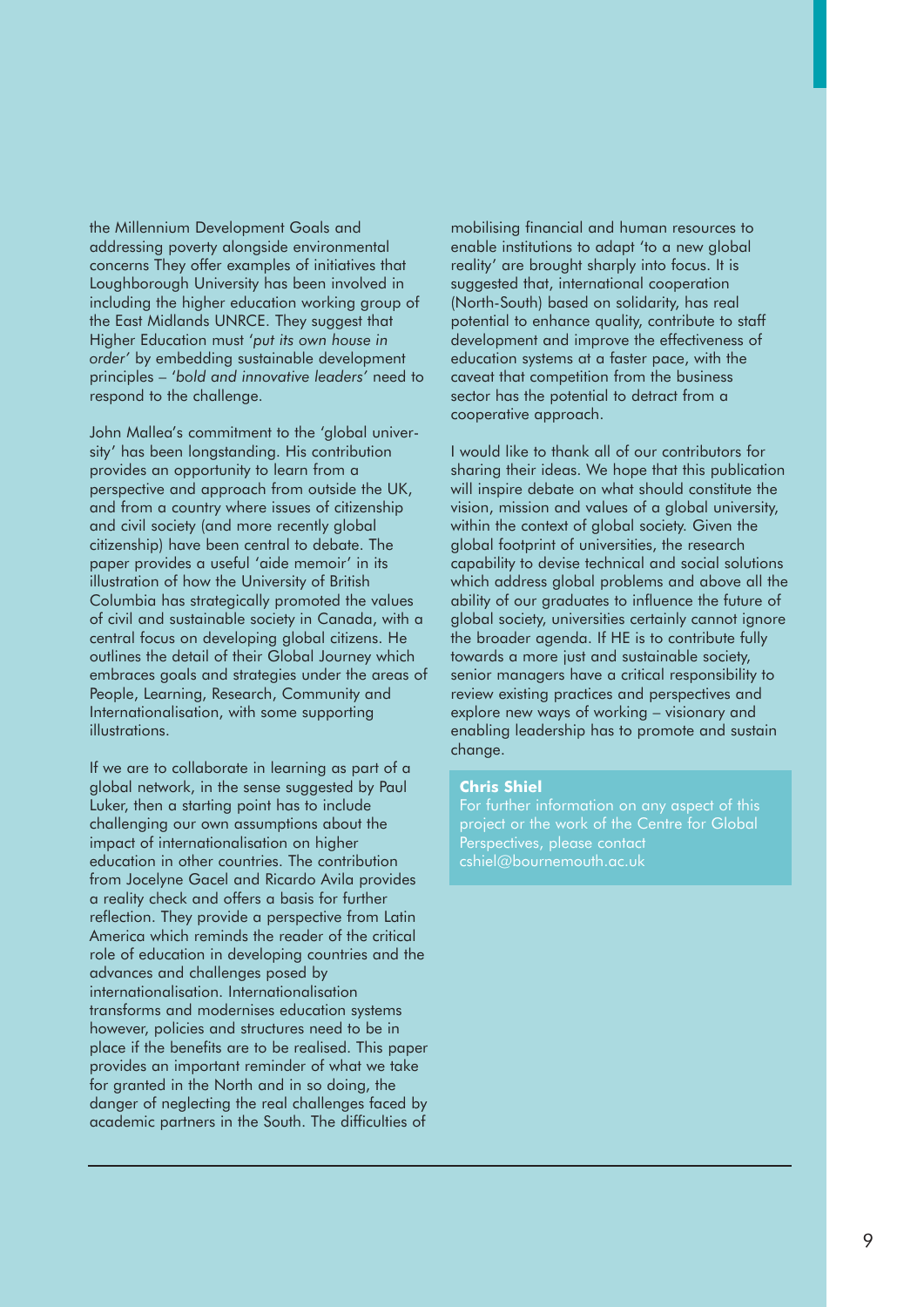the Millennium Development Goals and addressing poverty alongside environmental concerns They offer examples of initiatives that Loughborough University has been involved in including the higher education working group of the East Midlands UNRCE. They suggest that Higher Education must '*put its own house in order*' by embedding sustainable development principles – '*bold and innovative leaders*' need to respond to the challenge.

John Mallea's commitment to the 'global university' has been longstanding. His contribution provides an opportunity to learn from a perspective and approach from outside the UK, and from a country where issues of citizenship and civil society (and more recently global citizenship) have been central to debate. The paper provides a useful 'aide memoir' in its illustration of how the University of British Columbia has strategically promoted the values of civil and sustainable society in Canada, with a central focus on developing global citizens. He outlines the detail of their Global Journey which embraces goals and strategies under the areas of People, Learning, Research, Community and Internationalisation, with some supporting illustrations.

If we are to collaborate in learning as part of a global network, in the sense suggested by Paul Luker, then a starting point has to include challenging our own assumptions about the impact of internationalisation on higher education in other countries. The contribution from Jocelyne Gacel and Ricardo Avila provides a reality check and offers a basis for further reflection. They provide a perspective from Latin America which reminds the reader of the critical role of education in developing countries and the advances and challenges posed by internationalisation. Internationalisation transforms and modernises education systems however, policies and structures need to be in place if the benefits are to be realised. This paper provides an important reminder of what we take for granted in the North and in so doing, the danger of neglecting the real challenges faced by academic partners in the South. The difficulties of mobilising financial and human resources to enable institutions to adapt 'to a new global reality' are brought sharply into focus. It is suggested that, international cooperation (North-South) based on solidarity, has real potential to enhance quality, contribute to staff development and improve the effectiveness of education systems at a faster pace, with the caveat that competition from the business sector has the potential to detract from a cooperative approach.

I would like to thank all of our contributors for sharing their ideas. We hope that this publication will inspire debate on what should constitute the vision, mission and values of a global university, within the context of global society. Given the global footprint of universities, the research capability to devise technical and social solutions which address global problems and above all the ability of our graduates to influence the future of global society, universities certainly cannot ignore the broader agenda. If HE is to contribute fully towards a more just and sustainable society, senior managers have a critical responsibility to review existing practices and perspectives and explore new ways of working – visionary and enabling leadership has to promote and sustain change.

**Chris Shiel**

For further information on any aspect of this project or the work of the Centre for Global Perspectives, please contact cshiel@bournemouth.ac.uk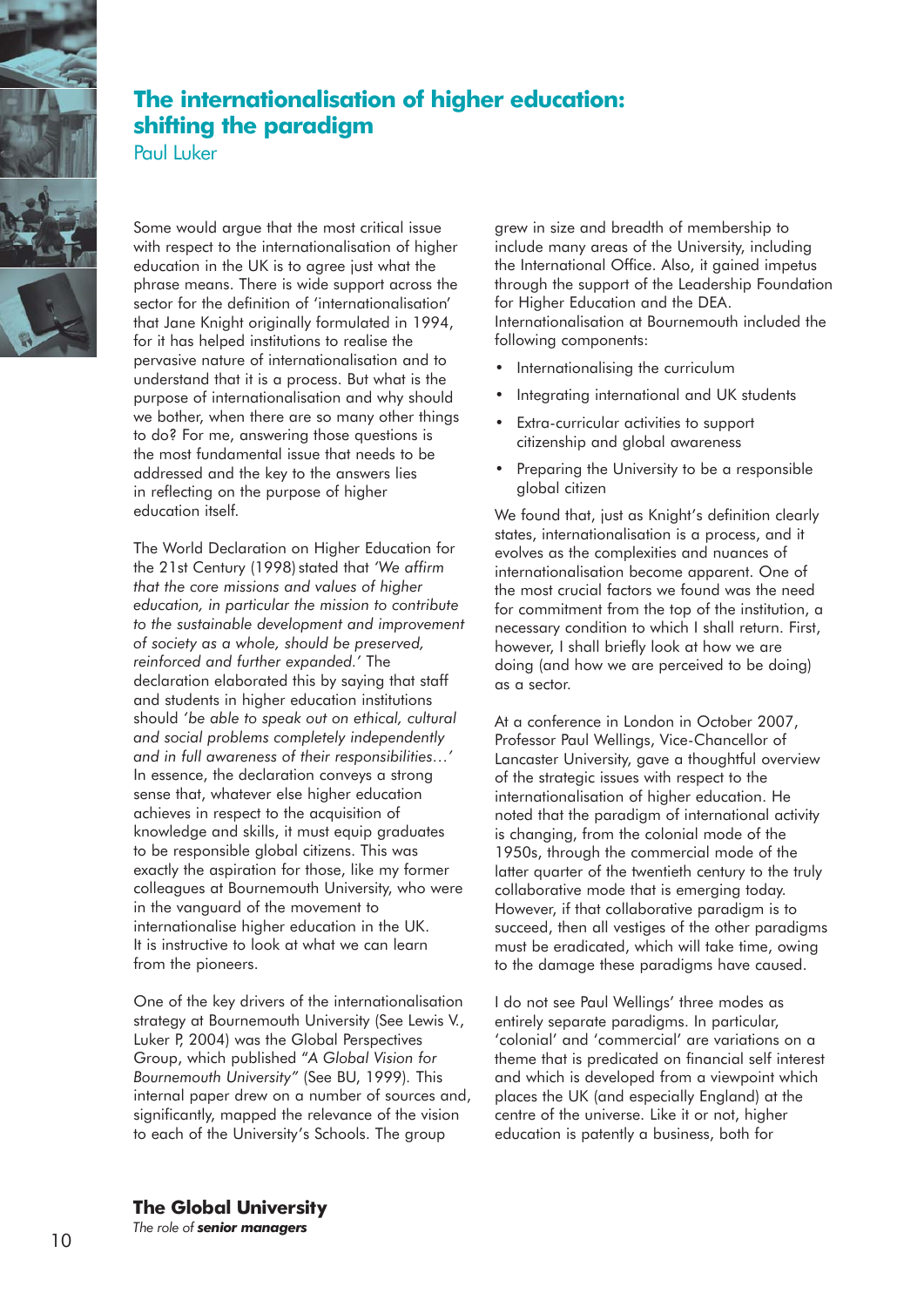# The internationalisation of higher education: shifting the paradigm

Paul Luker

Some would argue that the most critical issue with respect to the internationalisation of higher education in the UK is to agree just what the phrase means. There is wide support across the sector for the definition of 'internationalisation' that Jane Knight originally formulated in 1994, for it has helped institutions to realise the pervasive nature of internationalisation and to understand that it is a process. But what is the purpose of internationalisation and why should we bother, when there are so many other things to do? For me, answering those questions is the most fundamental issue that needs to be addressed and the key to the answers lies in reflecting on the purpose of higher education itself.

The World Declaration on Higher Education for the 21st Century (1998) stated that *'We affirm that the core missions and values of higher education, in particular the mission to contribute to the sustainable development and improvement of society as a whole, should be preserved, reinforced and further expanded.'* The declaration elaborated this by saying that staff and students in higher education institutions should *'be able to speak out on ethical, cultural and social problems completely independently and in full awareness of their responsibilities…'* In essence, the declaration conveys a strong sense that, whatever else higher education achieves in respect to the acquisition of knowledge and skills, it must equip graduates to be responsible global citizens. This was exactly the aspiration for those, like my former colleagues at Bournemouth University, who were in the vanguard of the movement to internationalise higher education in the UK. It is instructive to look at what we can learn from the pioneers.

One of the key drivers of the internationalisation strategy at Bournemouth University (See Lewis V., Luker P, 2004) was the Global Perspectives Group, which published *"A Global Vision for Bournemouth University"* (See BU, 1999). This internal paper drew on a number of sources and, significantly, mapped the relevance of the vision to each of the University's Schools. The group grew in size and breadth of membership to include many areas of the University, including the International Office. Also, it gained impetus through the support of the Leadership Foundation for Higher Education and the DEA. Internationalisation at Bournemouth included the following components:

- Internationalising the curriculum
- Integrating international and UK students
- Extra-curricular activities to support citizenship and global awareness
- Preparing the University to be a responsible global citizen

We found that, just as Knight's definition clearly states, internationalisation is a process, and it evolves as the complexities and nuances of internationalisation become apparent. One of the most crucial factors we found was the need for commitment from the top of the institution, a necessary condition to which I shall return. First, however, I shall briefly look at how we are doing (and how we are perceived to be doing) as a sector.

At a conference in London in October 2007, Professor Paul Wellings, Vice-Chancellor of Lancaster University, gave a thoughtful overview of the strategic issues with respect to the internationalisation of higher education. He noted that the paradigm of international activity is changing, from the colonial mode of the 1950s, through the commercial mode of the latter quarter of the twentieth century to the truly collaborative mode that is emerging today. However, if that collaborative paradigm is to succeed, then all vestiges of the other paradigms must be eradicated, which will take time, owing to the damage these paradigms have caused.

I do not see Paul Wellings' three modes as entirely separate paradigms. In particular, 'colonial' and 'commercial' are variations on a theme that is predicated on financial self interest and which is developed from a viewpoint which places the UK (and especially England) at the centre of the universe. Like it or not, higher education is patently a business, both for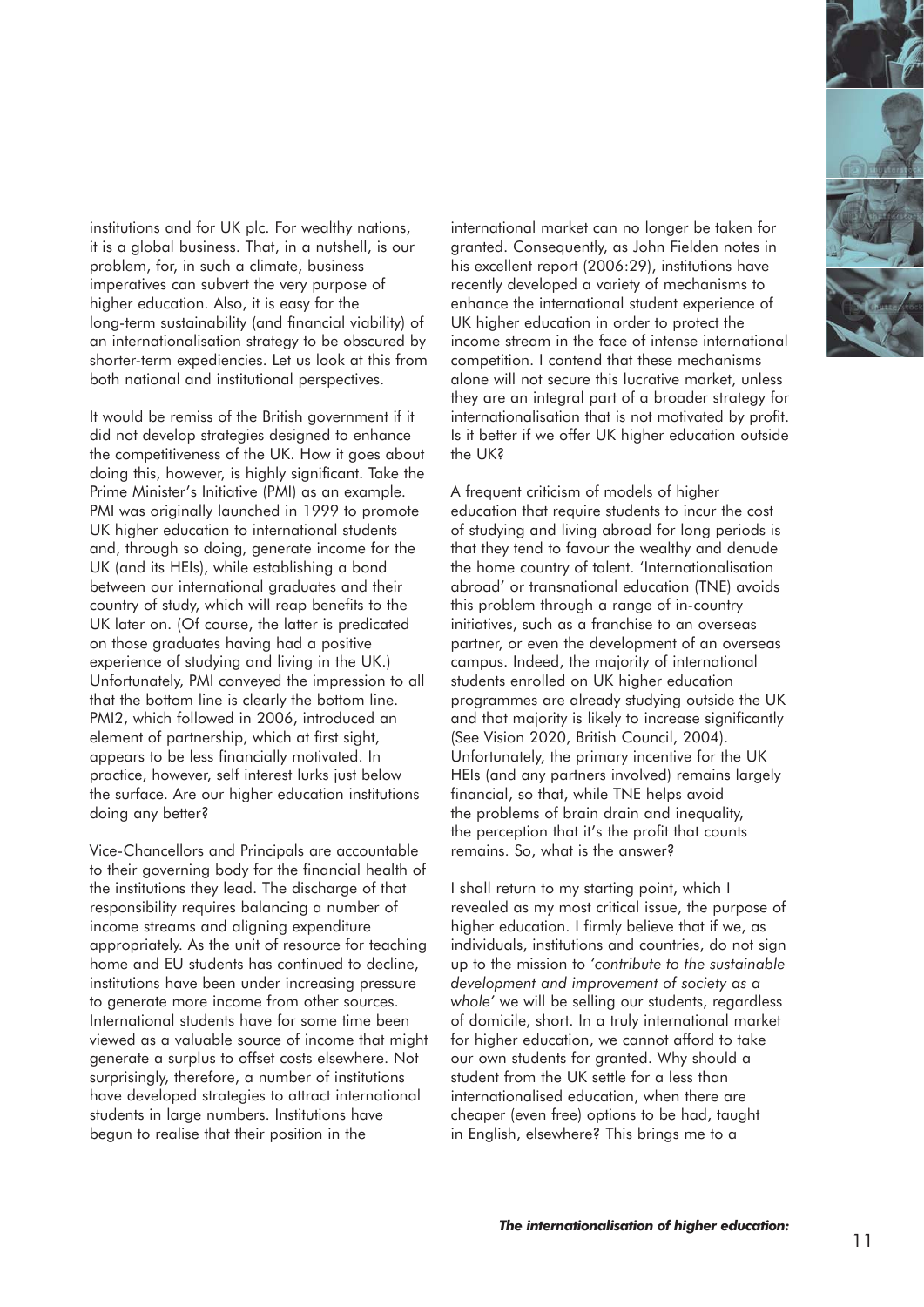institutions and for UK plc. For wealthy nations, it is a global business. That, in a nutshell, is our problem, for, in such a climate, business imperatives can subvert the very purpose of higher education. Also, it is easy for the long-term sustainability (and financial viability) of an internationalisation strategy to be obscured by shorter-term expediencies. Let us look at this from both national and institutional perspectives.

It would be remiss of the British government if it did not develop strategies designed to enhance the competitiveness of the UK. How it goes about doing this, however, is highly significant. Take the Prime Minister's Initiative (PMI) as an example. PMI was originally launched in 1999 to promote UK higher education to international students and, through so doing, generate income for the UK (and its HEIs), while establishing a bond between our international graduates and their country of study, which will reap benefits to the UK later on. (Of course, the latter is predicated on those graduates having had a positive experience of studying and living in the UK.) Unfortunately, PMI conveyed the impression to all that the bottom line is clearly the bottom line. PMI2, which followed in 2006, introduced an element of partnership, which at first sight, appears to be less financially motivated. In practice, however, self interest lurks just below the surface. Are our higher education institutions doing any better?

Vice-Chancellors and Principals are accountable to their governing body for the financial health of the institutions they lead. The discharge of that responsibility requires balancing a number of income streams and aligning expenditure appropriately. As the unit of resource for teaching home and EU students has continued to decline, institutions have been under increasing pressure to generate more income from other sources. International students have for some time been viewed as a valuable source of income that might generate a surplus to offset costs elsewhere. Not surprisingly, therefore, a number of institutions have developed strategies to attract international students in large numbers. Institutions have begun to realise that their position in the international market can no longer be taken for granted. Consequently, as John Fielden notes in his excellent report (2006:29), institutions have recently developed a variety of mechanisms to enhance the international student experience of UK higher education in order to protect the income stream in the face of intense international competition. I contend that these mechanisms alone will not secure this lucrative market, unless they are an integral part of a broader strategy for internationalisation that is not motivated by profit. Is it better if we offer UK higher education outside the UK?

A frequent criticism of models of higher education that require students to incur the cost of studying and living abroad for long periods is that they tend to favour the wealthy and denude the home country of talent. 'Internationalisation abroad' or transnational education (TNE) avoids this problem through a range of in-country initiatives, such as a franchise to an overseas partner, or even the development of an overseas campus. Indeed, the majority of international students enrolled on UK higher education programmes are already studying outside the UK and that majority is likely to increase significantly (See Vision 2020, British Council, 2004). Unfortunately, the primary incentive for the UK HEIs (and any partners involved) remains largely financial, so that, while TNE helps avoid the problems of brain drain and inequality, the perception that it's the profit that counts remains. So, what is the answer?

I shall return to my starting point, which I revealed as my most critical issue, the purpose of higher education. I firmly believe that if we, as individuals, institutions and countries, do not sign up to the mission to *'contribute to the sustainable development and improvement of society as a whole'* we will be selling our students, regardless of domicile, short. In a truly international market for higher education, we cannot afford to take our own students for granted. Why should a student from the UK settle for a less than internationalised education, when there are cheaper (even free) options to be had, taught in English, elsewhere? This brings me to a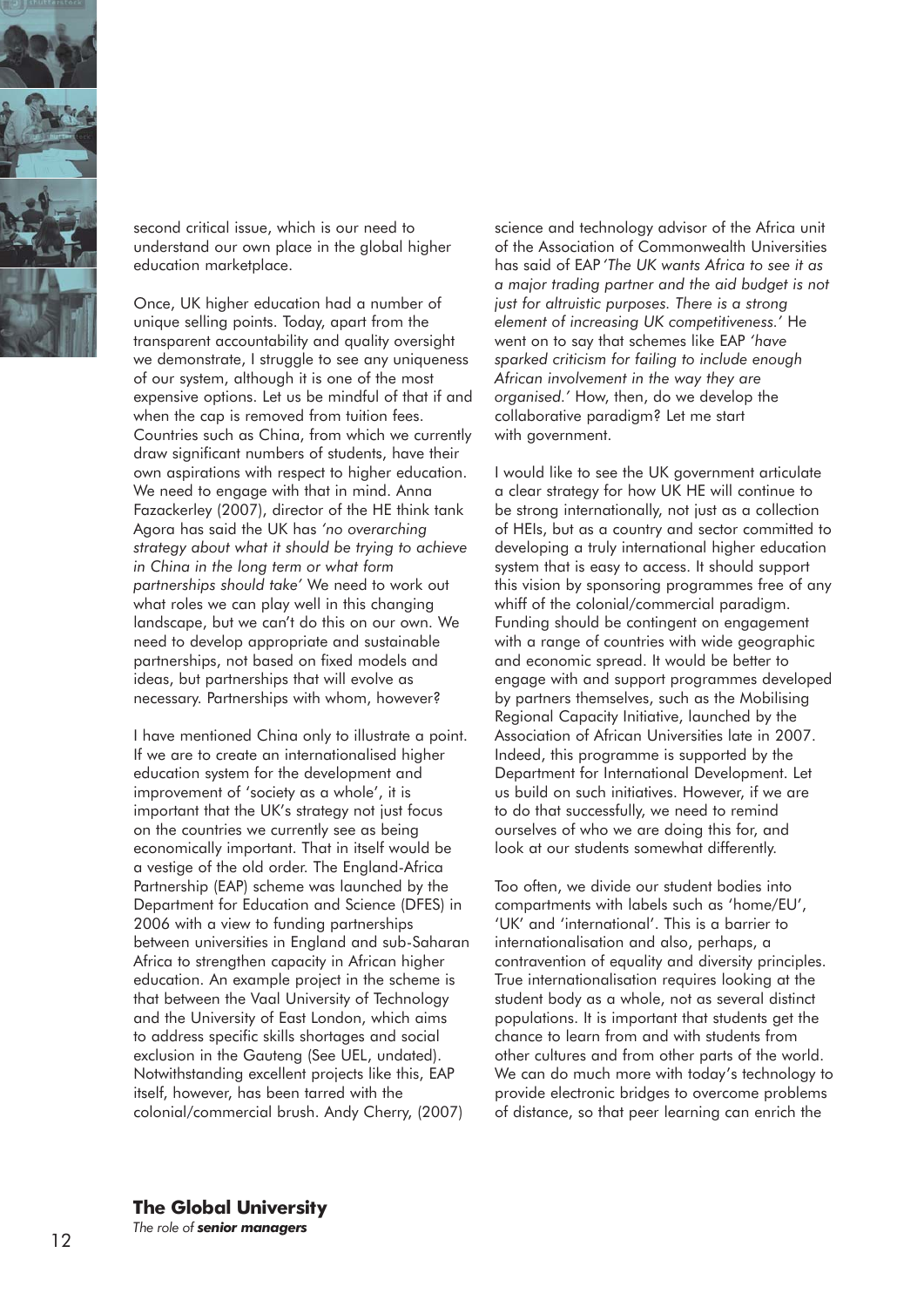second critical issue, which is our need to understand our own place in the global higher education marketplace.

Once, UK higher education had a number of unique selling points. Today, apart from the transparent accountability and quality oversight we demonstrate, I struggle to see any uniqueness of our system, although it is one of the most expensive options. Let us be mindful of that if and when the cap is removed from tuition fees. Countries such as China, from which we currently draw significant numbers of students, have their own aspirations with respect to higher education. We need to engage with that in mind. Anna Fazackerley (2007), director of the HE think tank Agora has said the UK has *'no overarching strategy about what it should be trying to achieve in China in the long term or what form partnerships should take'* We need to work out what roles we can play well in this changing landscape, but we can't do this on our own. We need to develop appropriate and sustainable partnerships, not based on fixed models and ideas, but partnerships that will evolve as necessary. Partnerships with whom, however?

I have mentioned China only to illustrate a point. If we are to create an internationalised higher education system for the development and improvement of 'society as a whole', it is important that the UK's strategy not just focus on the countries we currently see as being economically important. That in itself would be a vestige of the old order. The England-Africa Partnership (EAP) scheme was launched by the Department for Education and Science (DFES) in 2006 with a view to funding partnerships between universities in England and sub-Saharan Africa to strengthen capacity in African higher education. An example project in the scheme is that between the Vaal University of Technology and the University of East London, which aims to address specific skills shortages and social exclusion in the Gauteng (See UEL, undated). Notwithstanding excellent projects like this, EAP itself, however, has been tarred with the colonial/commercial brush. Andy Cherry, (2007) science and technology advisor of the Africa unit of the Association of Commonwealth Universities has said of EAP *'The UK wants Africa to see it as a major trading partner and the aid budget is not just for altruistic purposes. There is a strong element of increasing UK competitiveness.'* He went on to say that schemes like EAP *'have sparked criticism for failing to include enough African involvement in the way they are organised.'* How, then, do we develop the collaborative paradigm? Let me start with government.

I would like to see the UK government articulate a clear strategy for how UK HE will continue to be strong internationally, not just as a collection of HEIs, but as a country and sector committed to developing a truly international higher education system that is easy to access. It should support this vision by sponsoring programmes free of any whiff of the colonial/commercial paradigm. Funding should be contingent on engagement with a range of countries with wide geographic and economic spread. It would be better to engage with and support programmes developed by partners themselves, such as the Mobilising Regional Capacity Initiative, launched by the Association of African Universities late in 2007. Indeed, this programme is supported by the Department for International Development. Let us build on such initiatives. However, if we are to do that successfully, we need to remind ourselves of who we are doing this for, and look at our students somewhat differently.

Too often, we divide our student bodies into compartments with labels such as 'home/EU', 'UK' and 'international'. This is a barrier to internationalisation and also, perhaps, a contravention of equality and diversity principles. True internationalisation requires looking at the student body as a whole, not as several distinct populations. It is important that students get the chance to learn from and with students from other cultures and from other parts of the world. We can do much more with today's technology to provide electronic bridges to overcome problems of distance, so that peer learning can enrich the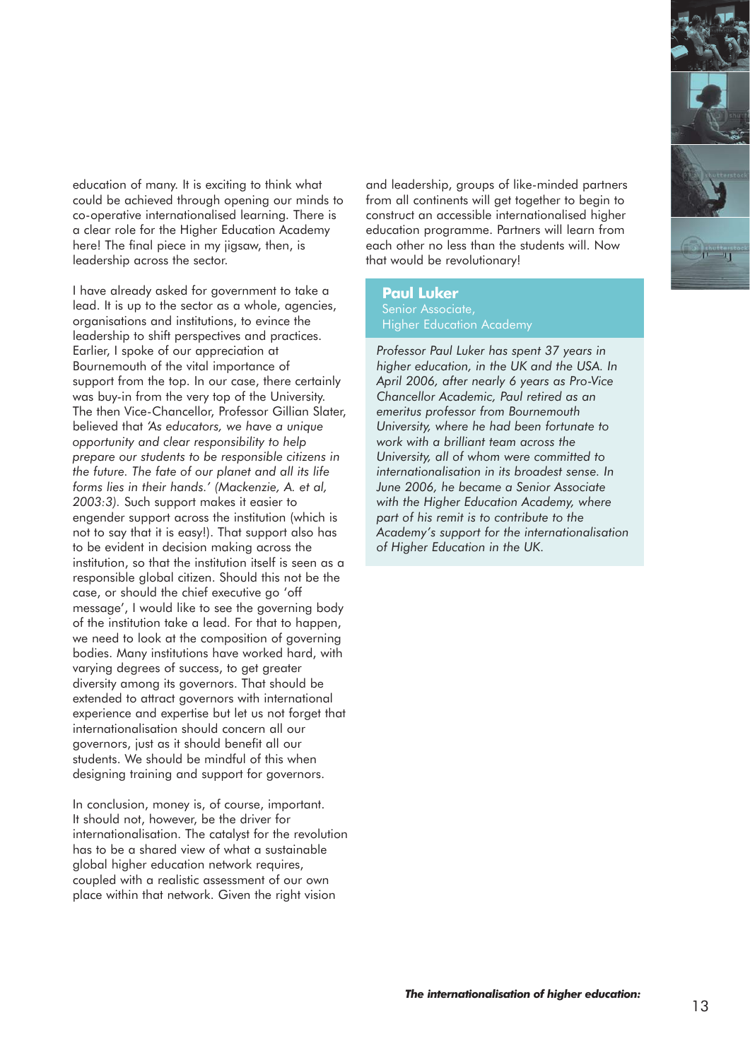education of many. It is exciting to think what could be achieved through opening our minds to co-operative internationalised learning. There is a clear role for the Higher Education Academy here! The final piece in my jigsaw, then, is leadership across the sector.

I have already asked for government to take a lead. It is up to the sector as a whole, agencies, organisations and institutions, to evince the leadership to shift perspectives and practices. Earlier, I spoke of our appreciation at Bournemouth of the vital importance of support from the top. In our case, there certainly was buy-in from the very top of the University. The then Vice-Chancellor, Professor Gillian Slater, believed that *'As educators, we have a unique opportunity and clear responsibility to help prepare our students to be responsible citizens in the future. The fate of our planet and all its life forms lies in their hands.' (Mackenzie, A. et al, 2003:3).* Such support makes it easier to engender support across the institution (which is not to say that it is easy!). That support also has to be evident in decision making across the institution, so that the institution itself is seen as a responsible global citizen. Should this not be the case, or should the chief executive go 'off message', I would like to see the governing body of the institution take a lead. For that to happen, we need to look at the composition of governing bodies. Many institutions have worked hard, with varying degrees of success, to get greater diversity among its governors. That should be extended to attract governors with international experience and expertise but let us not forget that internationalisation should concern all our governors, just as it should benefit all our students. We should be mindful of this when designing training and support for governors.

In conclusion, money is, of course, important. It should not, however, be the driver for internationalisation. The catalyst for the revolution has to be a shared view of what a sustainable global higher education network requires, coupled with a realistic assessment of our own place within that network. Given the right vision and leadership, groups of like-minded partners from all continents will get together to begin to construct an accessible internationalised higher education programme. Partners will learn from each other no less than the students will. Now that would be revolutionary!

**Paul Luker**
Senior Associate,
Higher Education Academy

*Professor Paul Luker has spent 37 years in higher education, in the UK and the USA. In April 2006, after nearly 6 years as Pro-Vice Chancellor Academic, Paul retired as an emeritus professor from Bournemouth University, where he had been fortunate to work with a brilliant team across the University, all of whom were committed to internationalisation in its broadest sense. In June 2006, he became a Senior Associate with the Higher Education Academy, where part of his remit is to contribute to the Academy's support for the internationalisation of Higher Education in the UK.*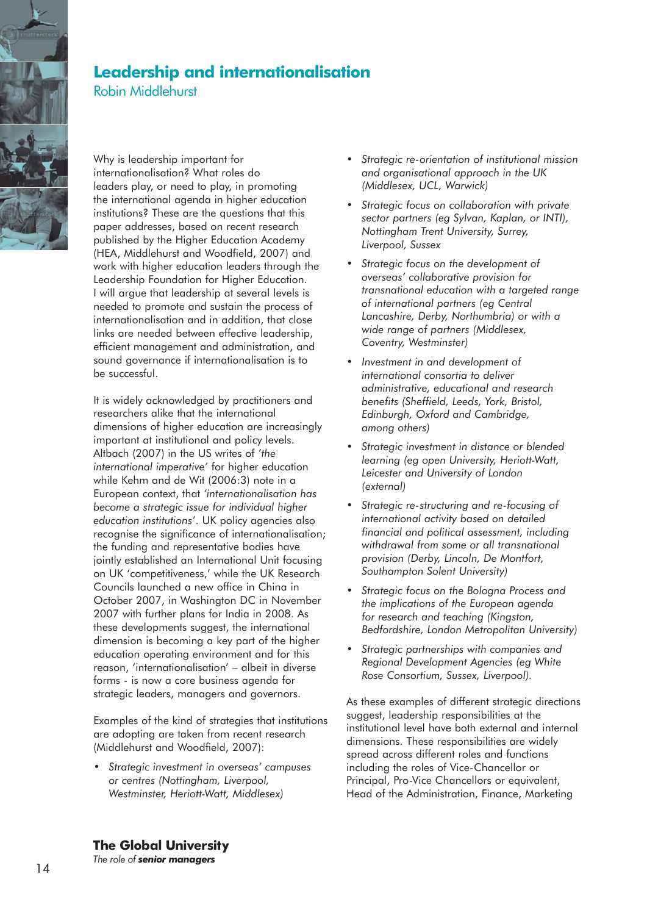# Leadership and internationalisation

Robin Middlehurst

Why is leadership important for internationalisation? What roles do leaders play, or need to play, in promoting the international agenda in higher education institutions? These are the questions that this paper addresses, based on recent research published by the Higher Education Academy (HEA, Middlehurst and Woodfield, 2007) and work with higher education leaders through the Leadership Foundation for Higher Education. I will argue that leadership at several levels is needed to promote and sustain the process of internationalisation and in addition, that close links are needed between effective leadership, efficient management and administration, and sound governance if internationalisation is to be successful.

It is widely acknowledged by practitioners and researchers alike that the international dimensions of higher education are increasingly important at institutional and policy levels. Altbach (2007) in the US writes of *'the international imperative'* for higher education while Kehm and de Wit (2006:3) note in a European context, that *'internationalisation has become a strategic issue for individual higher education institutions'*. UK policy agencies also recognise the significance of internationalisation; the funding and representative bodies have jointly established an International Unit focusing on UK 'competitiveness,' while the UK Research Councils launched a new office in China in October 2007, in Washington DC in November 2007 with further plans for India in 2008. As these developments suggest, the international dimension is becoming a key part of the higher education operating environment and for this reason, 'internationalisation' – albeit in diverse forms - is now a core business agenda for strategic leaders, managers and governors.

Examples of the kind of strategies that institutions are adopting are taken from recent research (Middlehurst and Woodfield, 2007):

- *Strategic investment in overseas' campuses or centres (Nottingham, Liverpool, Westminster, Heriott-Watt, Middlesex)*
- *Strategic re-orientation of institutional mission and organisational approach in the UK (Middlesex, UCL, Warwick)*
- *Strategic focus on collaboration with private sector partners (eg Sylvan, Kaplan, or INTI), Nottingham Trent University, Surrey, Liverpool, Sussex*
- *Strategic focus on the development of overseas' collaborative provision for transnational education with a targeted range of international partners (eg Central Lancashire, Derby, Northumbria) or with a wide range of partners (Middlesex, Coventry, Westminster)*
- *Investment in and development of international consortia to deliver administrative, educational and research benefits (Sheffield, Leeds, York, Bristol, Edinburgh, Oxford and Cambridge, among others)*
- *Strategic investment in distance or blended learning (eg open University, Heriott-Watt, Leicester and University of London (external)*
- *Strategic re-structuring and re-focusing of international activity based on detailed financial and political assessment, including withdrawal from some or all transnational provision (Derby, Lincoln, De Montfort, Southampton Solent University)*
- *Strategic focus on the Bologna Process and the implications of the European agenda for research and teaching (Kingston, Bedfordshire, London Metropolitan University)*
- *Strategic partnerships with companies and Regional Development Agencies (eg White Rose Consortium, Sussex, Liverpool).*

As these examples of different strategic directions suggest, leadership responsibilities at the institutional level have both external and internal dimensions. These responsibilities are widely spread across different roles and functions including the roles of Vice-Chancellor or Principal, Pro-Vice Chancellors or equivalent, Head of the Administration, Finance, Marketing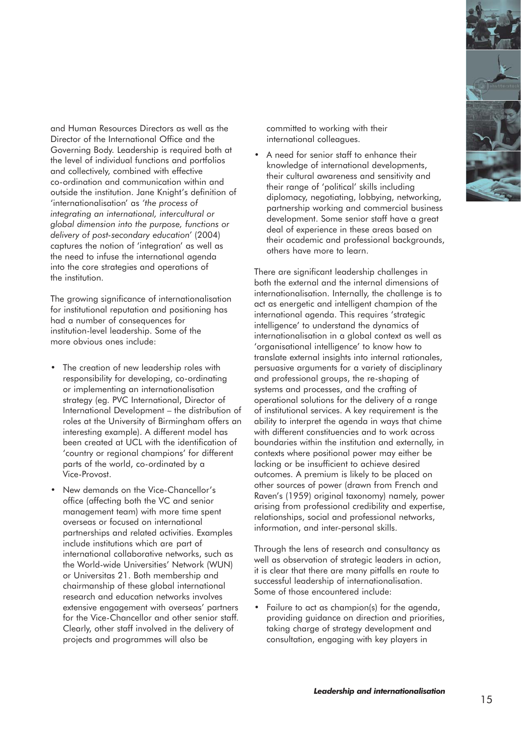and Human Resources Directors as well as the Director of the International Office and the Governing Body. Leadership is required both at the level of individual functions and portfolios and collectively, combined with effective co-ordination and communication within and outside the institution. Jane Knight's definition of 'internationalisation' as *'the process of integrating an international, intercultural or global dimension into the purpose, functions or delivery of post-secondary education'* (2004) captures the notion of 'integration' as well as the need to infuse the international agenda into the core strategies and operations of the institution.

The growing significance of internationalisation for institutional reputation and positioning has had a number of consequences for institution-level leadership. Some of the more obvious ones include:

- The creation of new leadership roles with responsibility for developing, co-ordinating or implementing an internationalisation strategy (eg. PVC International, Director of International Development – the distribution of roles at the University of Birmingham offers an interesting example). A different model has been created at UCL with the identification of 'country or regional champions' for different parts of the world, co-ordinated by a Vice-Provost.
- New demands on the Vice-Chancellor's office (affecting both the VC and senior management team) with more time spent overseas or focused on international partnerships and related activities. Examples include institutions which are part of international collaborative networks, such as the World-wide Universities' Network (WUN) or Universitas 21. Both membership and chairmanship of these global international research and education networks involves extensive engagement with overseas' partners for the Vice-Chancellor and other senior staff. Clearly, other staff involved in the delivery of projects and programmes will also be committed to working with their international colleagues.
- A need for senior staff to enhance their knowledge of international developments, their cultural awareness and sensitivity and their range of 'political' skills including diplomacy, negotiating, lobbying, networking, partnership working and commercial business development. Some senior staff have a great deal of experience in these areas based on their academic and professional backgrounds, others have more to learn.

There are significant leadership challenges in both the external and the internal dimensions of internationalisation. Internally, the challenge is to act as energetic and intelligent champion of the international agenda. This requires 'strategic intelligence' to understand the dynamics of internationalisation in a global context as well as 'organisational intelligence' to know how to translate external insights into internal rationales, persuasive arguments for a variety of disciplinary and professional groups, the re-shaping of systems and processes, and the crafting of operational solutions for the delivery of a range of institutional services. A key requirement is the ability to interpret the agenda in ways that chime with different constituencies and to work across boundaries within the institution and externally, in contexts where positional power may either be lacking or be insufficient to achieve desired outcomes. A premium is likely to be placed on other sources of power (drawn from French and Raven's (1959) original taxonomy) namely, power arising from professional credibility and expertise, relationships, social and professional networks, information, and inter-personal skills.

Through the lens of research and consultancy as well as observation of strategic leaders in action, it is clear that there are many pitfalls en route to successful leadership of internationalisation. Some of those encountered include:

- Failure to act as champion(s) for the agenda, providing guidance on direction and priorities, taking charge of strategy development and consultation, engaging with key players in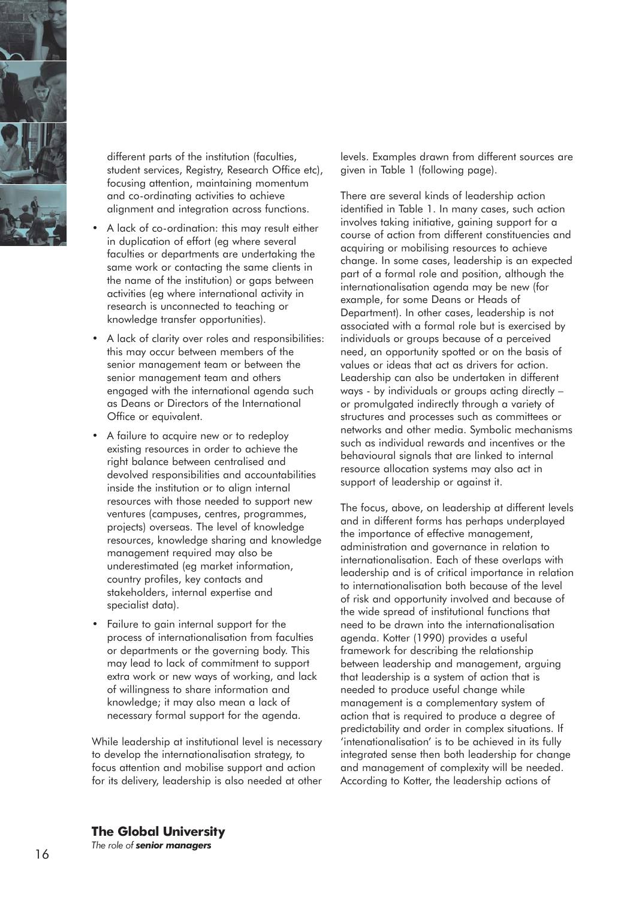different parts of the institution (faculties, student services, Registry, Research Office etc), focusing attention, maintaining momentum and co-ordinating activities to achieve alignment and integration across functions.

- A lack of co-ordination: this may result either in duplication of effort (eg where several faculties or departments are undertaking the same work or contacting the same clients in the name of the institution) or gaps between activities (eg where international activity in research is unconnected to teaching or knowledge transfer opportunities).
- A lack of clarity over roles and responsibilities: this may occur between members of the senior management team or between the senior management team and others engaged with the international agenda such as Deans or Directors of the International Office or equivalent.
- A failure to acquire new or to redeploy existing resources in order to achieve the right balance between centralised and devolved responsibilities and accountabilities inside the institution or to align internal resources with those needed to support new ventures (campuses, centres, programmes, projects) overseas. The level of knowledge resources, knowledge sharing and knowledge management required may also be underestimated (eg market information, country profiles, key contacts and stakeholders, internal expertise and specialist data).
- Failure to gain internal support for the process of internationalisation from faculties or departments or the governing body. This may lead to lack of commitment to support extra work or new ways of working, and lack of willingness to share information and knowledge; it may also mean a lack of necessary formal support for the agenda.

While leadership at institutional level is necessary to develop the internationalisation strategy, to focus attention and mobilise support and action for its delivery, leadership is also needed at other levels. Examples drawn from different sources are given in Table 1 (following page).

There are several kinds of leadership action identified in Table 1. In many cases, such action involves taking initiative, gaining support for a course of action from different constituencies and acquiring or mobilising resources to achieve change. In some cases, leadership is an expected part of a formal role and position, although the internationalisation agenda may be new (for example, for some Deans or Heads of Department). In other cases, leadership is not associated with a formal role but is exercised by individuals or groups because of a perceived need, an opportunity spotted or on the basis of values or ideas that act as drivers for action. Leadership can also be undertaken in different ways - by individuals or groups acting directly – or promulgated indirectly through a variety of structures and processes such as committees or networks and other media. Symbolic mechanisms such as individual rewards and incentives or the behavioural signals that are linked to internal resource allocation systems may also act in support of leadership or against it.

The focus, above, on leadership at different levels and in different forms has perhaps underplayed the importance of effective management, administration and governance in relation to internationalisation. Each of these overlaps with leadership and is of critical importance in relation to internationalisation both because of the level of risk and opportunity involved and because of the wide spread of institutional functions that need to be drawn into the internationalisation agenda. Kotter (1990) provides a useful framework for describing the relationship between leadership and management, arguing that leadership is a system of action that is needed to produce useful change while management is a complementary system of action that is required to produce a degree of predictability and order in complex situations. If 'intenationalisation' is to be achieved in its fully integrated sense then both leadership for change and management of complexity will be needed. According to Kotter, the leadership actions of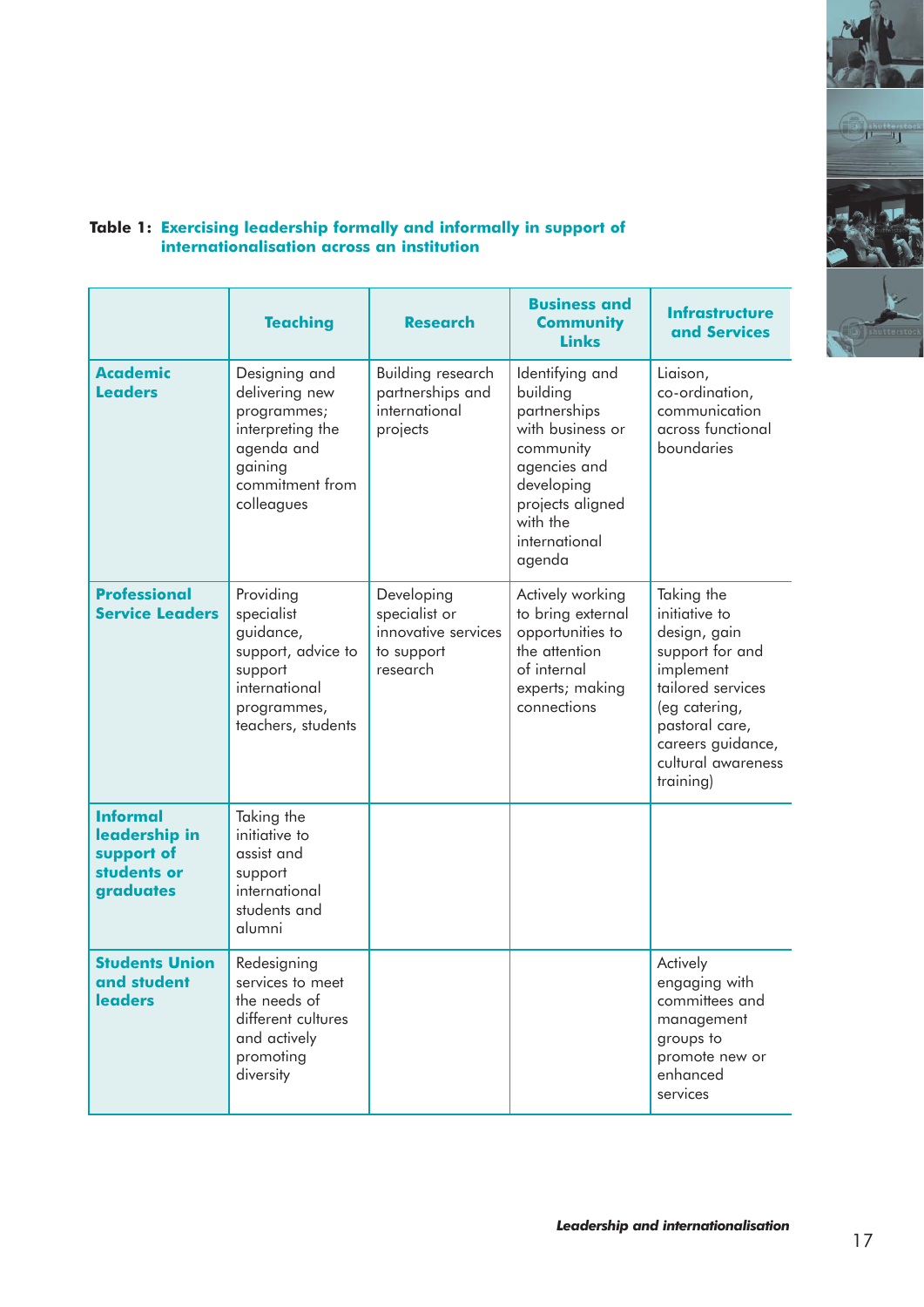**Table 1: Exercising leadership formally and informally in support of internationalisation across an institution**

| | Teaching | Research | Business and Community Links | Infrastructure and Services |
|---|---|---|---|---|
| **Academic Leaders** | Designing and delivering new programmes; interpreting the agenda and gaining commitment from colleagues | Building research partnerships and international projects | Identifying and building partnerships with business or community agencies and developing projects aligned with the international agenda | Liaison, co-ordination, communication across functional boundaries |
| **Professional Service Leaders** | Providing specialist guidance, support, advice to support international programmes, teachers, students | Developing specialist or innovative services to support research | Actively working to bring external opportunities to the attention of internal experts; making connections | Taking the initiative to design, gain support for and implement tailored services (eg catering, pastoral care, careers guidance, cultural awareness training) |
| **Informal leadership in support of students or graduates** | Taking the initiative to assist and support international students and alumni | | | |
| **Students Union and student leaders** | Redesigning services to meet the needs of different cultures and actively promoting diversity | | | Actively engaging with committees and management groups to promote new or enhanced services |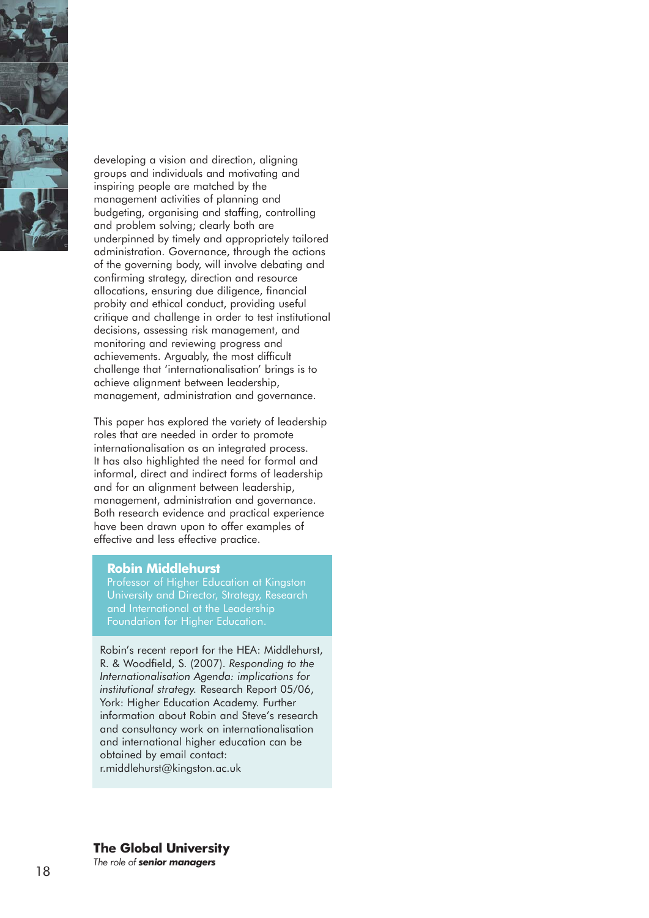developing a vision and direction, aligning groups and individuals and motivating and inspiring people are matched by the management activities of planning and budgeting, organising and staffing, controlling and problem solving; clearly both are underpinned by timely and appropriately tailored administration. Governance, through the actions of the governing body, will involve debating and confirming strategy, direction and resource allocations, ensuring due diligence, financial probity and ethical conduct, providing useful critique and challenge in order to test institutional decisions, assessing risk management, and monitoring and reviewing progress and achievements. Arguably, the most difficult challenge that 'internationalisation' brings is to achieve alignment between leadership, management, administration and governance.

This paper has explored the variety of leadership roles that are needed in order to promote internationalisation as an integrated process. It has also highlighted the need for formal and informal, direct and indirect forms of leadership and for an alignment between leadership, management, administration and governance. Both research evidence and practical experience have been drawn upon to offer examples of effective and less effective practice.

**Robin Middlehurst**
Professor of Higher Education at Kingston University and Director, Strategy, Research and International at the Leadership Foundation for Higher Education.

Robin's recent report for the HEA: Middlehurst, R. & Woodfield, S. (2007). *Responding to the Internationalisation Agenda: implications for institutional strategy.* Research Report 05/06, York: Higher Education Academy. Further information about Robin and Steve's research and consultancy work on internationalisation and international higher education can be obtained by email contact: r.middlehurst@kingston.ac.uk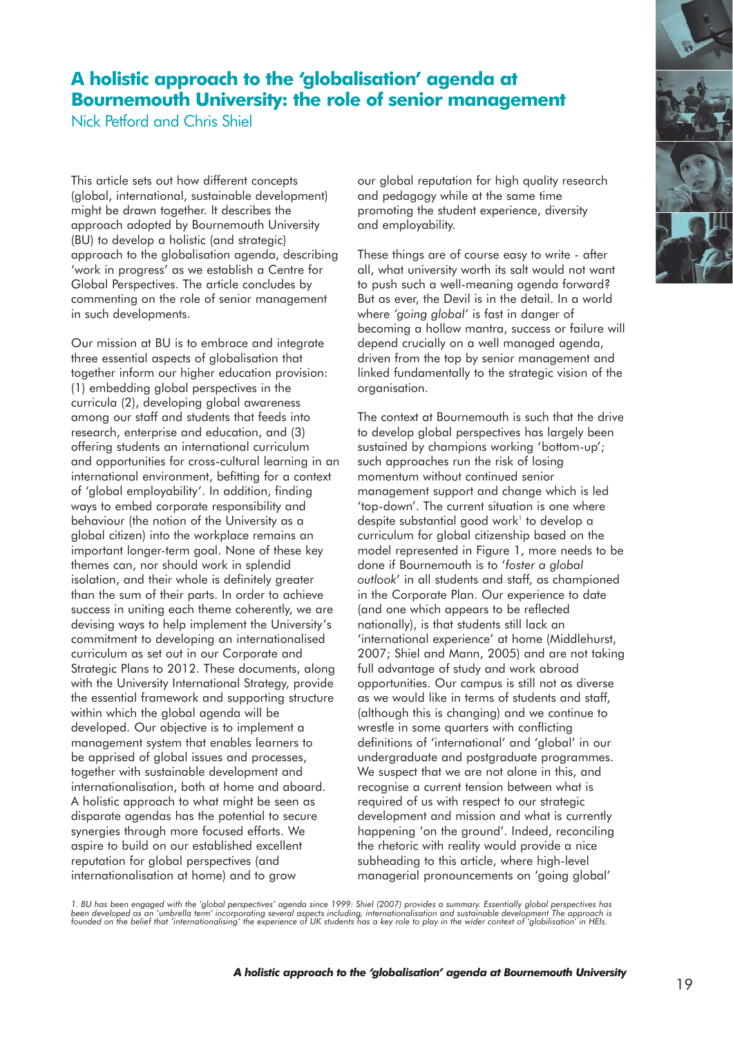# A holistic approach to the 'globalisation' agenda at Bournemouth University: the role of senior management

Nick Petford and Chris Shiel

This article sets out how different concepts (global, international, sustainable development) might be drawn together. It describes the approach adopted by Bournemouth University (BU) to develop a holistic (and strategic) approach to the globalisation agenda, describing 'work in progress' as we establish a Centre for Global Perspectives. The article concludes by commenting on the role of senior management in such developments.

Our mission at BU is to embrace and integrate three essential aspects of globalisation that together inform our higher education provision: (1) embedding global perspectives in the curricula (2), developing global awareness among our staff and students that feeds into research, enterprise and education, and (3) offering students an international curriculum and opportunities for cross-cultural learning in an international environment, befitting for a context of 'global employability'. In addition, finding ways to embed corporate responsibility and behaviour (the notion of the University as a global citizen) into the workplace remains an important longer-term goal. None of these key themes can, nor should work in splendid isolation, and their whole is definitely greater than the sum of their parts. In order to achieve success in uniting each theme coherently, we are devising ways to help implement the University's commitment to developing an internationalised curriculum as set out in our Corporate and Strategic Plans to 2012. These documents, along with the University International Strategy, provide the essential framework and supporting structure within which the global agenda will be developed. Our objective is to implement a management system that enables learners to be apprised of global issues and processes, together with sustainable development and internationalisation, both at home and aboard. A holistic approach to what might be seen as disparate agendas has the potential to secure synergies through more focused efforts. We aspire to build on our established excellent reputation for global perspectives (and internationalisation at home) and to grow our global reputation for high quality research and pedagogy while at the same time promoting the student experience, diversity and employability.

These things are of course easy to write - after all, what university worth its salt would not want to push such a well-meaning agenda forward? But as ever, the Devil is in the detail. In a world where *'going global'* is fast in danger of becoming a hollow mantra, success or failure will depend crucially on a well managed agenda, driven from the top by senior management and linked fundamentally to the strategic vision of the organisation.

The context at Bournemouth is such that the drive to develop global perspectives has largely been sustained by champions working 'bottom-up'; such approaches run the risk of losing momentum without continued senior management support and change which is led 'top-down'. The current situation is one where despite substantial good work[1] to develop a curriculum for global citizenship based on the model represented in Figure 1, more needs to be done if Bournemouth is to *'foster a global outlook'* in all students and staff, as championed in the Corporate Plan. Our experience to date (and one which appears to be reflected nationally), is that students still lack an 'international experience' at home (Middlehurst, 2007; Shiel and Mann, 2005) and are not taking full advantage of study and work abroad opportunities. Our campus is still not as diverse as we would like in terms of students and staff, (although this is changing) and we continue to wrestle in some quarters with conflicting definitions of 'international' and 'global' in our undergraduate and postgraduate programmes. We suspect that we are not alone in this, and recognise a current tension between what is required of us with respect to our strategic development and mission and what is currently happening 'on the ground'. Indeed, reconciling the rhetoric with reality would provide a nice subheading to this article, where high-level managerial pronouncements on 'going global'

*1. BU has been engaged with the 'global perspectives' agenda since 1999: Shiel (2007) provides a summary. Essentially global perspectives has been developed as an 'umbrella term' incorporating several aspects including, internationalisation and sustainable development The approach is founded on the belief that 'internationalising' the experience of UK students has a key role to play in the wider context of 'globilisation' in HEIs.*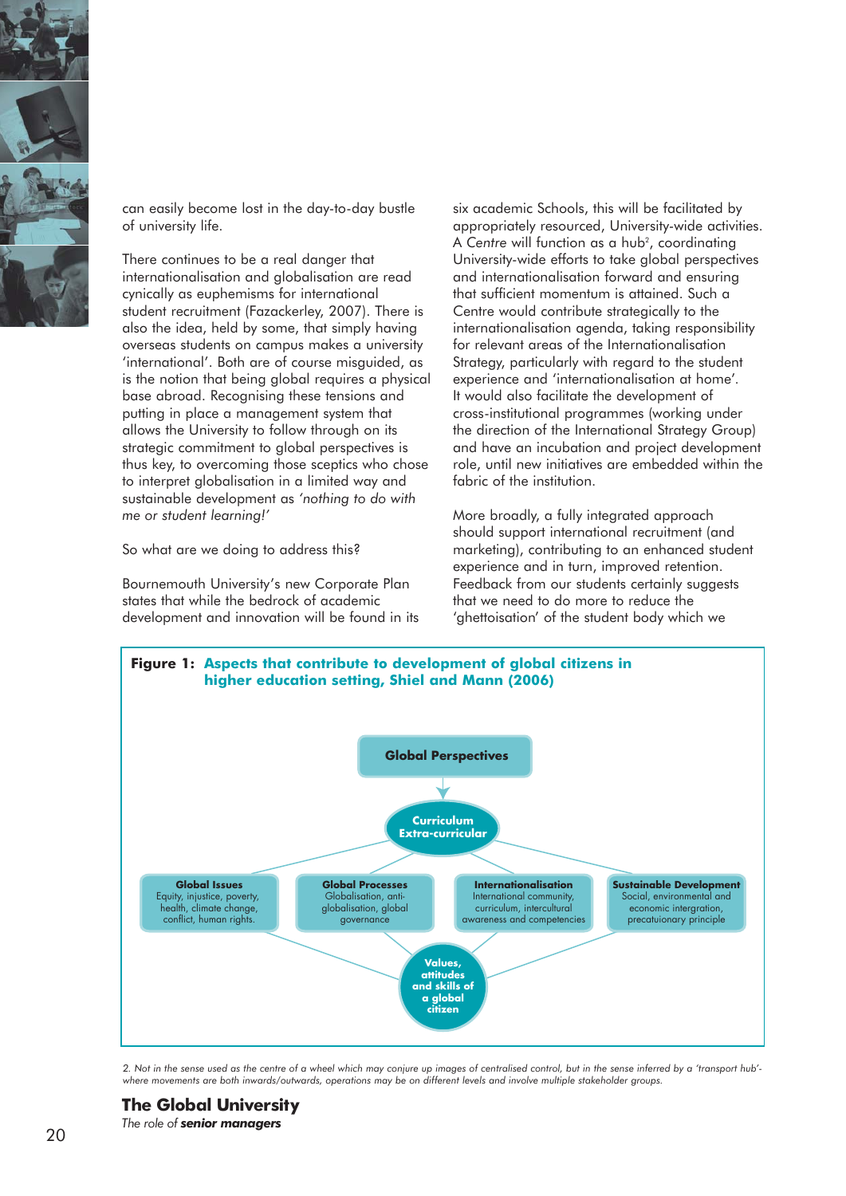can easily become lost in the day-to-day bustle of university life.

There continues to be a real danger that internationalisation and globalisation are read cynically as euphemisms for international student recruitment (Fazackerley, 2007). There is also the idea, held by some, that simply having overseas students on campus makes a university 'international'. Both are of course misguided, as is the notion that being global requires a physical base abroad. Recognising these tensions and putting in place a management system that allows the University to follow through on its strategic commitment to global perspectives is thus key, to overcoming those sceptics who chose to interpret globalisation in a limited way and sustainable development as *'nothing to do with me or student learning!'*

So what are we doing to address this?

Bournemouth University's new Corporate Plan states that while the bedrock of academic development and innovation will be found in its six academic Schools, this will be facilitated by appropriately resourced, University-wide activities. A *Centre* will function as a hub[2], coordinating University-wide efforts to take global perspectives and internationalisation forward and ensuring that sufficient momentum is attained. Such a Centre would contribute strategically to the internationalisation agenda, taking responsibility for relevant areas of the Internationalisation Strategy, particularly with regard to the student experience and 'internationalisation at home'. It would also facilitate the development of cross-institutional programmes (working under the direction of the International Strategy Group) and have an incubation and project development role, until new initiatives are embedded within the fabric of the institution.

More broadly, a fully integrated approach should support international recruitment (and marketing), contributing to an enhanced student experience and in turn, improved retention. Feedback from our students certainly suggests that we need to do more to reduce the 'ghettoisation' of the student body which we

**Figure 1: Aspects that contribute to development of global citizens in higher education setting, Shiel and Mann (2006)**

**Global Perspectives**

**Curriculum Extra-curricular**

**Global Issues** Equity, injustice, poverty, health, climate change, conflict, human rights.

**Global Processes** Globalisation, anti-globalisation, global governance

**Internationalisation** International community, international curriculum, intercultural awareness and competencies

**Sustainable Development** Social, environmental and economic intergration, precatuionary principle

**Values, attitudes and skills of a global citizen**

2. Not in the sense used as the centre of a wheel which may conjure up images of centralised control, but in the sense inferred by a 'transport hub'- where movements are both inwards/outwards, operations may be on different levels and involve multiple stakeholder groups.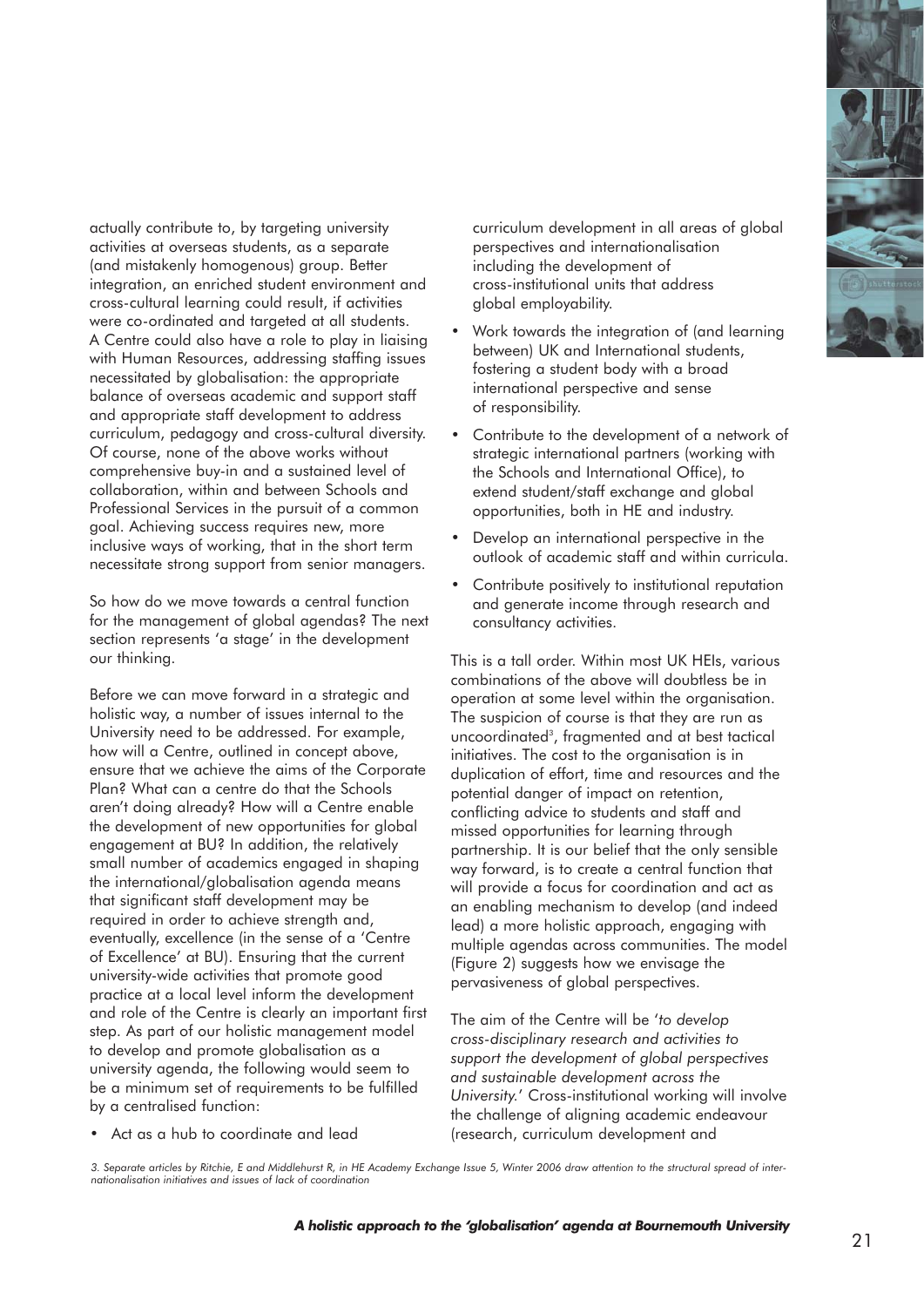actually contribute to, by targeting university activities at overseas students, as a separate (and mistakenly homogenous) group. Better integration, an enriched student environment and cross-cultural learning could result, if activities were co-ordinated and targeted at all students. A Centre could also have a role to play in liaising with Human Resources, addressing staffing issues necessitated by globalisation: the appropriate balance of overseas academic and support staff and appropriate staff development to address curriculum, pedagogy and cross-cultural diversity. Of course, none of the above works without comprehensive buy-in and a sustained level of collaboration, within and between Schools and Professional Services in the pursuit of a common goal. Achieving success requires new, more inclusive ways of working, that in the short term necessitate strong support from senior managers.

So how do we move towards a central function for the management of global agendas? The next section represents 'a stage' in the development our thinking.

Before we can move forward in a strategic and holistic way, a number of issues internal to the University need to be addressed. For example, how will a Centre, outlined in concept above, ensure that we achieve the aims of the Corporate Plan? What can a centre do that the Schools aren't doing already? How will a Centre enable the development of new opportunities for global engagement at BU? In addition, the relatively small number of academics engaged in shaping the international/globalisation agenda means that significant staff development may be required in order to achieve strength and, eventually, excellence (in the sense of a 'Centre of Excellence' at BU). Ensuring that the current university-wide activities that promote good practice at a local level inform the development and role of the Centre is clearly an important first step. As part of our holistic management model to develop and promote globalisation as a university agenda, the following would seem to be a minimum set of requirements to be fulfilled by a centralised function:

- Act as a hub to coordinate and lead curriculum development in all areas of global perspectives and internationalisation including the development of cross-institutional units that address global employability.
- Work towards the integration of (and learning between) UK and International students, fostering a student body with a broad international perspective and sense of responsibility.
- Contribute to the development of a network of strategic international partners (working with the Schools and International Office), to extend student/staff exchange and global opportunities, both in HE and industry.
- Develop an international perspective in the outlook of academic staff and within curricula.
- Contribute positively to institutional reputation and generate income through research and consultancy activities.

This is a tall order. Within most UK HEIs, various combinations of the above will doubtless be in operation at some level within the organisation. The suspicion of course is that they are run as uncoordinated[3], fragmented and at best tactical initiatives. The cost to the organisation is in duplication of effort, time and resources and the potential danger of impact on retention, conflicting advice to students and staff and missed opportunities for learning through partnership. It is our belief that the only sensible way forward, is to create a central function that will provide a focus for coordination and act as an enabling mechanism to develop (and indeed lead) a more holistic approach, engaging with multiple agendas across communities. The model (Figure 2) suggests how we envisage the pervasiveness of global perspectives.

The aim of the Centre will be '*to develop cross-disciplinary research and activities to support the development of global perspectives and sustainable development across the University.*' Cross-institutional working will involve the challenge of aligning academic endeavour (research, curriculum development and

*3. Separate articles by Ritchie, E and Middlehurst R, in HE Academy Exchange Issue 5, Winter 2006 draw attention to the structural spread of internationalisation initiatives and issues of lack of coordination*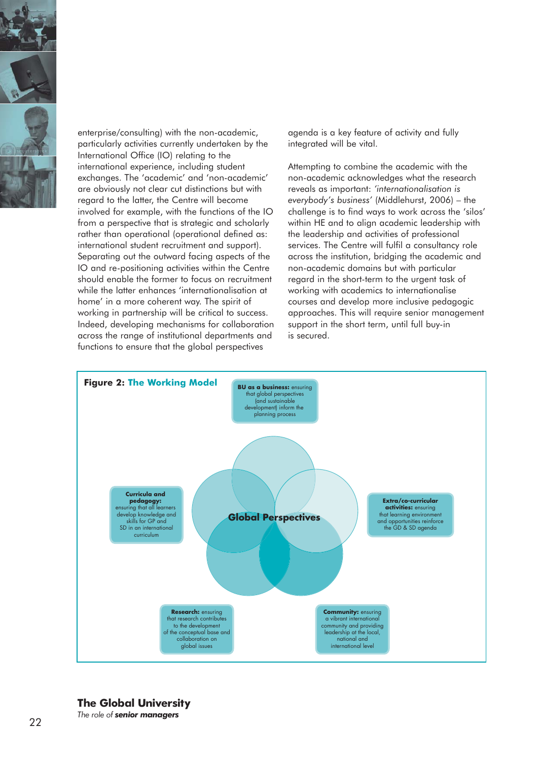enterprise/consulting) with the non-academic, particularly activities currently undertaken by the International Office (IO) relating to the international experience, including student exchanges. The 'academic' and 'non-academic' are obviously not clear cut distinctions but with regard to the latter, the Centre will become involved for example, with the functions of the IO from a perspective that is strategic and scholarly rather than operational (operational defined as: international student recruitment and support). Separating out the outward facing aspects of the IO and re-positioning activities within the Centre should enable the former to focus on recruitment while the latter enhances 'internationalisation at home' in a more coherent way. The spirit of working in partnership will be critical to success. Indeed, developing mechanisms for collaboration across the range of institutional departments and functions to ensure that the global perspectives agenda is a key feature of activity and fully integrated will be vital.

Attempting to combine the academic with the non-academic acknowledges what the research reveals as important: *'internationalisation is everybody's business'* (Middlehurst, 2006) – the challenge is to find ways to work across the 'silos' within HE and to align academic leadership with the leadership and activities of professional services. The Centre will fulfil a consultancy role across the institution, bridging the academic and non-academic domains but with particular regard in the short-term to the urgent task of working with academics to internationalise courses and develop more inclusive pedagogic approaches. This will require senior management support in the short term, until full buy-in is secured.

**Figure 2: The Working Model**

**Global Perspectives**

**BU as a business:** ensuring that global perspectives (and sustainable development) inform the planning process

**Curricula and pedagogy:** ensuring that all learners develop knowledge and skills for GP and SD in an international curriculum

**Extra/co-curricular activities:** ensuring that learning environment and opportunities reinforce the GD & SD agenda

**Research:** ensuring that research contributes to the development of the conceptual base and collaboration on global issues

**Community:** ensuring a vibrant international community and providing leadership at the local, national and international level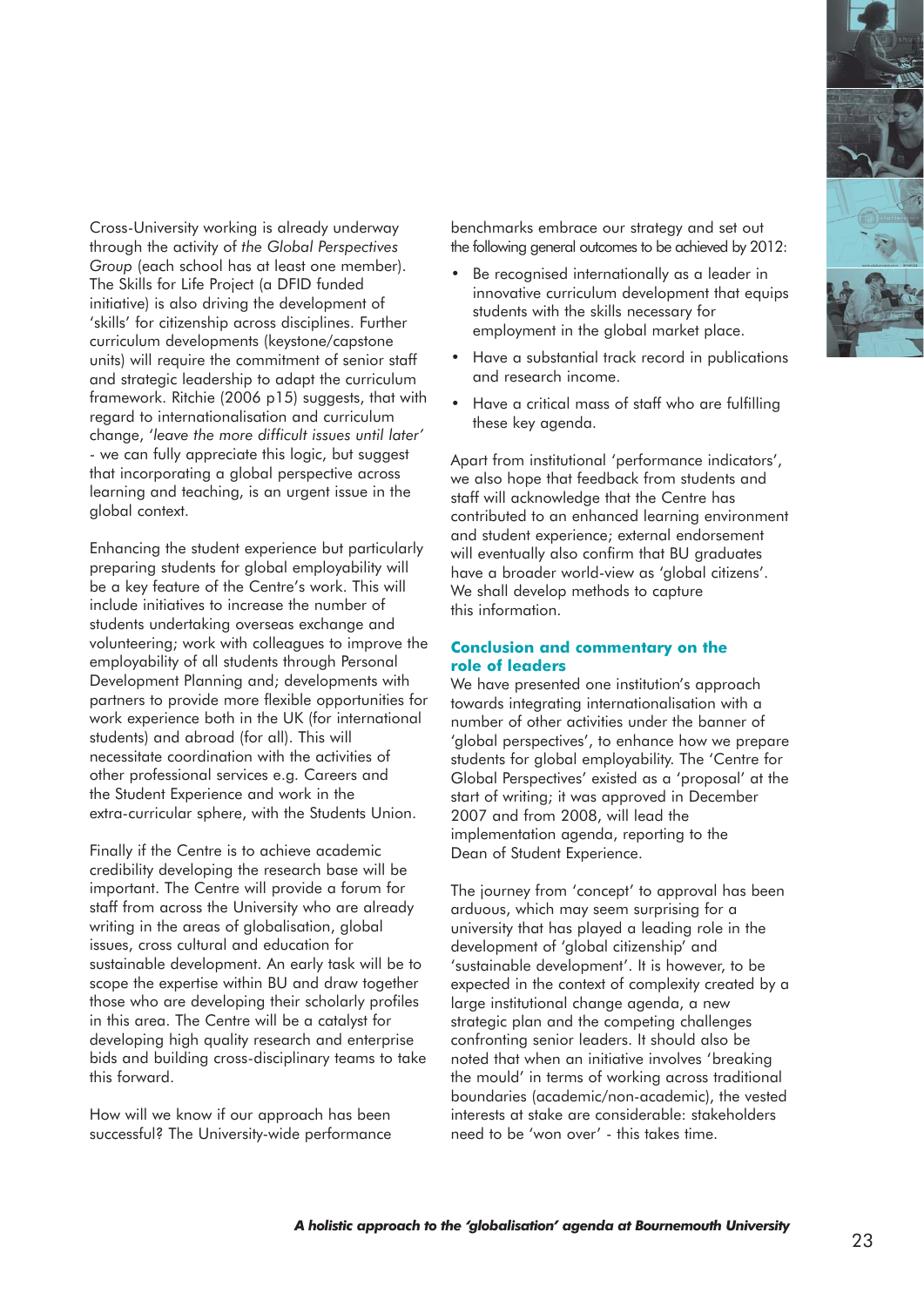Cross-University working is already underway through the activity of *the Global Perspectives Group* (each school has at least one member). The Skills for Life Project (a DFID funded initiative) is also driving the development of 'skills' for citizenship across disciplines. Further curriculum developments (keystone/capstone units) will require the commitment of senior staff and strategic leadership to adapt the curriculum framework. Ritchie (2006 p15) suggests, that with regard to internationalisation and curriculum change, *'leave the more difficult issues until later'* - we can fully appreciate this logic, but suggest that incorporating a global perspective across learning and teaching, is an urgent issue in the global context.

Enhancing the student experience but particularly preparing students for global employability will be a key feature of the Centre's work. This will include initiatives to increase the number of students undertaking overseas exchange and volunteering; work with colleagues to improve the employability of all students through Personal Development Planning and; developments with partners to provide more flexible opportunities for work experience both in the UK (for international students) and abroad (for all). This will necessitate coordination with the activities of other professional services e.g. Careers and the Student Experience and work in the extra-curricular sphere, with the Students Union.

Finally if the Centre is to achieve academic credibility developing the research base will be important. The Centre will provide a forum for staff from across the University who are already writing in the areas of globalisation, global issues, cross cultural and education for sustainable development. An early task will be to scope the expertise within BU and draw together those who are developing their scholarly profiles in this area. The Centre will be a catalyst for developing high quality research and enterprise bids and building cross-disciplinary teams to take this forward.

How will we know if our approach has been successful? The University-wide performance benchmarks embrace our strategy and set out the following general outcomes to be achieved by 2012:

- Be recognised internationally as a leader in innovative curriculum development that equips students with the skills necessary for employment in the global market place.
- Have a substantial track record in publications and research income.
- Have a critical mass of staff who are fulfilling these key agenda.

Apart from institutional 'performance indicators', we also hope that feedback from students and staff will acknowledge that the Centre has contributed to an enhanced learning environment and student experience; external endorsement will eventually also confirm that BU graduates have a broader world-view as 'global citizens'. We shall develop methods to capture this information.

## Conclusion and commentary on the role of leaders

We have presented one institution's approach towards integrating internationalisation with a number of other activities under the banner of 'global perspectives', to enhance how we prepare students for global employability. The 'Centre for Global Perspectives' existed as a 'proposal' at the start of writing; it was approved in December 2007 and from 2008, will lead the implementation agenda, reporting to the Dean of Student Experience.

The journey from 'concept' to approval has been arduous, which may seem surprising for a university that has played a leading role in the development of 'global citizenship' and 'sustainable development'. It is however, to be expected in the context of complexity created by a large institutional change agenda, a new strategic plan and the competing challenges confronting senior leaders. It should also be noted that when an initiative involves 'breaking the mould' in terms of working across traditional boundaries (academic/non-academic), the vested interests at stake are considerable: stakeholders need to be 'won over' - this takes time.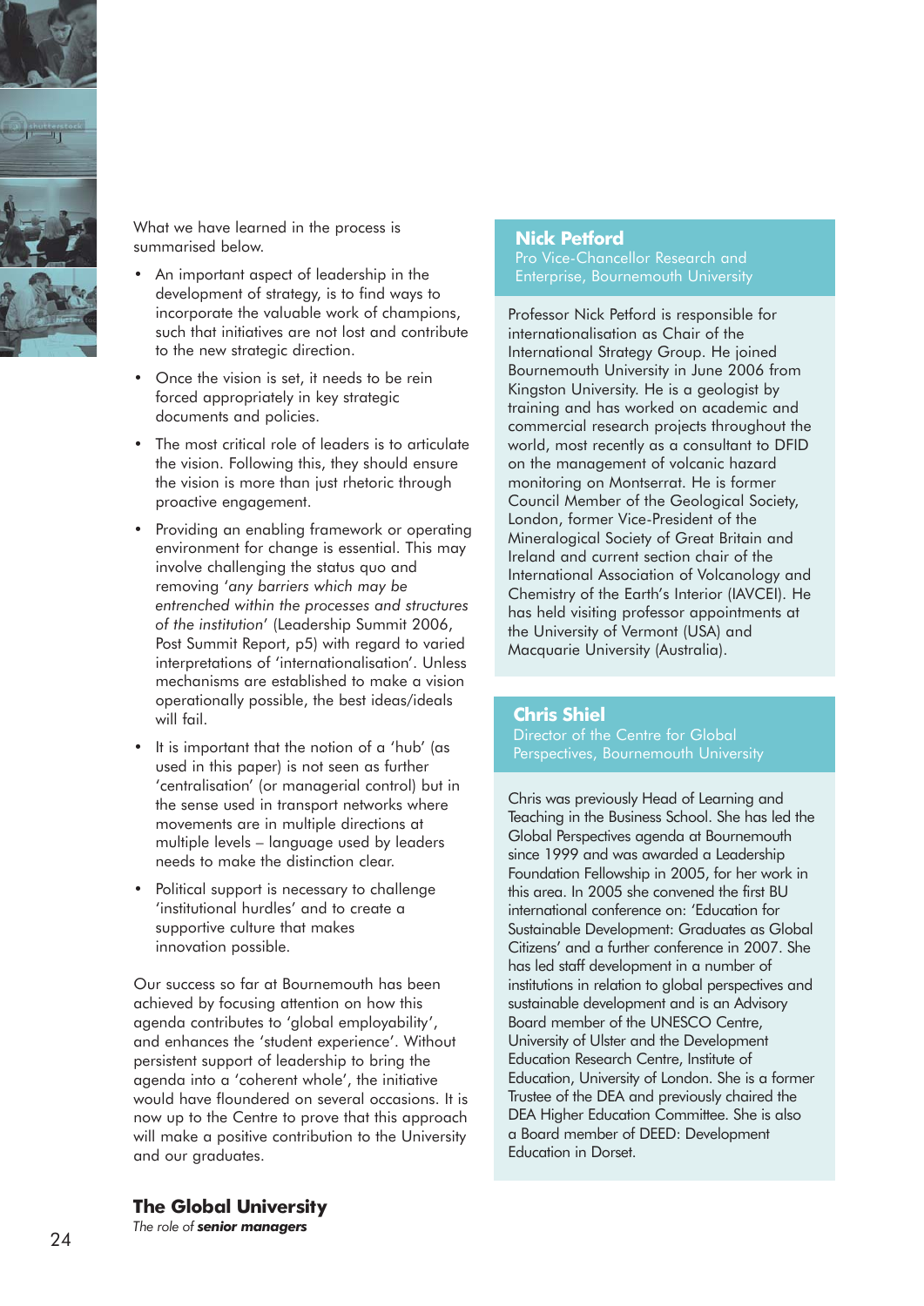What we have learned in the process is summarised below.

- An important aspect of leadership in the development of strategy, is to find ways to incorporate the valuable work of champions, such that initiatives are not lost and contribute to the new strategic direction.
- Once the vision is set, it needs to be rein forced appropriately in key strategic documents and policies.
- The most critical role of leaders is to articulate the vision. Following this, they should ensure the vision is more than just rhetoric through proactive engagement.
- Providing an enabling framework or operating environment for change is essential. This may involve challenging the status quo and removing '*any barriers which may be entrenched within the processes and structures of the institution*' (Leadership Summit 2006, Post Summit Report, p5) with regard to varied interpretations of 'internationalisation'. Unless mechanisms are established to make a vision operationally possible, the best ideas/ideals will fail.
- It is important that the notion of a 'hub' (as used in this paper) is not seen as further 'centralisation' (or managerial control) but in the sense used in transport networks where movements are in multiple directions at multiple levels – language used by leaders needs to make the distinction clear.
- Political support is necessary to challenge 'institutional hurdles' and to create a supportive culture that makes innovation possible.

Our success so far at Bournemouth has been achieved by focusing attention on how this agenda contributes to 'global employability', and enhances the 'student experience'. Without persistent support of leadership to bring the agenda into a 'coherent whole', the initiative would have floundered on several occasions. It is now up to the Centre to prove that this approach will make a positive contribution to the University and our graduates.

## Nick Petford

Pro Vice-Chancellor Research and Enterprise, Bournemouth University

Professor Nick Petford is responsible for internationalisation as Chair of the International Strategy Group. He joined Bournemouth University in June 2006 from Kingston University. He is a geologist by training and has worked on academic and commercial research projects throughout the world, most recently as a consultant to DFID on the management of volcanic hazard monitoring on Montserrat. He is former Council Member of the Geological Society, London, former Vice-President of the Mineralogical Society of Great Britain and Ireland and current section chair of the International Association of Volcanology and Chemistry of the Earth's Interior (IAVCEI). He has held visiting professor appointments at the University of Vermont (USA) and Macquarie University (Australia).

## Chris Shiel

Director of the Centre for Global Perspectives, Bournemouth University

Chris was previously Head of Learning and Teaching in the Business School. She has led the Global Perspectives agenda at Bournemouth since 1999 and was awarded a Leadership Foundation Fellowship in 2005, for her work in this area. In 2005 she convened the first BU international conference on: 'Education for Sustainable Development: Graduates as Global Citizens' and a further conference in 2007. She has led staff development in a number of institutions in relation to global perspectives and sustainable development and is an Advisory Board member of the UNESCO Centre, University of Ulster and the Development Education Research Centre, Institute of Education, University of London. She is a former Trustee of the DEA and previously chaired the DEA Higher Education Committee. She is also a Board member of DEED: Development Education in Dorset.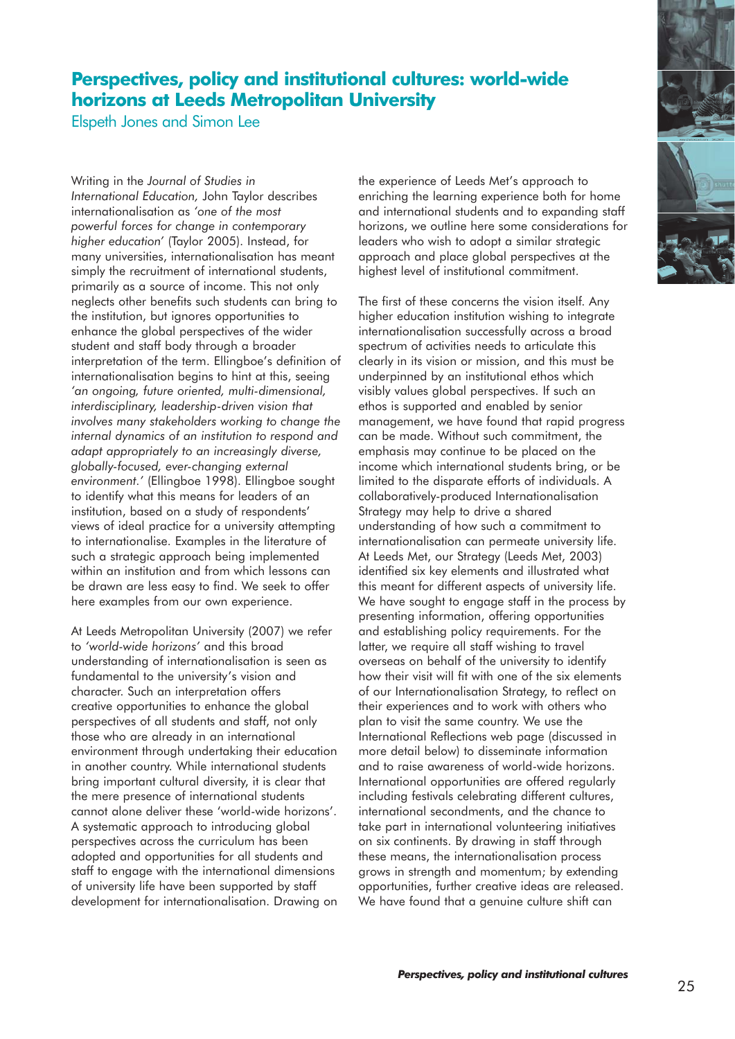# Perspectives, policy and institutional cultures: world-wide horizons at Leeds Metropolitan University

Elspeth Jones and Simon Lee

Writing in the *Journal of Studies in International Education,* John Taylor describes internationalisation as *'one of the most powerful forces for change in contemporary higher education'* (Taylor 2005). Instead, for many universities, internationalisation has meant simply the recruitment of international students, primarily as a source of income. This not only neglects other benefits such students can bring to the institution, but ignores opportunities to enhance the global perspectives of the wider student and staff body through a broader interpretation of the term. Ellingboe's definition of internationalisation begins to hint at this, seeing *'an ongoing, future oriented, multi-dimensional, interdisciplinary, leadership-driven vision that involves many stakeholders working to change the internal dynamics of an institution to respond and adapt appropriately to an increasingly diverse, globally-focused, ever-changing external environment.'* (Ellingboe 1998). Ellingboe sought to identify what this means for leaders of an institution, based on a study of respondents' views of ideal practice for a university attempting to internationalise. Examples in the literature of such a strategic approach being implemented within an institution and from which lessons can be drawn are less easy to find. We seek to offer here examples from our own experience.

At Leeds Metropolitan University (2007) we refer to *'world-wide horizons'* and this broad understanding of internationalisation is seen as fundamental to the university's vision and character. Such an interpretation offers creative opportunities to enhance the global perspectives of all students and staff, not only those who are already in an international environment through undertaking their education in another country. While international students bring important cultural diversity, it is clear that the mere presence of international students cannot alone deliver these 'world-wide horizons'. A systematic approach to introducing global perspectives across the curriculum has been adopted and opportunities for all students and staff to engage with the international dimensions of university life have been supported by staff development for internationalisation. Drawing on the experience of Leeds Met's approach to enriching the learning experience both for home and international students and to expanding staff horizons, we outline here some considerations for leaders who wish to adopt a similar strategic approach and place global perspectives at the highest level of institutional commitment.

The first of these concerns the vision itself. Any higher education institution wishing to integrate internationalisation successfully across a broad spectrum of activities needs to articulate this clearly in its vision or mission, and this must be underpinned by an institutional ethos which visibly values global perspectives. If such an ethos is supported and enabled by senior management, we have found that rapid progress can be made. Without such commitment, the emphasis may continue to be placed on the income which international students bring, or be limited to the disparate efforts of individuals. A collaboratively-produced Internationalisation Strategy may help to drive a shared understanding of how such a commitment to internationalisation can permeate university life. At Leeds Met, our Strategy (Leeds Met, 2003) identified six key elements and illustrated what this meant for different aspects of university life. We have sought to engage staff in the process by presenting information, offering opportunities and establishing policy requirements. For the latter, we require all staff wishing to travel overseas on behalf of the university to identify how their visit will fit with one of the six elements of our Internationalisation Strategy, to reflect on their experiences and to work with others who plan to visit the same country. We use the International Reflections web page (discussed in more detail below) to disseminate information and to raise awareness of world-wide horizons. International opportunities are offered regularly including festivals celebrating different cultures, international secondments, and the chance to take part in international volunteering initiatives on six continents. By drawing in staff through these means, the internationalisation process grows in strength and momentum; by extending opportunities, further creative ideas are released. We have found that a genuine culture shift can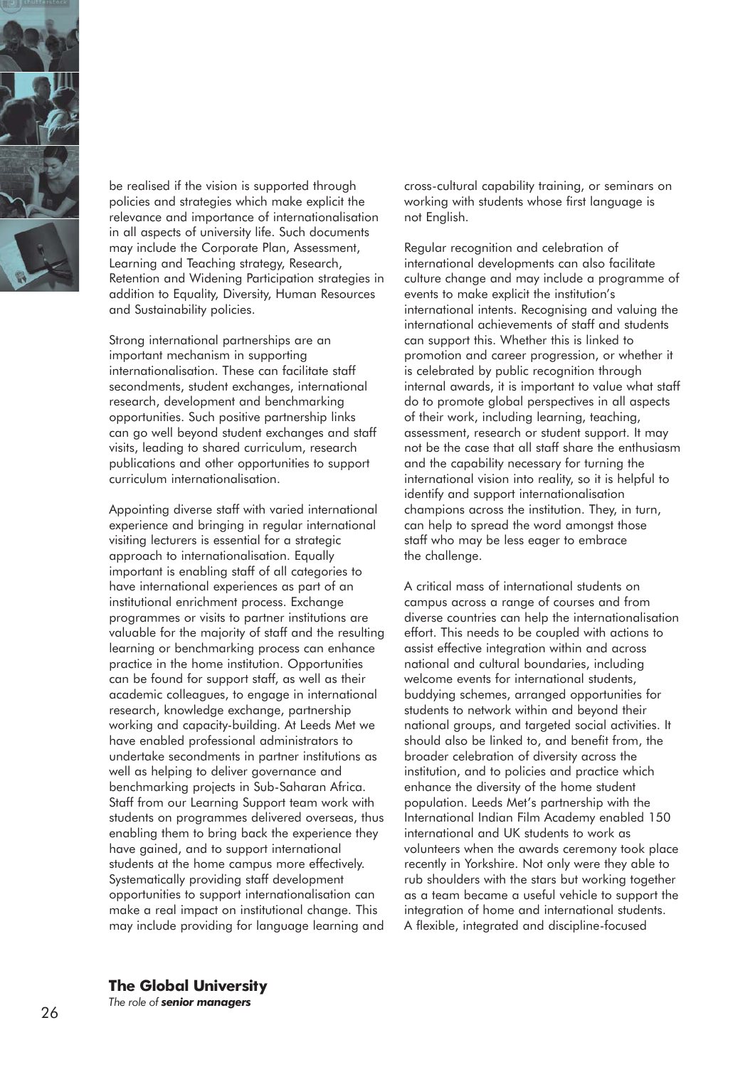be realised if the vision is supported through policies and strategies which make explicit the relevance and importance of internationalisation in all aspects of university life. Such documents may include the Corporate Plan, Assessment, Learning and Teaching strategy, Research, Retention and Widening Participation strategies in addition to Equality, Diversity, Human Resources and Sustainability policies.

Strong international partnerships are an important mechanism in supporting internationalisation. These can facilitate staff secondments, student exchanges, international research, development and benchmarking opportunities. Such positive partnership links can go well beyond student exchanges and staff visits, leading to shared curriculum, research publications and other opportunities to support curriculum internationalisation.

Appointing diverse staff with varied international experience and bringing in regular international visiting lecturers is essential for a strategic approach to internationalisation. Equally important is enabling staff of all categories to have international experiences as part of an institutional enrichment process. Exchange programmes or visits to partner institutions are valuable for the majority of staff and the resulting learning or benchmarking process can enhance practice in the home institution. Opportunities can be found for support staff, as well as their academic colleagues, to engage in international research, knowledge exchange, partnership working and capacity-building. At Leeds Met we have enabled professional administrators to undertake secondments in partner institutions as well as helping to deliver governance and benchmarking projects in Sub-Saharan Africa. Staff from our Learning Support team work with students on programmes delivered overseas, thus enabling them to bring back the experience they have gained, and to support international students at the home campus more effectively. Systematically providing staff development opportunities to support internationalisation can make a real impact on institutional change. This may include providing for language learning and cross-cultural capability training, or seminars on working with students whose first language is not English.

Regular recognition and celebration of international developments can also facilitate culture change and may include a programme of events to make explicit the institution's international intents. Recognising and valuing the international achievements of staff and students can support this. Whether this is linked to promotion and career progression, or whether it is celebrated by public recognition through internal awards, it is important to value what staff do to promote global perspectives in all aspects of their work, including learning, teaching, assessment, research or student support. It may not be the case that all staff share the enthusiasm and the capability necessary for turning the international vision into reality, so it is helpful to identify and support internationalisation champions across the institution. They, in turn, can help to spread the word amongst those staff who may be less eager to embrace the challenge.

A critical mass of international students on campus across a range of courses and from diverse countries can help the internationalisation effort. This needs to be coupled with actions to assist effective integration within and across national and cultural boundaries, including welcome events for international students, buddying schemes, arranged opportunities for students to network within and beyond their national groups, and targeted social activities. It should also be linked to, and benefit from, the broader celebration of diversity across the institution, and to policies and practice which enhance the diversity of the home student population. Leeds Met's partnership with the International Indian Film Academy enabled 150 international and UK students to work as volunteers when the awards ceremony took place recently in Yorkshire. Not only were they able to rub shoulders with the stars but working together as a team became a useful vehicle to support the integration of home and international students. A flexible, integrated and discipline-focused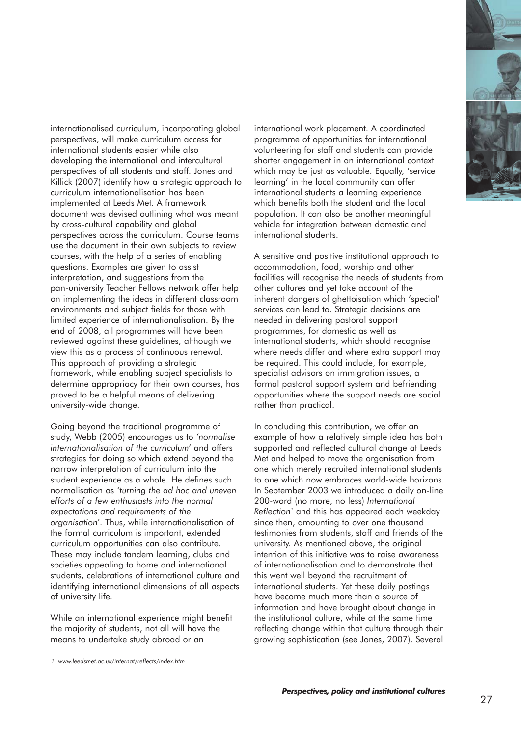internationalised curriculum, incorporating global perspectives, will make curriculum access for international students easier while also developing the international and intercultural perspectives of all students and staff. Jones and Killick (2007) identify how a strategic approach to curriculum internationalisation has been implemented at Leeds Met. A framework document was devised outlining what was meant by cross-cultural capability and global perspectives across the curriculum. Course teams use the document in their own subjects to review courses, with the help of a series of enabling questions. Examples are given to assist interpretation, and suggestions from the pan-university Teacher Fellows network offer help on implementing the ideas in different classroom environments and subject fields for those with limited experience of internationalisation. By the end of 2008, all programmes will have been reviewed against these guidelines, although we view this as a process of continuous renewal. This approach of providing a strategic framework, while enabling subject specialists to determine appropriacy for their own courses, has proved to be a helpful means of delivering university-wide change.

Going beyond the traditional programme of study, Webb (2005) encourages us to *'normalise internationalisation of the curriculum'* and offers strategies for doing so which extend beyond the narrow interpretation of curriculum into the student experience as a whole. He defines such normalisation as *'turning the ad hoc and uneven efforts of a few enthusiasts into the normal expectations and requirements of the organisation'*. Thus, while internationalisation of the formal curriculum is important, extended curriculum opportunities can also contribute. These may include tandem learning, clubs and societies appealing to home and international students, celebrations of international culture and identifying international dimensions of all aspects of university life.

While an international experience might benefit the majority of students, not all will have the means to undertake study abroad or an international work placement. A coordinated programme of opportunities for international volunteering for staff and students can provide shorter engagement in an international context which may be just as valuable. Equally, 'service learning' in the local community can offer international students a learning experience which benefits both the student and the local population. It can also be another meaningful vehicle for integration between domestic and international students.

A sensitive and positive institutional approach to accommodation, food, worship and other facilities will recognise the needs of students from other cultures and yet take account of the inherent dangers of ghettoisation which 'special' services can lead to. Strategic decisions are needed in delivering pastoral support programmes, for domestic as well as international students, which should recognise where needs differ and where extra support may be required. This could include, for example, specialist advisors on immigration issues, a formal pastoral support system and befriending opportunities where the support needs are social rather than practical.

In concluding this contribution, we offer an example of how a relatively simple idea has both supported and reflected cultural change at Leeds Met and helped to move the organisation from one which merely recruited international students to one which now embraces world-wide horizons. In September 2003 we introduced a daily on-line 200-word (no more, no less) *International Reflection*[1] and this has appeared each weekday since then, amounting to over one thousand testimonies from students, staff and friends of the university. As mentioned above, the original intention of this initiative was to raise awareness of internationalisation and to demonstrate that this went well beyond the recruitment of international students. Yet these daily postings have become much more than a source of information and have brought about change in the institutional culture, while at the same time reflecting change within that culture through their growing sophistication (see Jones, 2007). Several

1. www.leedsmet.ac.uk/internat/reflects/index.htm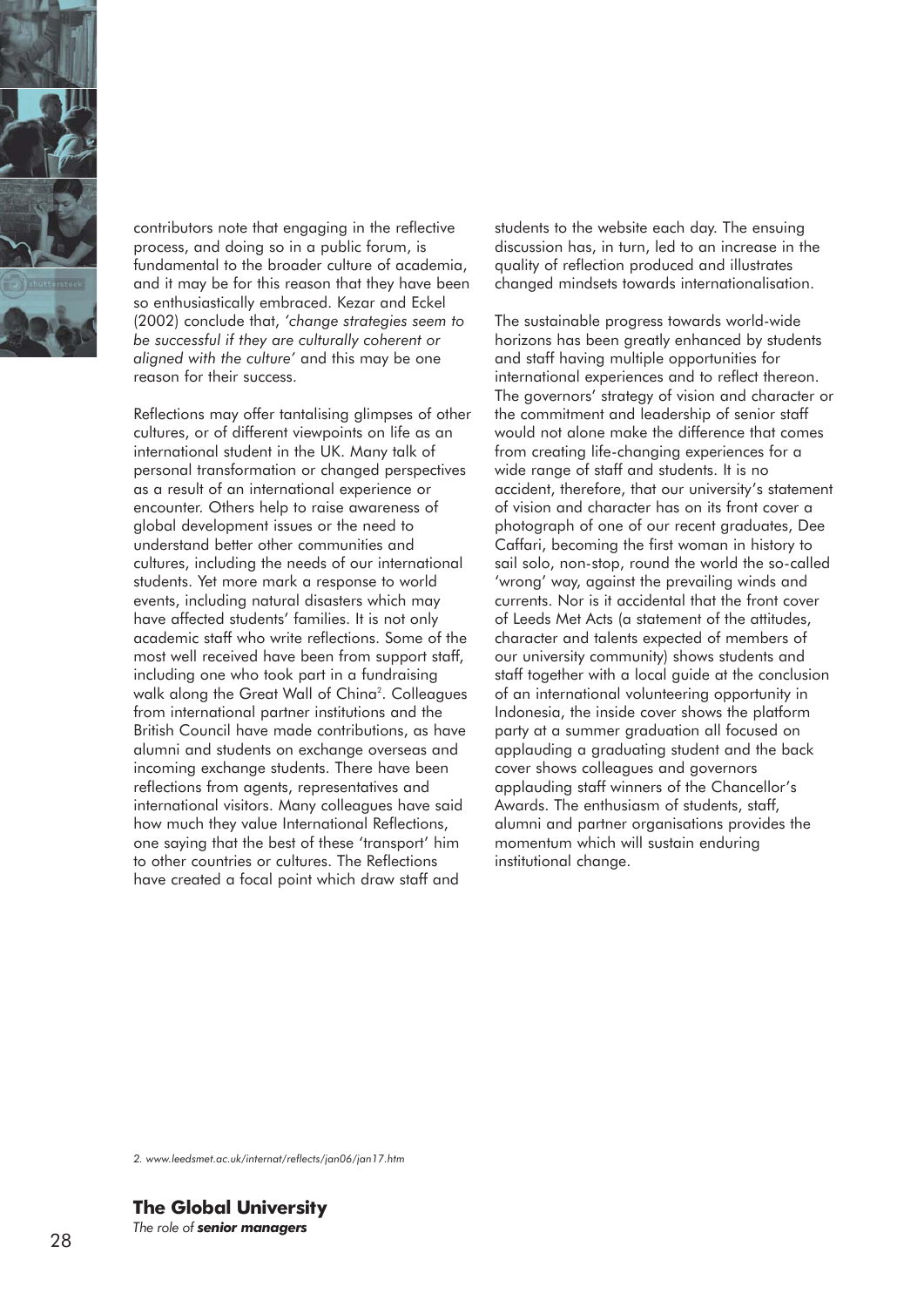contributors note that engaging in the reflective process, and doing so in a public forum, is fundamental to the broader culture of academia, and it may be for this reason that they have been so enthusiastically embraced. Kezar and Eckel (2002) conclude that, *'change strategies seem to be successful if they are culturally coherent or aligned with the culture'* and this may be one reason for their success.

Reflections may offer tantalising glimpses of other cultures, or of different viewpoints on life as an international student in the UK. Many talk of personal transformation or changed perspectives as a result of an international experience or encounter. Others help to raise awareness of global development issues or the need to understand better other communities and cultures, including the needs of our international students. Yet more mark a response to world events, including natural disasters which may have affected students' families. It is not only academic staff who write reflections. Some of the most well received have been from support staff, including one who took part in a fundraising walk along the Great Wall of China[2]. Colleagues from international partner institutions and the British Council have made contributions, as have alumni and students on exchange overseas and incoming exchange students. There have been reflections from agents, representatives and international visitors. Many colleagues have said how much they value International Reflections, one saying that the best of these 'transport' him to other countries or cultures. The Reflections have created a focal point which draw staff and students to the website each day. The ensuing discussion has, in turn, led to an increase in the quality of reflection produced and illustrates changed mindsets towards internationalisation.

The sustainable progress towards world-wide horizons has been greatly enhanced by students and staff having multiple opportunities for international experiences and to reflect thereon. The governors' strategy of vision and character or the commitment and leadership of senior staff would not alone make the difference that comes from creating life-changing experiences for a wide range of staff and students. It is no accident, therefore, that our university's statement of vision and character has on its front cover a photograph of one of our recent graduates, Dee Caffari, becoming the first woman in history to sail solo, non-stop, round the world the so-called 'wrong' way, against the prevailing winds and currents. Nor is it accidental that the front cover of Leeds Met Acts (a statement of the attitudes, character and talents expected of members of our university community) shows students and staff together with a local guide at the conclusion of an international volunteering opportunity in Indonesia, the inside cover shows the platform party at a summer graduation all focused on applauding a graduating student and the back cover shows colleagues and governors applauding staff winners of the Chancellor's Awards. The enthusiasm of students, staff, alumni and partner organisations provides the momentum which will sustain enduring institutional change.

*2. www.leedsmet.ac.uk/internat/reflects/jan06/jan17.htm*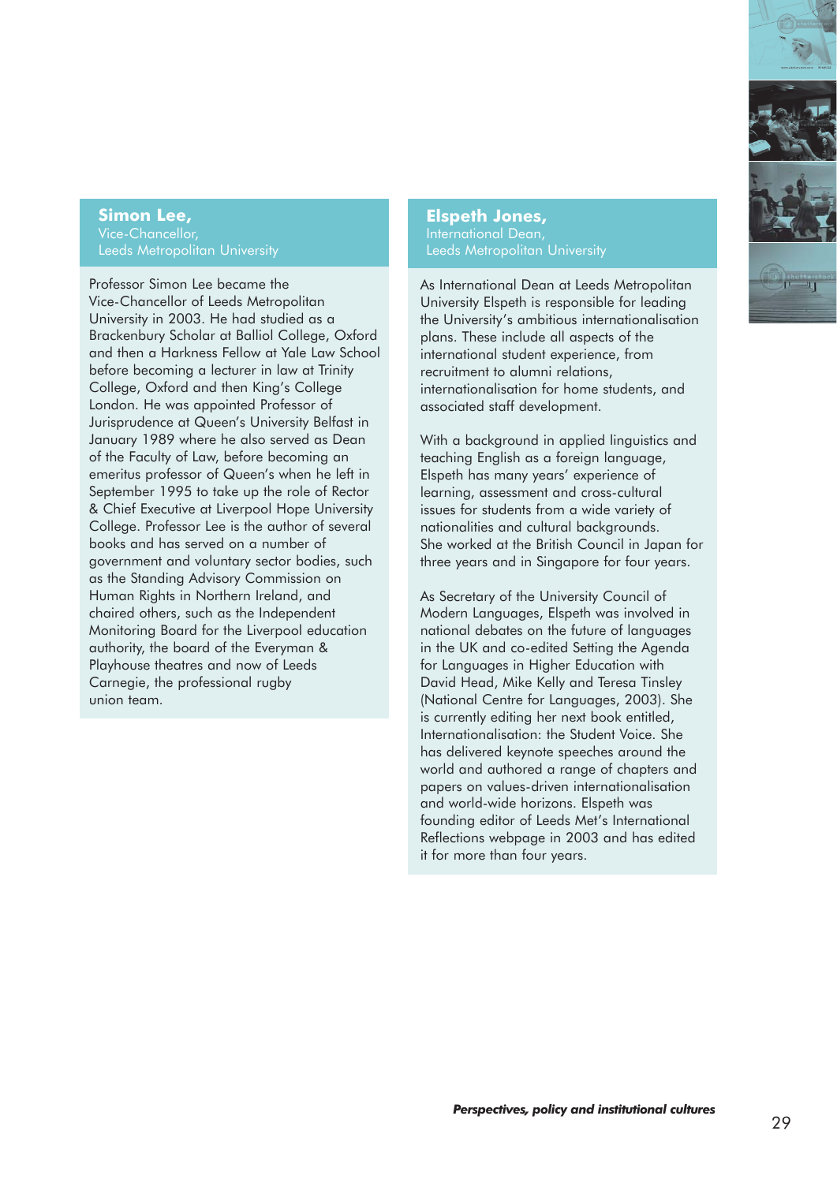### Simon Lee,

Vice-Chancellor,
Leeds Metropolitan University

Professor Simon Lee became the Vice-Chancellor of Leeds Metropolitan University in 2003. He had studied as a Brackenbury Scholar at Balliol College, Oxford and then a Harkness Fellow at Yale Law School before becoming a lecturer in law at Trinity College, Oxford and then King's College London. He was appointed Professor of Jurisprudence at Queen's University Belfast in January 1989 where he also served as Dean of the Faculty of Law, before becoming an emeritus professor of Queen's when he left in September 1995 to take up the role of Rector & Chief Executive at Liverpool Hope University College. Professor Lee is the author of several books and has served on a number of government and voluntary sector bodies, such as the Standing Advisory Commission on Human Rights in Northern Ireland, and chaired others, such as the Independent Monitoring Board for the Liverpool education authority, the board of the Everyman & Playhouse theatres and now of Leeds Carnegie, the professional rugby union team.

### Elspeth Jones,

International Dean,
Leeds Metropolitan University

As International Dean at Leeds Metropolitan University Elspeth is responsible for leading the University's ambitious internationalisation plans. These include all aspects of the international student experience, from recruitment to alumni relations, internationalisation for home students, and associated staff development.

With a background in applied linguistics and teaching English as a foreign language, Elspeth has many years' experience of learning, assessment and cross-cultural issues for students from a wide variety of nationalities and cultural backgrounds. She worked at the British Council in Japan for three years and in Singapore for four years.

As Secretary of the University Council of Modern Languages, Elspeth was involved in national debates on the future of languages in the UK and co-edited Setting the Agenda for Languages in Higher Education with David Head, Mike Kelly and Teresa Tinsley (National Centre for Languages, 2003). She is currently editing her next book entitled, Internationalisation: the Student Voice. She has delivered keynote speeches around the world and authored a range of chapters and papers on values-driven internationalisation and world-wide horizons. Elspeth was founding editor of Leeds Met's International Reflections webpage in 2003 and has edited it for more than four years.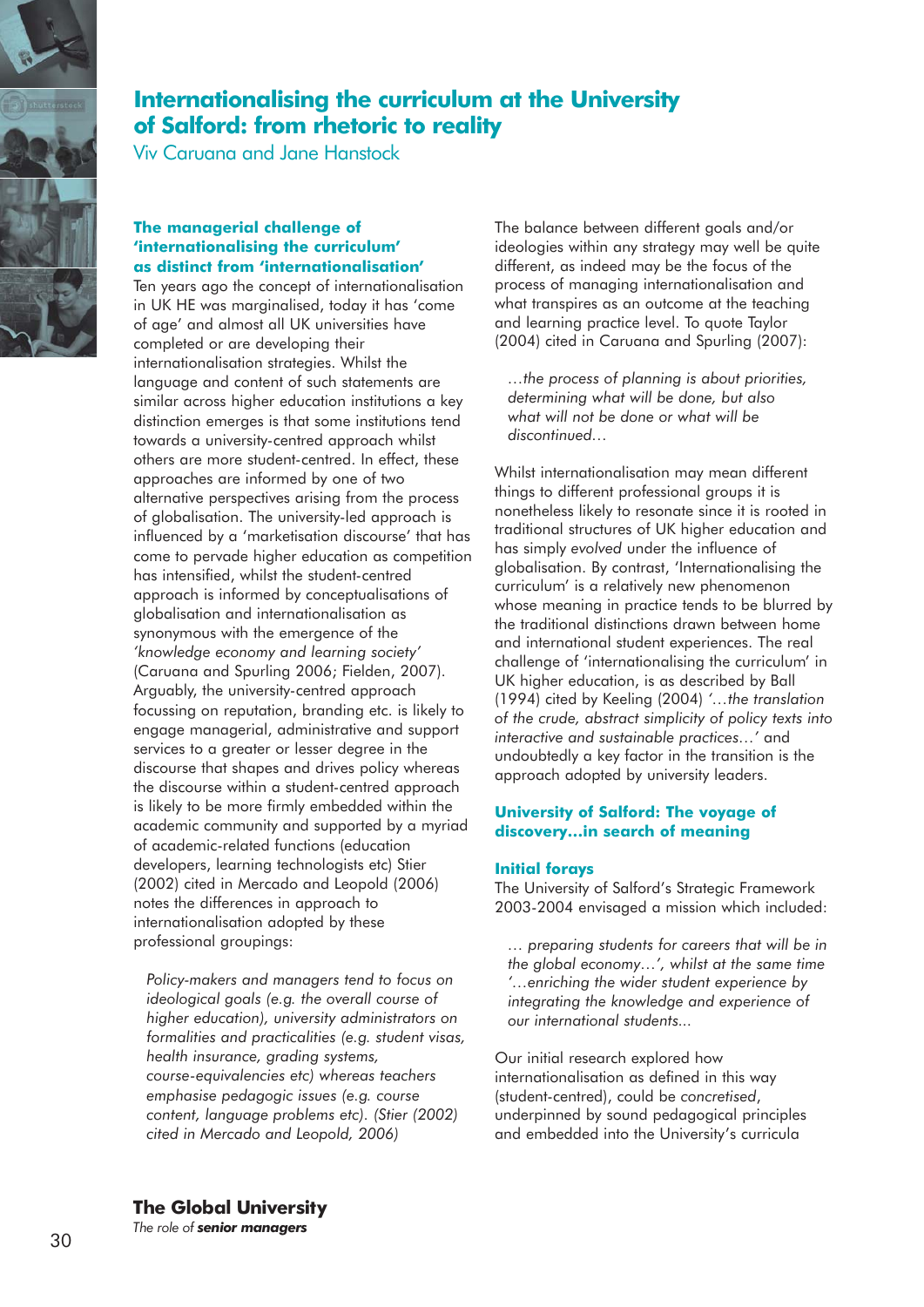# Internationalising the curriculum at the University of Salford: from rhetoric to reality

Viv Caruana and Jane Hanstock

## The managerial challenge of 'internationalising the curriculum' as distinct from 'internationalisation'

Ten years ago the concept of internationalisation in UK HE was marginalised, today it has 'come of age' and almost all UK universities have completed or are developing their internationalisation strategies. Whilst the language and content of such statements are similar across higher education institutions a key distinction emerges is that some institutions tend towards a university-centred approach whilst others are more student-centred. In effect, these approaches are informed by one of two alternative perspectives arising from the process of globalisation. The university-led approach is influenced by a 'marketisation discourse' that has come to pervade higher education as competition has intensified, whilst the student-centred approach is informed by conceptualisations of globalisation and internationalisation as synonymous with the emergence of the *'knowledge economy and learning society'* (Caruana and Spurling 2006; Fielden, 2007). Arguably, the university-centred approach focussing on reputation, branding etc. is likely to engage managerial, administrative and support services to a greater or lesser degree in the discourse that shapes and drives policy whereas the discourse within a student-centred approach is likely to be more firmly embedded within the academic community and supported by a myriad of academic-related functions (education developers, learning technologists etc) Stier (2002) cited in Mercado and Leopold (2006) notes the differences in approach to internationalisation adopted by these professional groupings:

> *Policy-makers and managers tend to focus on ideological goals (e.g. the overall course of higher education), university administrators on formalities and practicalities (e.g. student visas, health insurance, grading systems, course-equivalencies etc) whereas teachers emphasise pedagogic issues (e.g. course content, language problems etc). (Stier (2002) cited in Mercado and Leopold, 2006)*

The balance between different goals and/or ideologies within any strategy may well be quite different, as indeed may be the focus of the process of managing internationalisation and what transpires as an outcome at the teaching and learning practice level. To quote Taylor (2004) cited in Caruana and Spurling (2007):

> *…the process of planning is about priorities, determining what will be done, but also what will not be done or what will be discontinued…*

Whilst internationalisation may mean different things to different professional groups it is nonetheless likely to resonate since it is rooted in traditional structures of UK higher education and has simply *evolved* under the influence of globalisation. By contrast, 'Internationalising the curriculum' is a relatively new phenomenon whose meaning in practice tends to be blurred by the traditional distinctions drawn between home and international student experiences. The real challenge of 'internationalising the curriculum' in UK higher education, is as described by Ball (1994) cited by Keeling (2004) *'…the translation of the crude, abstract simplicity of policy texts into interactive and sustainable practices…'* and undoubtedly a key factor in the transition is the approach adopted by university leaders.

## University of Salford: The voyage of discovery…in search of meaning

### Initial forays

The University of Salford's Strategic Framework 2003-2004 envisaged a mission which included:

> *… preparing students for careers that will be in the global economy…', whilst at the same time '…enriching the wider student experience by integrating the knowledge and experience of our international students...*

Our initial research explored how internationalisation as defined in this way (student-centred), could be *concretised*, underpinned by sound pedagogical principles and embedded into the University's curricula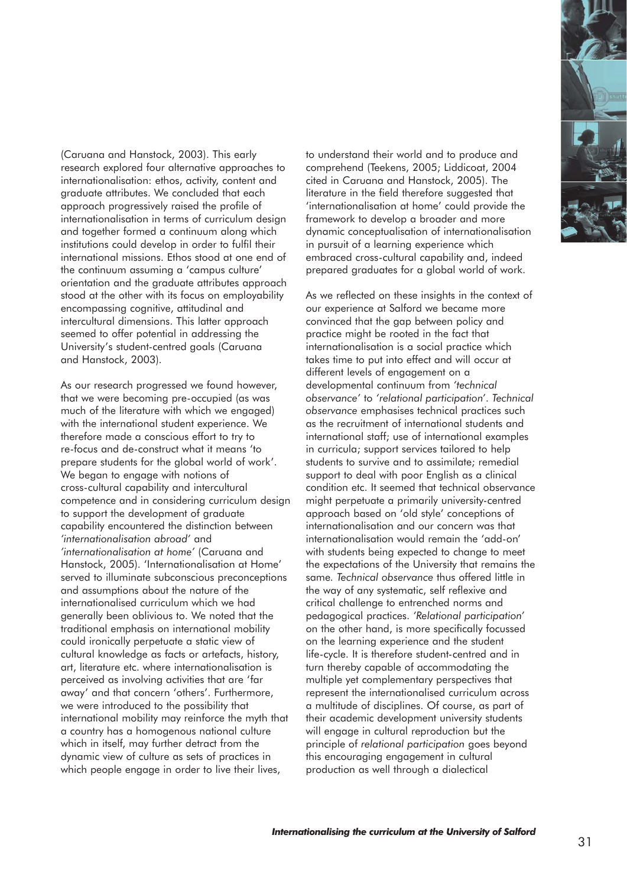(Caruana and Hanstock, 2003). This early research explored four alternative approaches to internationalisation: ethos, activity, content and graduate attributes. We concluded that each approach progressively raised the profile of internationalisation in terms of curriculum design and together formed a continuum along which institutions could develop in order to fulfil their international missions. Ethos stood at one end of the continuum assuming a 'campus culture' orientation and the graduate attributes approach stood at the other with its focus on employability encompassing cognitive, attitudinal and intercultural dimensions. This latter approach seemed to offer potential in addressing the University's student-centred goals (Caruana and Hanstock, 2003).

As our research progressed we found however, that we were becoming pre-occupied (as was much of the literature with which we engaged) with the international student experience. We therefore made a conscious effort to try to re-focus and de-construct what it means 'to prepare students for the global world of work'. We began to engage with notions of cross-cultural capability and intercultural competence and in considering curriculum design to support the development of graduate capability encountered the distinction between *'internationalisation abroad'* and *'internationalisation at home'* (Caruana and Hanstock, 2005). 'Internationalisation at Home' served to illuminate subconscious preconceptions and assumptions about the nature of the internationalised curriculum which we had generally been oblivious to. We noted that the traditional emphasis on international mobility could ironically perpetuate a static view of cultural knowledge as facts or artefacts, history, art, literature etc. where internationalisation is perceived as involving activities that are 'far away' and that concern 'others'. Furthermore, we were introduced to the possibility that international mobility may reinforce the myth that a country has a homogenous national culture which in itself, may further detract from the dynamic view of culture as sets of practices in which people engage in order to live their lives, to understand their world and to produce and comprehend (Teekens, 2005; Liddicoat, 2004 cited in Caruana and Hanstock, 2005). The literature in the field therefore suggested that 'internationalisation at home' could provide the framework to develop a broader and more dynamic conceptualisation of internationalisation in pursuit of a learning experience which embraced cross-cultural capability and, indeed prepared graduates for a global world of work.

As we reflected on these insights in the context of our experience at Salford we became more convinced that the gap between policy and practice might be rooted in the fact that internationalisation is a social practice which takes time to put into effect and will occur at different levels of engagement on a developmental continuum from *'technical observance'* to *'relational participation'*. *Technical observance* emphasises technical practices such as the recruitment of international students and international staff; use of international examples in curricula; support services tailored to help students to survive and to assimilate; remedial support to deal with poor English as a clinical condition etc. It seemed that technical observance might perpetuate a primarily university-centred approach based on 'old style' conceptions of internationalisation and our concern was that internationalisation would remain the 'add-on' with students being expected to change to meet the expectations of the University that remains the same. *Technical observance* thus offered little in the way of any systematic, self reflexive and critical challenge to entrenched norms and pedagogical practices. *'Relational participation'* on the other hand, is more specifically focussed on the learning experience and the student life-cycle. It is therefore student-centred and in turn thereby capable of accommodating the multiple yet complementary perspectives that represent the internationalised curriculum across a multitude of disciplines. Of course, as part of their academic development university students will engage in cultural reproduction but the principle of *relational participation* goes beyond this encouraging engagement in cultural production as well through a dialectical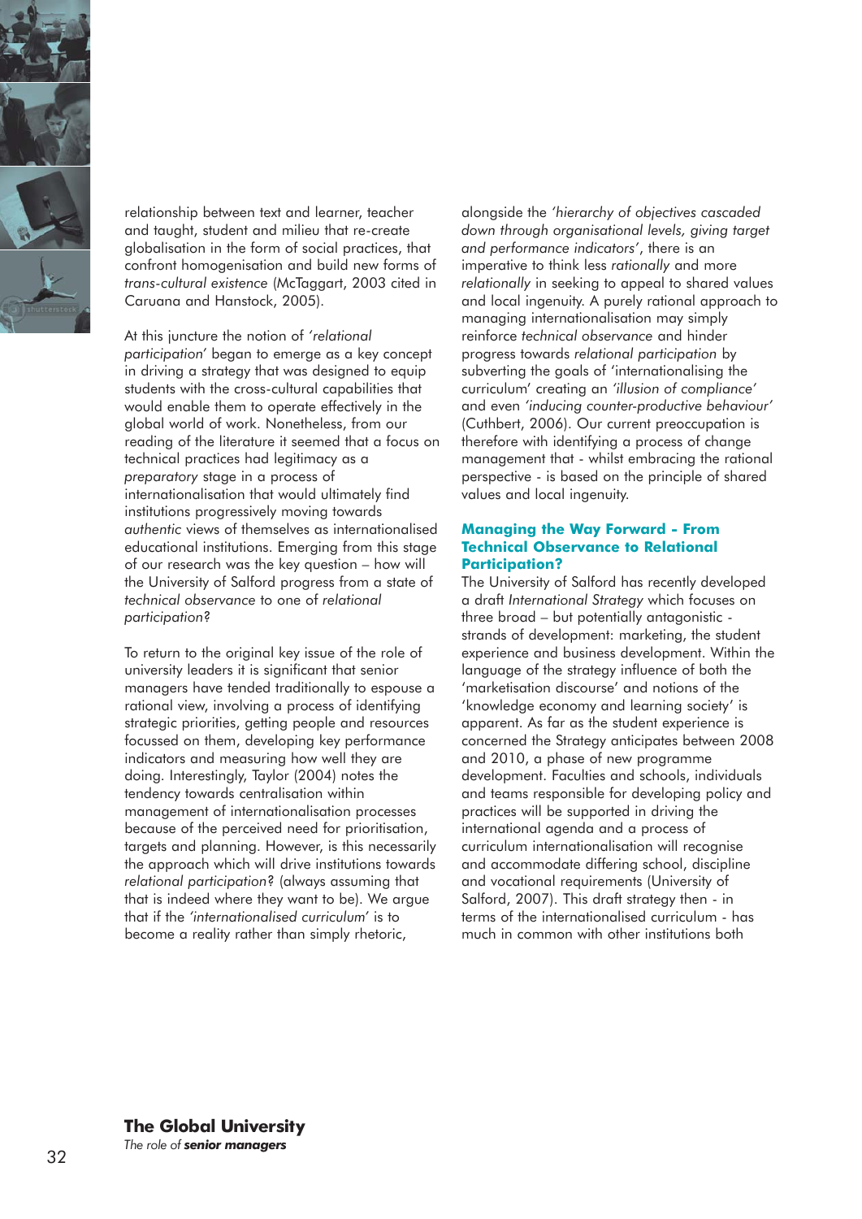relationship between text and learner, teacher and taught, student and milieu that re-create globalisation in the form of social practices, that confront homogenisation and build new forms of *trans-cultural existence* (McTaggart, 2003 cited in Caruana and Hanstock, 2005).

At this juncture the notion of *'relational participation'* began to emerge as a key concept in driving a strategy that was designed to equip students with the cross-cultural capabilities that would enable them to operate effectively in the global world of work. Nonetheless, from our reading of the literature it seemed that a focus on technical practices had legitimacy as a *preparatory* stage in a process of internationalisation that would ultimately find institutions progressively moving towards *authentic* views of themselves as internationalised educational institutions. Emerging from this stage of our research was the key question – how will the University of Salford progress from a state of *technical observance* to one of *relational participation*?

To return to the original key issue of the role of university leaders it is significant that senior managers have tended traditionally to espouse a rational view, involving a process of identifying strategic priorities, getting people and resources focussed on them, developing key performance indicators and measuring how well they are doing. Interestingly, Taylor (2004) notes the tendency towards centralisation within management of internationalisation processes because of the perceived need for prioritisation, targets and planning. However, is this necessarily the approach which will drive institutions towards *relational participation*? (always assuming that that is indeed where they want to be). We argue that if the *'internationalised curriculum'* is to become a reality rather than simply rhetoric, alongside the *'hierarchy of objectives cascaded down through organisational levels, giving target and performance indicators'*, there is an imperative to think less *rationally* and more *relationally* in seeking to appeal to shared values and local ingenuity. A purely rational approach to managing internationalisation may simply reinforce *technical observance* and hinder progress towards *relational participation* by subverting the goals of 'internationalising the curriculum' creating an *'illusion of compliance'* and even *'inducing counter-productive behaviour'* (Cuthbert, 2006). Our current preoccupation is therefore with identifying a process of change management that - whilst embracing the rational perspective - is based on the principle of shared values and local ingenuity.

## Managing the Way Forward - From Technical Observance to Relational Participation?

The University of Salford has recently developed a draft *International Strategy* which focuses on three broad – but potentially antagonistic - strands of development: marketing, the student experience and business development. Within the language of the strategy influence of both the 'marketisation discourse' and notions of the 'knowledge economy and learning society' is apparent. As far as the student experience is concerned the Strategy anticipates between 2008 and 2010, a phase of new programme development. Faculties and schools, individuals and teams responsible for developing policy and practices will be supported in driving the international agenda and a process of curriculum internationalisation will recognise and accommodate differing school, discipline and vocational requirements (University of Salford, 2007). This draft strategy then - in terms of the internationalised curriculum - has much in common with other institutions both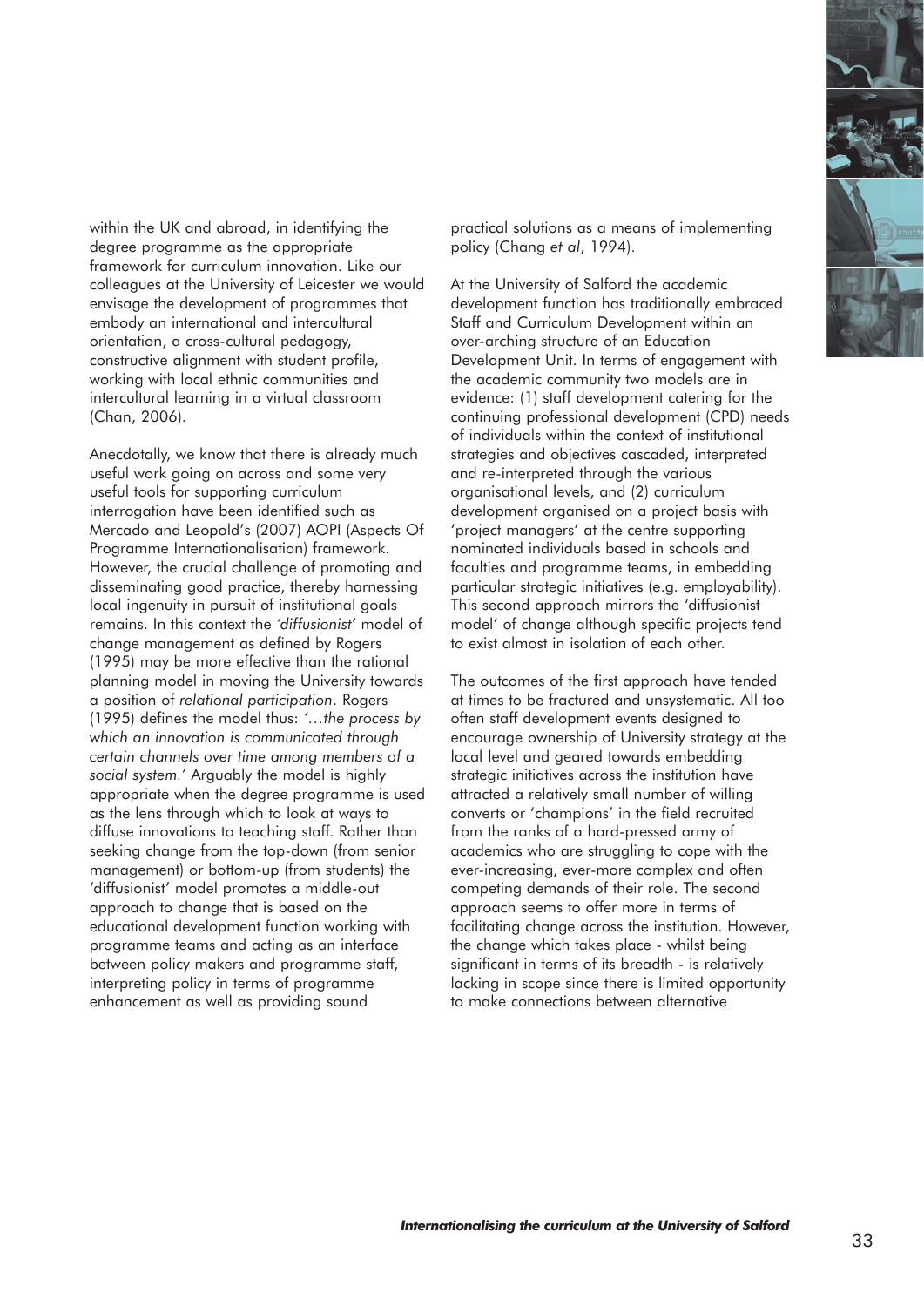within the UK and abroad, in identifying the degree programme as the appropriate framework for curriculum innovation. Like our colleagues at the University of Leicester we would envisage the development of programmes that embody an international and intercultural orientation, a cross-cultural pedagogy, constructive alignment with student profile, working with local ethnic communities and intercultural learning in a virtual classroom (Chan, 2006).

Anecdotally, we know that there is already much useful work going on across and some very useful tools for supporting curriculum interrogation have been identified such as Mercado and Leopold's (2007) AOPI (Aspects Of Programme Internationalisation) framework. However, the crucial challenge of promoting and disseminating good practice, thereby harnessing local ingenuity in pursuit of institutional goals remains. In this context the *'diffusionist'* model of change management as defined by Rogers (1995) may be more effective than the rational planning model in moving the University towards a position of *relational participation*. Rogers (1995) defines the model thus: *'…the process by which an innovation is communicated through certain channels over time among members of a social system.'* Arguably the model is highly appropriate when the degree programme is used as the lens through which to look at ways to diffuse innovations to teaching staff. Rather than seeking change from the top-down (from senior management) or bottom-up (from students) the 'diffusionist' model promotes a middle-out approach to change that is based on the educational development function working with programme teams and acting as an interface between policy makers and programme staff, interpreting policy in terms of programme enhancement as well as providing sound practical solutions as a means of implementing policy (Chang *et al*, 1994).

At the University of Salford the academic development function has traditionally embraced Staff and Curriculum Development within an over-arching structure of an Education Development Unit. In terms of engagement with the academic community two models are in evidence: (1) staff development catering for the continuing professional development (CPD) needs of individuals within the context of institutional strategies and objectives cascaded, interpreted and re-interpreted through the various organisational levels, and (2) curriculum development organised on a project basis with 'project managers' at the centre supporting nominated individuals based in schools and faculties and programme teams, in embedding particular strategic initiatives (e.g. employability). This second approach mirrors the 'diffusionist model' of change although specific projects tend to exist almost in isolation of each other.

The outcomes of the first approach have tended at times to be fractured and unsystematic. All too often staff development events designed to encourage ownership of University strategy at the local level and geared towards embedding strategic initiatives across the institution have attracted a relatively small number of willing converts or 'champions' in the field recruited from the ranks of a hard-pressed army of academics who are struggling to cope with the ever-increasing, ever-more complex and often competing demands of their role. The second approach seems to offer more in terms of facilitating change across the institution. However, the change which takes place - whilst being significant in terms of its breadth - is relatively lacking in scope since there is limited opportunity to make connections between alternative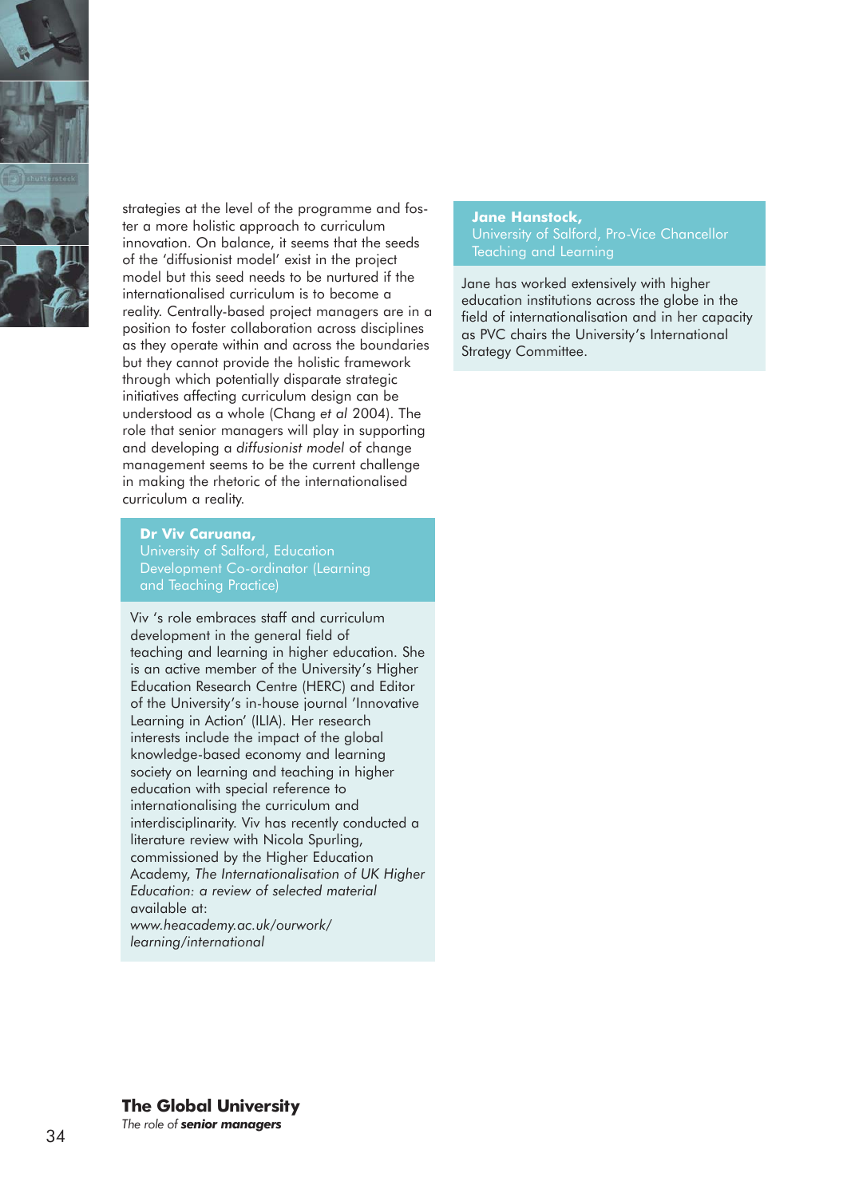strategies at the level of the programme and foster a more holistic approach to curriculum innovation. On balance, it seems that the seeds of the 'diffusionist model' exist in the project model but this seed needs to be nurtured if the internationalised curriculum is to become a reality. Centrally-based project managers are in a position to foster collaboration across disciplines as they operate within and across the boundaries but they cannot provide the holistic framework through which potentially disparate strategic initiatives affecting curriculum design can be understood as a whole (Chang *et al* 2004). The role that senior managers will play in supporting and developing a *diffusionist model* of change management seems to be the current challenge in making the rhetoric of the internationalised curriculum a reality.

**Dr Viv Caruana,**
University of Salford, Education Development Co-ordinator (Learning and Teaching Practice)

Viv 's role embraces staff and curriculum development in the general field of teaching and learning in higher education. She is an active member of the University's Higher Education Research Centre (HERC) and Editor of the University's in-house journal 'Innovative Learning in Action' (ILIA). Her research interests include the impact of the global knowledge-based economy and learning society on learning and teaching in higher education with special reference to internationalising the curriculum and interdisciplinarity. Viv has recently conducted a literature review with Nicola Spurling, commissioned by the Higher Education Academy, *The Internationalisation of UK Higher Education: a review of selected material* available at:
*www.heacademy.ac.uk/ourwork/learning/international*

**Jane Hanstock,**
University of Salford, Pro-Vice Chancellor Teaching and Learning

Jane has worked extensively with higher education institutions across the globe in the field of internationalisation and in her capacity as PVC chairs the University's International Strategy Committee.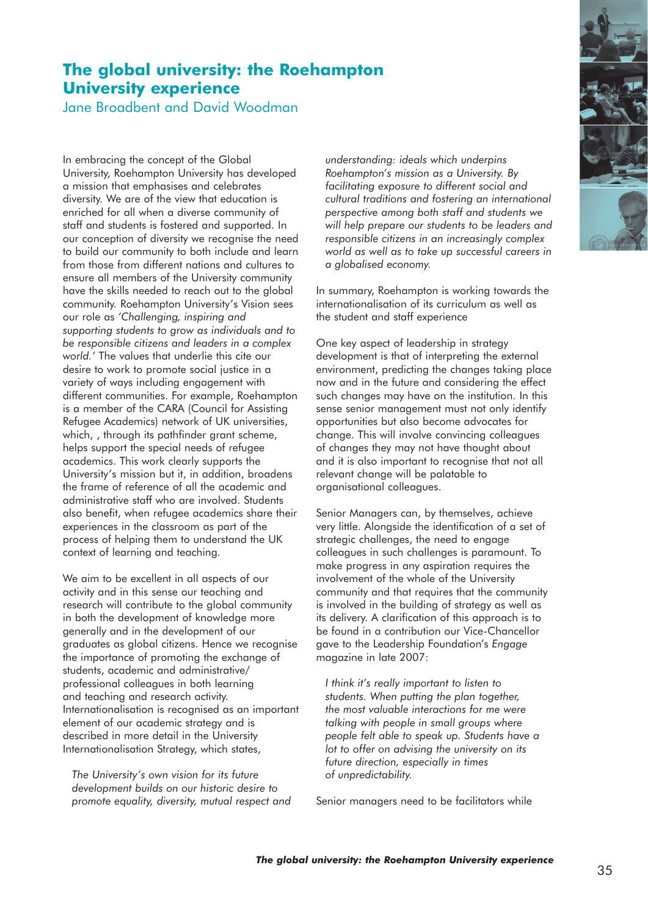## The global university: the Roehampton University experience

Jane Broadbent and David Woodman

In embracing the concept of the Global University, Roehampton University has developed a mission that emphasises and celebrates diversity. We are of the view that education is enriched for all when a diverse community of staff and students is fostered and supported. In our conception of diversity we recognise the need to build our community to both include and learn from those from different nations and cultures to ensure all members of the University community have the skills needed to reach out to the global community. Roehampton University's Vision sees our role as *'Challenging, inspiring and supporting students to grow as individuals and to be responsible citizens and leaders in a complex world.'* The values that underlie this cite our desire to work to promote social justice in a variety of ways including engagement with different communities. For example, Roehampton is a member of the CARA (Council for Assisting Refugee Academics) network of UK universities, which, , through its pathfinder grant scheme, helps support the special needs of refugee academics. This work clearly supports the University's mission but it, in addition, broadens the frame of reference of all the academic and administrative staff who are involved. Students also benefit, when refugee academics share their experiences in the classroom as part of the process of helping them to understand the UK context of learning and teaching.

We aim to be excellent in all aspects of our activity and in this sense our teaching and research will contribute to the global community in both the development of knowledge more generally and in the development of our graduates as global citizens. Hence we recognise the importance of promoting the exchange of students, academic and administrative/ professional colleagues in both learning and teaching and research activity. Internationalisation is recognised as an important element of our academic strategy and is described in more detail in the University Internationalisation Strategy, which states,

> *The University's own vision for its future development builds on our historic desire to promote equality, diversity, mutual respect and understanding: ideals which underpins Roehampton's mission as a University. By facilitating exposure to different social and cultural traditions and fostering an international perspective among both staff and students we will help prepare our students to be leaders and responsible citizens in an increasingly complex world as well as to take up successful careers in a globalised economy.*

In summary, Roehampton is working towards the internationalisation of its curriculum as well as the student and staff experience

One key aspect of leadership in strategy development is that of interpreting the external environment, predicting the changes taking place now and in the future and considering the effect such changes may have on the institution. In this sense senior management must not only identify opportunities but also become advocates for change. This will involve convincing colleagues of changes they may not have thought about and it is also important to recognise that not all relevant change will be palatable to organisational colleagues.

Senior Managers can, by themselves, achieve very little. Alongside the identification of a set of strategic challenges, the need to engage colleagues in such challenges is paramount. To make progress in any aspiration requires the involvement of the whole of the University community and that requires that the community is involved in the building of strategy as well as its delivery. A clarification of this approach is to be found in a contribution our Vice-Chancellor gave to the Leadership Foundation's *Engage* magazine in late 2007:

> *I think it's really important to listen to students. When putting the plan together, the most valuable interactions for me were talking with people in small groups where people felt able to speak up. Students have a lot to offer on advising the university on its future direction, especially in times of unpredictability.*

Senior managers need to be facilitators while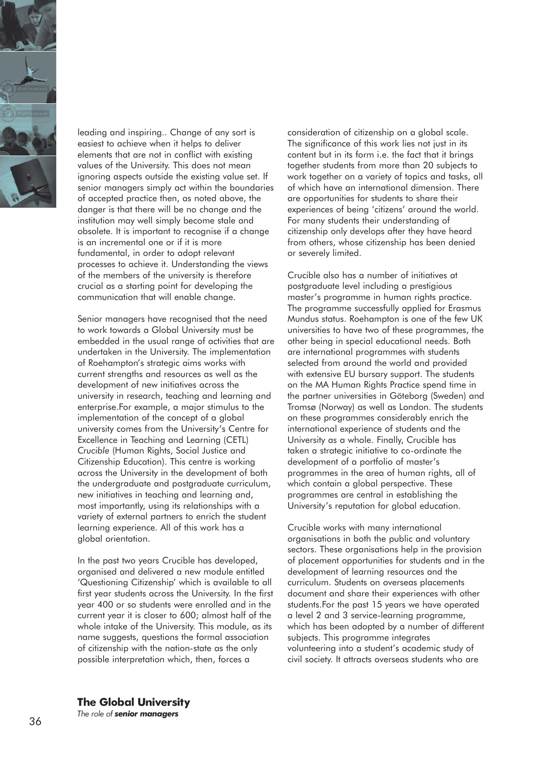leading and inspiring.. Change of any sort is easiest to achieve when it helps to deliver elements that are not in conflict with existing values of the University. This does not mean ignoring aspects outside the existing value set. If senior managers simply act within the boundaries of accepted practice then, as noted above, the danger is that there will be no change and the institution may well simply become stale and obsolete. It is important to recognise if a change is an incremental one or if it is more fundamental, in order to adopt relevant processes to achieve it. Understanding the views of the members of the university is therefore crucial as a starting point for developing the communication that will enable change.

Senior managers have recognised that the need to work towards a Global University must be embedded in the usual range of activities that are undertaken in the University. The implementation of Roehampton's strategic aims works with current strengths and resources as well as the development of new initiatives across the university in research, teaching and learning and enterprise.For example, a major stimulus to the implementation of the concept of a global university comes from the University's Centre for Excellence in Teaching and Learning (CETL) *Crucible* (Human Rights, Social Justice and Citizenship Education). This centre is working across the University in the development of both the undergraduate and postgraduate curriculum, new initiatives in teaching and learning and, most importantly, using its relationships with a variety of external partners to enrich the student learning experience. All of this work has a global orientation.

In the past two years Crucible has developed, organised and delivered a new module entitled 'Questioning Citizenship' which is available to all first year students across the University. In the first year 400 or so students were enrolled and in the current year it is closer to 600; almost half of the whole intake of the University. This module, as its name suggests, questions the formal association of citizenship with the nation-state as the only possible interpretation which, then, forces a consideration of citizenship on a global scale. The significance of this work lies not just in its content but in its form i.e. the fact that it brings together students from more than 20 subjects to work together on a variety of topics and tasks, all of which have an international dimension. There are opportunities for students to share their experiences of being 'citizens' around the world. For many students their understanding of citizenship only develops after they have heard from others, whose citizenship has been denied or severely limited.

Crucible also has a number of initiatives at postgraduate level including a prestigious master's programme in human rights practice. The programme successfully applied for Erasmus Mundus status. Roehampton is one of the few UK universities to have two of these programmes, the other being in special educational needs. Both are international programmes with students selected from around the world and provided with extensive EU bursary support. The students on the MA Human Rights Practice spend time in the partner universities in Göteborg (Sweden) and Tromsø (Norway) as well as London. The students on these programmes considerably enrich the international experience of students and the University as a whole. Finally, Crucible has taken a strategic initiative to co-ordinate the development of a portfolio of master's programmes in the area of human rights, all of which contain a global perspective. These programmes are central in establishing the University's reputation for global education.

Crucible works with many international organisations in both the public and voluntary sectors. These organisations help in the provision of placement opportunities for students and in the development of learning resources and the curriculum. Students on overseas placements document and share their experiences with other students.For the past 15 years we have operated a level 2 and 3 service-learning programme, which has been adopted by a number of different subjects. This programme integrates volunteering into a student's academic study of civil society. It attracts overseas students who are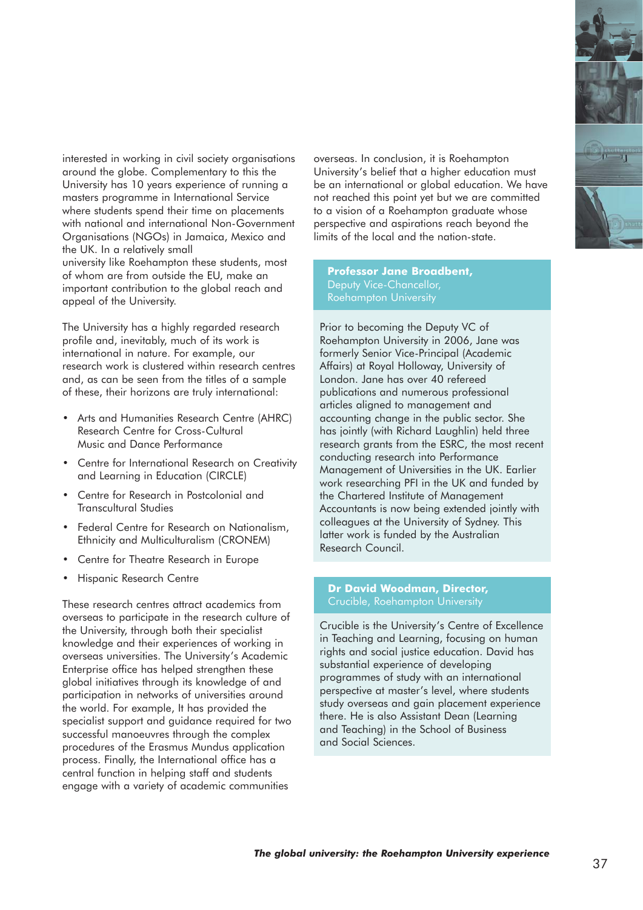interested in working in civil society organisations around the globe. Complementary to this the University has 10 years experience of running a masters programme in International Service where students spend their time on placements with national and international Non-Government Organisations (NGOs) in Jamaica, Mexico and the UK. In a relatively small university like Roehampton these students, most of whom are from outside the EU, make an important contribution to the global reach and appeal of the University.

The University has a highly regarded research profile and, inevitably, much of its work is international in nature. For example, our research work is clustered within research centres and, as can be seen from the titles of a sample of these, their horizons are truly international:

- Arts and Humanities Research Centre (AHRC) Research Centre for Cross-Cultural Music and Dance Performance
- Centre for International Research on Creativity and Learning in Education (CIRCLE)
- Centre for Research in Postcolonial and Transcultural Studies
- Federal Centre for Research on Nationalism, Ethnicity and Multiculturalism (CRONEM)
- Centre for Theatre Research in Europe
- Hispanic Research Centre

These research centres attract academics from overseas to participate in the research culture of the University, through both their specialist knowledge and their experiences of working in overseas universities. The University's Academic Enterprise office has helped strengthen these global initiatives through its knowledge of and participation in networks of universities around the world. For example, It has provided the specialist support and guidance required for two successful manoeuvres through the complex procedures of the Erasmus Mundus application process. Finally, the International office has a central function in helping staff and students engage with a variety of academic communities overseas. In conclusion, it is Roehampton University's belief that a higher education must be an international or global education. We have not reached this point yet but we are committed to a vision of a Roehampton graduate whose perspective and aspirations reach beyond the limits of the local and the nation-state.

**Professor Jane Broadbent,**
Deputy Vice-Chancellor,
Roehampton University

Prior to becoming the Deputy VC of Roehampton University in 2006, Jane was formerly Senior Vice-Principal (Academic Affairs) at Royal Holloway, University of London. Jane has over 40 refereed publications and numerous professional articles aligned to management and accounting change in the public sector. She has jointly (with Richard Laughlin) held three research grants from the ESRC, the most recent conducting research into Performance Management of Universities in the UK. Earlier work researching PFI in the UK and funded by the Chartered Institute of Management Accountants is now being extended jointly with colleagues at the University of Sydney. This latter work is funded by the Australian Research Council.

**Dr David Woodman, Director,**
Crucible, Roehampton University

Crucible is the University's Centre of Excellence in Teaching and Learning, focusing on human rights and social justice education. David has substantial experience of developing programmes of study with an international perspective at master's level, where students study overseas and gain placement experience there. He is also Assistant Dean (Learning and Teaching) in the School of Business and Social Sciences.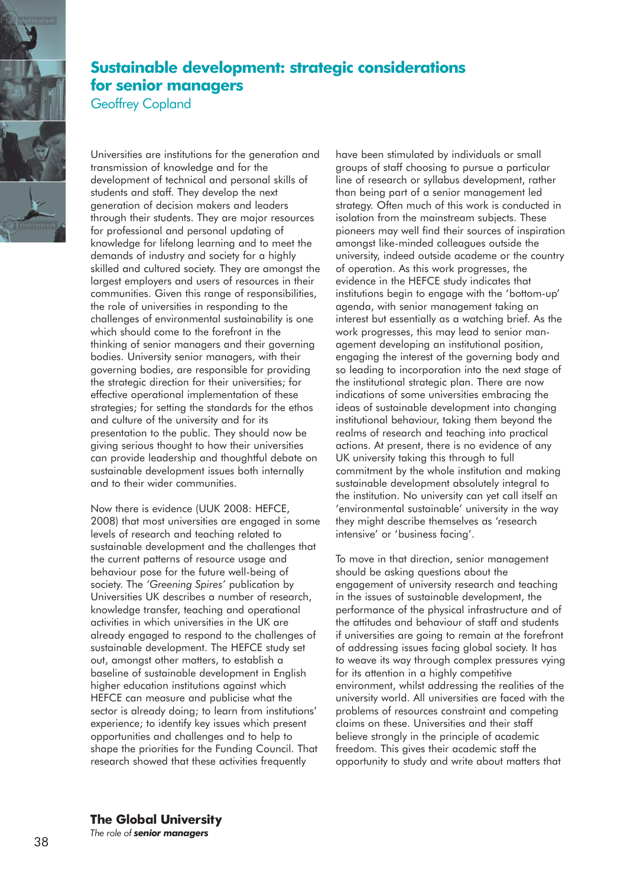# Sustainable development: strategic considerations for senior managers

Geoffrey Copland

Universities are institutions for the generation and transmission of knowledge and for the development of technical and personal skills of students and staff. They develop the next generation of decision makers and leaders through their students. They are major resources for professional and personal updating of knowledge for lifelong learning and to meet the demands of industry and society for a highly skilled and cultured society. They are amongst the largest employers and users of resources in their communities. Given this range of responsibilities, the role of universities in responding to the challenges of environmental sustainability is one which should come to the forefront in the thinking of senior managers and their governing bodies. University senior managers, with their governing bodies, are responsible for providing the strategic direction for their universities; for effective operational implementation of these strategies; for setting the standards for the ethos and culture of the university and for its presentation to the public. They should now be giving serious thought to how their universities can provide leadership and thoughtful debate on sustainable development issues both internally and to their wider communities.

Now there is evidence (UUK 2008: HEFCE, 2008) that most universities are engaged in some levels of research and teaching related to sustainable development and the challenges that the current patterns of resource usage and behaviour pose for the future well-being of society. The *'Greening Spires'* publication by Universities UK describes a number of research, knowledge transfer, teaching and operational activities in which universities in the UK are already engaged to respond to the challenges of sustainable development. The HEFCE study set out, amongst other matters, to establish a baseline of sustainable development in English higher education institutions against which HEFCE can measure and publicise what the sector is already doing; to learn from institutions' experience; to identify key issues which present opportunities and challenges and to help to shape the priorities for the Funding Council. That research showed that these activities frequently have been stimulated by individuals or small groups of staff choosing to pursue a particular line of research or syllabus development, rather than being part of a senior management led strategy. Often much of this work is conducted in isolation from the mainstream subjects. These pioneers may well find their sources of inspiration amongst like-minded colleagues outside the university, indeed outside academe or the country of operation. As this work progresses, the evidence in the HEFCE study indicates that institutions begin to engage with the 'bottom-up' agenda, with senior management taking an interest but essentially as a watching brief. As the work progresses, this may lead to senior management developing an institutional position, engaging the interest of the governing body and so leading to incorporation into the next stage of the institutional strategic plan. There are now indications of some universities embracing the ideas of sustainable development into changing institutional behaviour, taking them beyond the realms of research and teaching into practical actions. At present, there is no evidence of any UK university taking this through to full commitment by the whole institution and making sustainable development absolutely integral to the institution. No university can yet call itself an 'environmental sustainable' university in the way they might describe themselves as 'research intensive' or 'business facing'.

To move in that direction, senior management should be asking questions about the engagement of university research and teaching in the issues of sustainable development, the performance of the physical infrastructure and of the attitudes and behaviour of staff and students if universities are going to remain at the forefront of addressing issues facing global society. It has to weave its way through complex pressures vying for its attention in a highly competitive environment, whilst addressing the realities of the university world. All universities are faced with the problems of resources constraint and competing claims on these. Universities and their staff believe strongly in the principle of academic freedom. This gives their academic staff the opportunity to study and write about matters that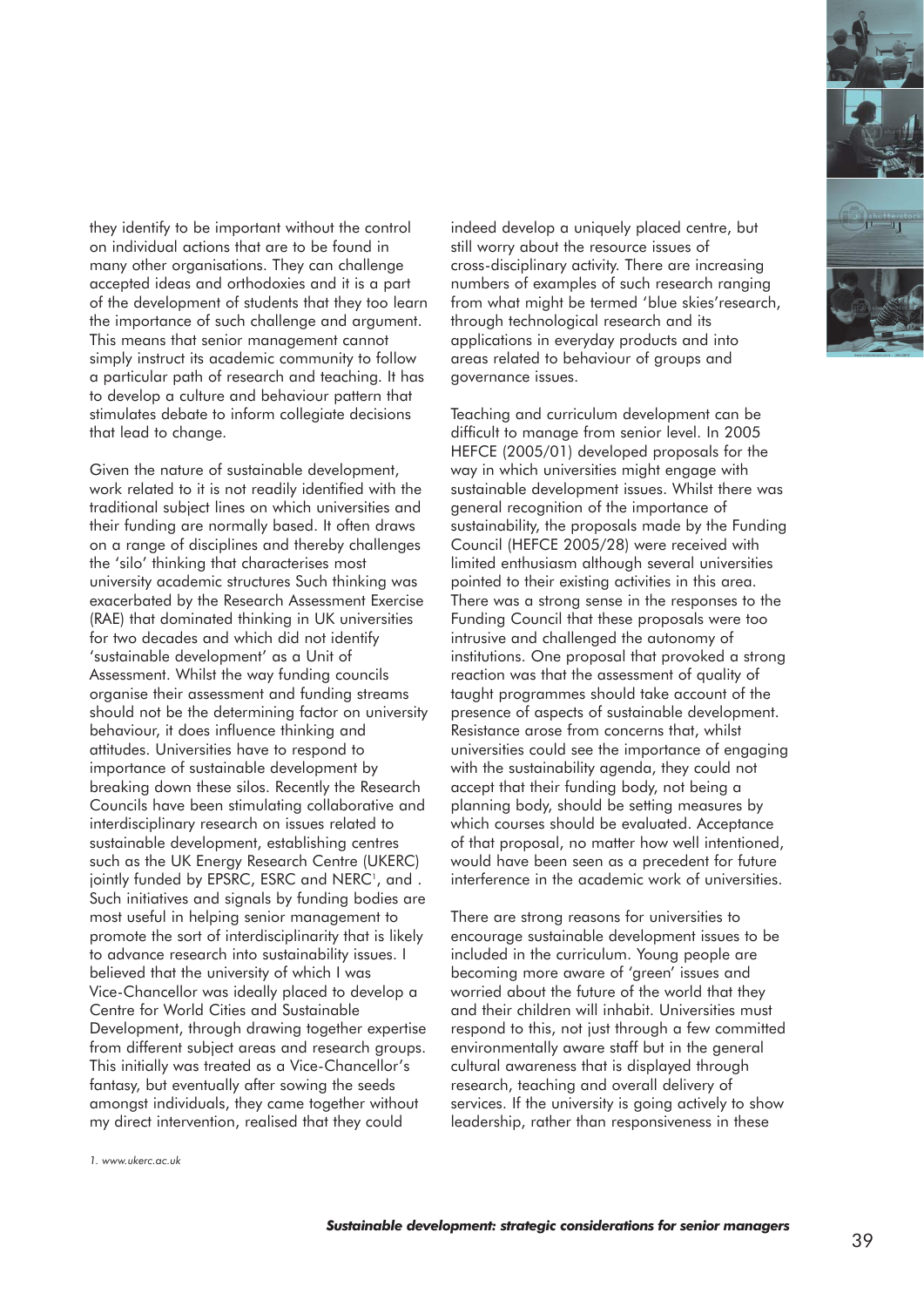they identify to be important without the control on individual actions that are to be found in many other organisations. They can challenge accepted ideas and orthodoxies and it is a part of the development of students that they too learn the importance of such challenge and argument. This means that senior management cannot simply instruct its academic community to follow a particular path of research and teaching. It has to develop a culture and behaviour pattern that stimulates debate to inform collegiate decisions that lead to change.

Given the nature of sustainable development, work related to it is not readily identified with the traditional subject lines on which universities and their funding are normally based. It often draws on a range of disciplines and thereby challenges the 'silo' thinking that characterises most university academic structures Such thinking was exacerbated by the Research Assessment Exercise (RAE) that dominated thinking in UK universities for two decades and which did not identify 'sustainable development' as a Unit of Assessment. Whilst the way funding councils organise their assessment and funding streams should not be the determining factor on university behaviour, it does influence thinking and attitudes. Universities have to respond to importance of sustainable development by breaking down these silos. Recently the Research Councils have been stimulating collaborative and interdisciplinary research on issues related to sustainable development, establishing centres such as the UK Energy Research Centre (UKERC) jointly funded by EPSRC, ESRC and NERC[1], and . Such initiatives and signals by funding bodies are most useful in helping senior management to promote the sort of interdisciplinarity that is likely to advance research into sustainability issues. I believed that the university of which I was Vice-Chancellor was ideally placed to develop a Centre for World Cities and Sustainable Development, through drawing together expertise from different subject areas and research groups. This initially was treated as a Vice-Chancellor's fantasy, but eventually after sowing the seeds amongst individuals, they came together without my direct intervention, realised that they could indeed develop a uniquely placed centre, but still worry about the resource issues of cross-disciplinary activity. There are increasing numbers of examples of such research ranging from what might be termed 'blue skies'research, through technological research and its applications in everyday products and into areas related to behaviour of groups and governance issues.

Teaching and curriculum development can be difficult to manage from senior level. In 2005 HEFCE (2005/01) developed proposals for the way in which universities might engage with sustainable development issues. Whilst there was general recognition of the importance of sustainability, the proposals made by the Funding Council (HEFCE 2005/28) were received with limited enthusiasm although several universities pointed to their existing activities in this area. There was a strong sense in the responses to the Funding Council that these proposals were too intrusive and challenged the autonomy of institutions. One proposal that provoked a strong reaction was that the assessment of quality of taught programmes should take account of the presence of aspects of sustainable development. Resistance arose from concerns that, whilst universities could see the importance of engaging with the sustainability agenda, they could not accept that their funding body, not being a planning body, should be setting measures by which courses should be evaluated. Acceptance of that proposal, no matter how well intentioned, would have been seen as a precedent for future interference in the academic work of universities.

There are strong reasons for universities to encourage sustainable development issues to be included in the curriculum. Young people are becoming more aware of 'green' issues and worried about the future of the world that they and their children will inhabit. Universities must respond to this, not just through a few committed environmentally aware staff but in the general cultural awareness that is displayed through research, teaching and overall delivery of services. If the university is going actively to show leadership, rather than responsiveness in these

1. www.ukerc.ac.uk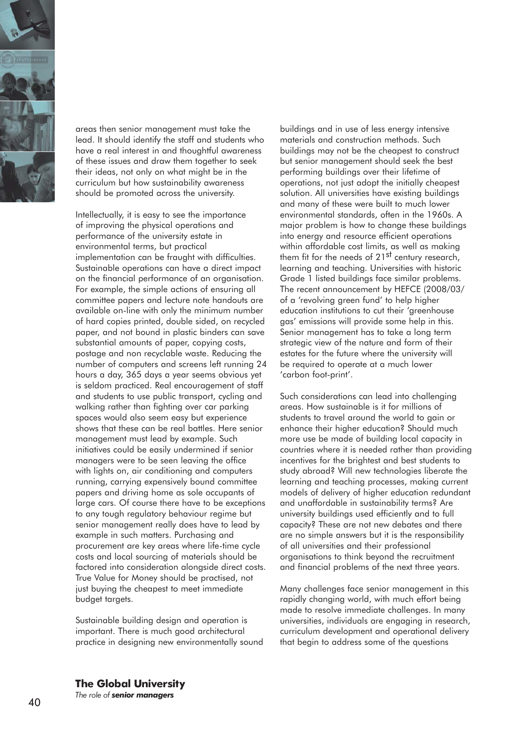areas then senior management must take the lead. It should identify the staff and students who have a real interest in and thoughtful awareness of these issues and draw them together to seek their ideas, not only on what might be in the curriculum but how sustainability awareness should be promoted across the university.

Intellectually, it is easy to see the importance of improving the physical operations and performance of the university estate in environmental terms, but practical implementation can be fraught with difficulties. Sustainable operations can have a direct impact on the financial performance of an organisation. For example, the simple actions of ensuring all committee papers and lecture note handouts are available on-line with only the minimum number of hard copies printed, double sided, on recycled paper, and not bound in plastic binders can save substantial amounts of paper, copying costs, postage and non recyclable waste. Reducing the number of computers and screens left running 24 hours a day, 365 days a year seems obvious yet is seldom practiced. Real encouragement of staff and students to use public transport, cycling and walking rather than fighting over car parking spaces would also seem easy but experience shows that these can be real battles. Here senior management must lead by example. Such initiatives could be easily undermined if senior managers were to be seen leaving the office with lights on, air conditioning and computers running, carrying expensively bound committee papers and driving home as sole occupants of large cars. Of course there have to be exceptions to any tough regulatory behaviour regime but senior management really does have to lead by example in such matters. Purchasing and procurement are key areas where life-time cycle costs and local sourcing of materials should be factored into consideration alongside direct costs. True Value for Money should be practised, not just buying the cheapest to meet immediate budget targets.

Sustainable building design and operation is important. There is much good architectural practice in designing new environmentally sound buildings and in use of less energy intensive materials and construction methods. Such buildings may not be the cheapest to construct but senior management should seek the best performing buildings over their lifetime of operations, not just adopt the initially cheapest solution. All universities have existing buildings and many of these were built to much lower environmental standards, often in the 1960s. A major problem is how to change these buildings into energy and resource efficient operations within affordable cost limits, as well as making them fit for the needs of 21st century research, learning and teaching. Universities with historic Grade 1 listed buildings face similar problems. The recent announcement by HEFCE (2008/03/ of a 'revolving green fund' to help higher education institutions to cut their 'greenhouse gas' emissions will provide some help in this. Senior management has to take a long term strategic view of the nature and form of their estates for the future where the university will be required to operate at a much lower 'carbon foot-print'.

Such considerations can lead into challenging areas. How sustainable is it for millions of students to travel around the world to gain or enhance their higher education? Should much more use be made of building local capacity in countries where it is needed rather than providing incentives for the brightest and best students to study abroad? Will new technologies liberate the learning and teaching processes, making current models of delivery of higher education redundant and unaffordable in sustainability terms? Are university buildings used efficiently and to full capacity? These are not new debates and there are no simple answers but it is the responsibility of all universities and their professional organisations to think beyond the recruitment and financial problems of the next three years.

Many challenges face senior management in this rapidly changing world, with much effort being made to resolve immediate challenges. In many universities, individuals are engaging in research, curriculum development and operational delivery that begin to address some of the questions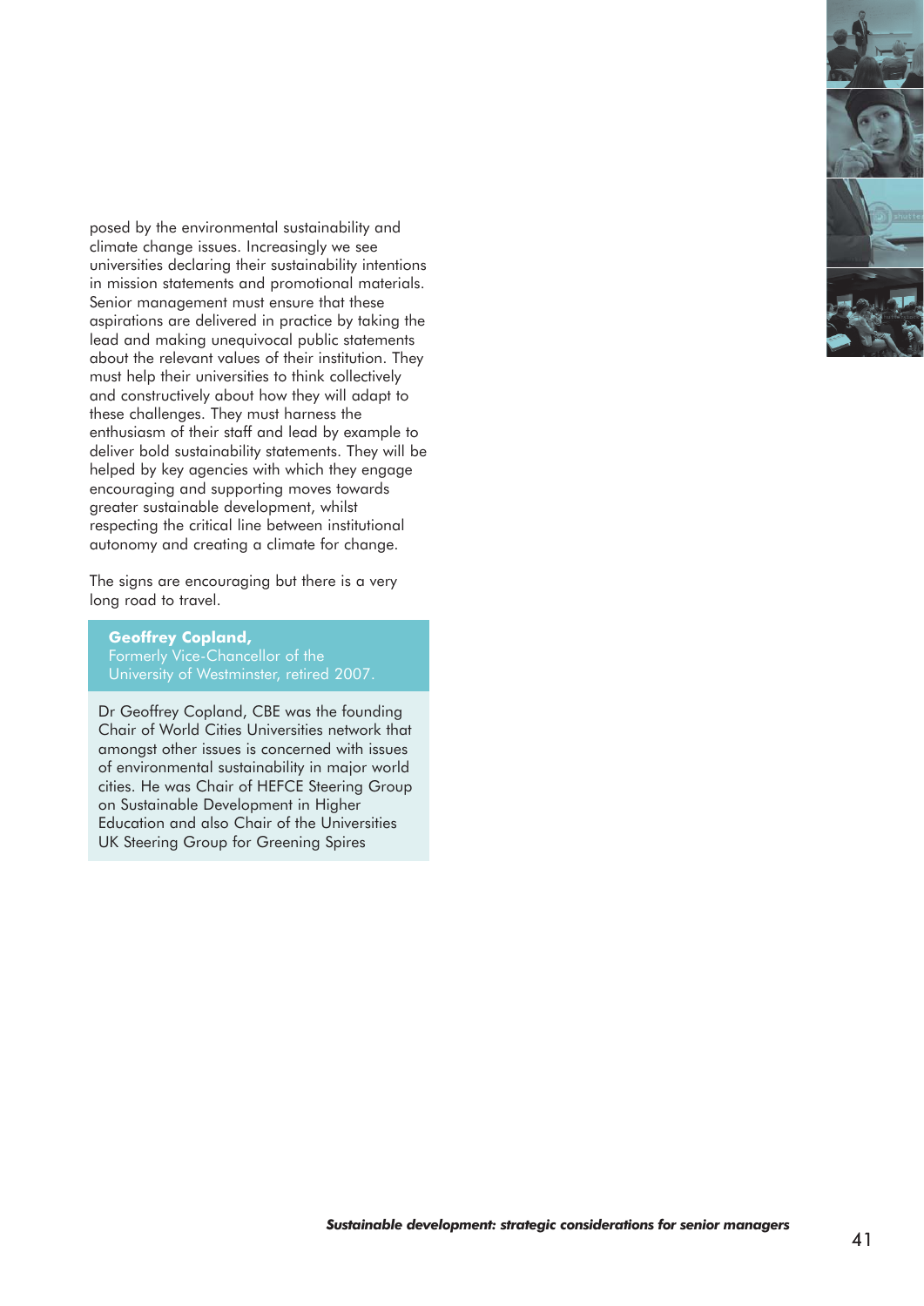posed by the environmental sustainability and climate change issues. Increasingly we see universities declaring their sustainability intentions in mission statements and promotional materials. Senior management must ensure that these aspirations are delivered in practice by taking the lead and making unequivocal public statements about the relevant values of their institution. They must help their universities to think collectively and constructively about how they will adapt to these challenges. They must harness the enthusiasm of their staff and lead by example to deliver bold sustainability statements. They will be helped by key agencies with which they engage encouraging and supporting moves towards greater sustainable development, whilst respecting the critical line between institutional autonomy and creating a climate for change.

The signs are encouraging but there is a very long road to travel.

**Geoffrey Copland,**
Formerly Vice-Chancellor of the University of Westminster, retired 2007.

Dr Geoffrey Copland, CBE was the founding Chair of World Cities Universities network that amongst other issues is concerned with issues of environmental sustainability in major world cities. He was Chair of HEFCE Steering Group on Sustainable Development in Higher Education and also Chair of the Universities UK Steering Group for Greening Spires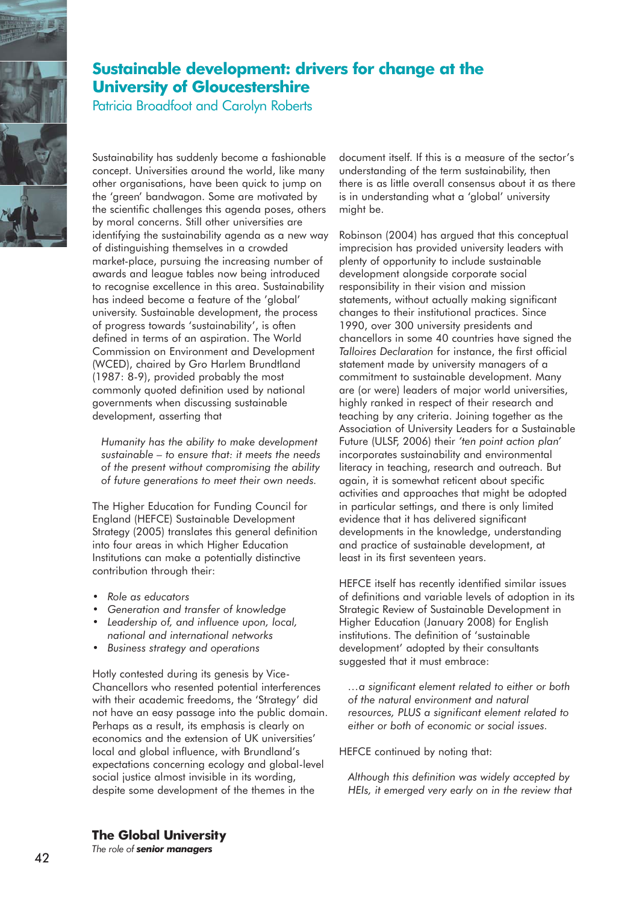# Sustainable development: drivers for change at the University of Gloucestershire

Patricia Broadfoot and Carolyn Roberts

Sustainability has suddenly become a fashionable concept. Universities around the world, like many other organisations, have been quick to jump on the 'green' bandwagon. Some are motivated by the scientific challenges this agenda poses, others by moral concerns. Still other universities are identifying the sustainability agenda as a new way of distinguishing themselves in a crowded market-place, pursuing the increasing number of awards and league tables now being introduced to recognise excellence in this area. Sustainability has indeed become a feature of the 'global' university. Sustainable development, the process of progress towards 'sustainability', is often defined in terms of an aspiration. The World Commission on Environment and Development (WCED), chaired by Gro Harlem Brundtland (1987: 8-9), provided probably the most commonly quoted definition used by national governments when discussing sustainable development, asserting that

> *Humanity has the ability to make development sustainable – to ensure that: it meets the needs of the present without compromising the ability of future generations to meet their own needs.*

The Higher Education for Funding Council for England (HEFCE) Sustainable Development Strategy (2005) translates this general definition into four areas in which Higher Education Institutions can make a potentially distinctive contribution through their:

- *Role as educators*
- *Generation and transfer of knowledge*
- *Leadership of, and influence upon, local, national and international networks*
- *Business strategy and operations*

Hotly contested during its genesis by Vice-Chancellors who resented potential interferences with their academic freedoms, the 'Strategy' did not have an easy passage into the public domain. Perhaps as a result, its emphasis is clearly on economics and the extension of UK universities' local and global influence, with Brundland's expectations concerning ecology and global-level social justice almost invisible in its wording, despite some development of the themes in the document itself. If this is a measure of the sector's understanding of the term sustainability, then there is as little overall consensus about it as there is in understanding what a 'global' university might be.

Robinson (2004) has argued that this conceptual imprecision has provided university leaders with plenty of opportunity to include sustainable development alongside corporate social responsibility in their vision and mission statements, without actually making significant changes to their institutional practices. Since 1990, over 300 university presidents and chancellors in some 40 countries have signed the *Talloires Declaration* for instance, the first official statement made by university managers of a commitment to sustainable development. Many are (or were) leaders of major world universities, highly ranked in respect of their research and teaching by any criteria. Joining together as the Association of University Leaders for a Sustainable Future (ULSF, 2006) their *'ten point action plan'* incorporates sustainability and environmental literacy in teaching, research and outreach. But again, it is somewhat reticent about specific activities and approaches that might be adopted in particular settings, and there is only limited evidence that it has delivered significant developments in the knowledge, understanding and practice of sustainable development, at least in its first seventeen years.

HEFCE itself has recently identified similar issues of definitions and variable levels of adoption in its Strategic Review of Sustainable Development in Higher Education (January 2008) for English institutions. The definition of 'sustainable development' adopted by their consultants suggested that it must embrace:

> *…a significant element related to either or both of the natural environment and natural resources, PLUS a significant element related to either or both of economic or social issues.*

HEFCE continued by noting that:

> *Although this definition was widely accepted by HEIs, it emerged very early on in the review that*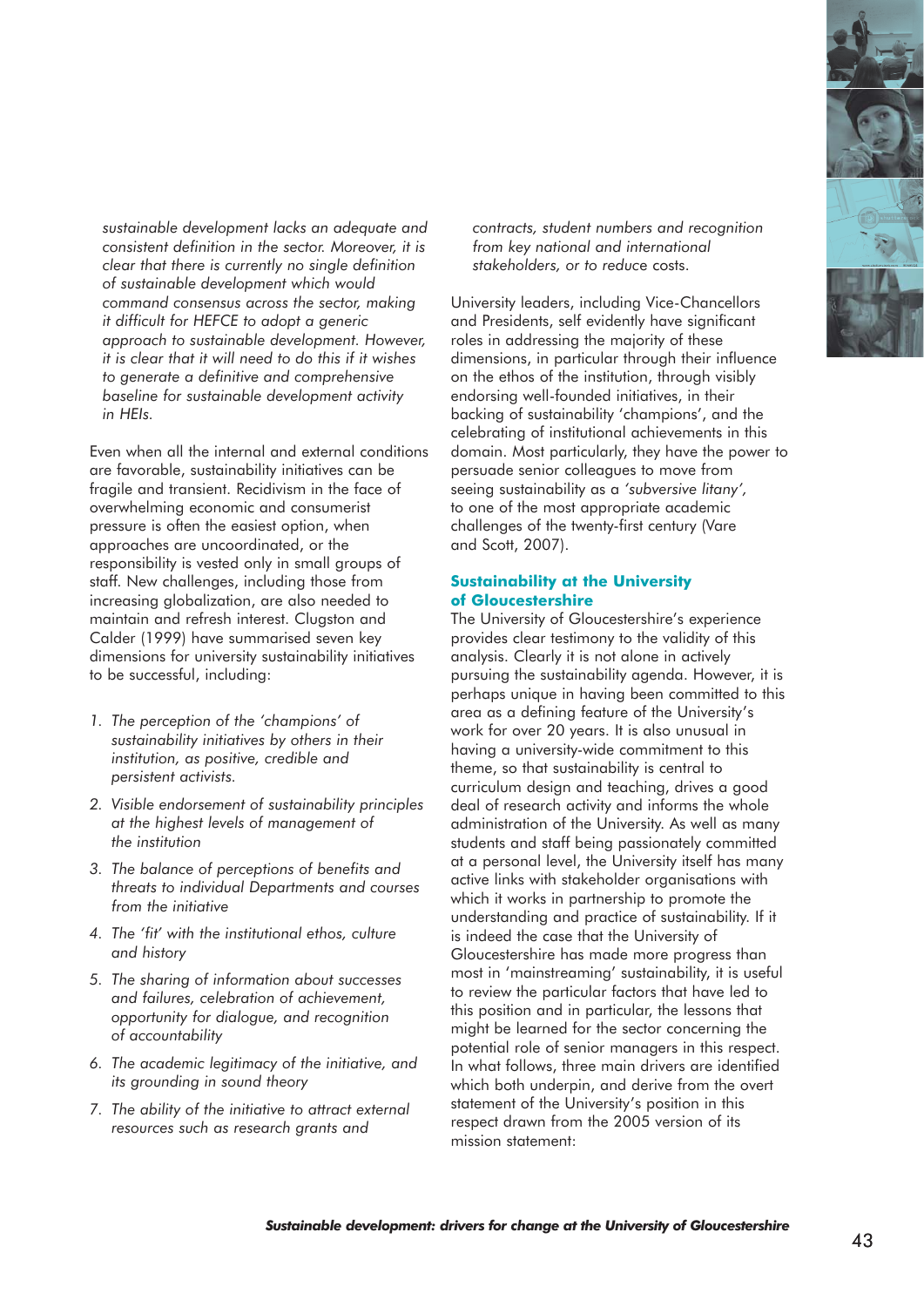*sustainable development lacks an adequate and consistent definition in the sector. Moreover, it is clear that there is currently no single definition of sustainable development which would command consensus across the sector, making it difficult for HEFCE to adopt a generic approach to sustainable development. However, it is clear that it will need to do this if it wishes to generate a definitive and comprehensive baseline for sustainable development activity in HEIs.*

Even when all the internal and external conditions are favorable, sustainability initiatives can be fragile and transient. Recidivism in the face of overwhelming economic and consumerist pressure is often the easiest option, when approaches are uncoordinated, or the responsibility is vested only in small groups of staff. New challenges, including those from increasing globalization, are also needed to maintain and refresh interest. Clugston and Calder (1999) have summarised seven key dimensions for university sustainability initiatives to be successful, including:

1. *The perception of the 'champions' of sustainability initiatives by others in their institution, as positive, credible and persistent activists.*
2. *Visible endorsement of sustainability principles at the highest levels of management of the institution*
3. *The balance of perceptions of benefits and threats to individual Departments and courses from the initiative*
4. *The 'fit' with the institutional ethos, culture and history*
5. *The sharing of information about successes and failures, celebration of achievement, opportunity for dialogue, and recognition of accountability*
6. *The academic legitimacy of the initiative, and its grounding in sound theory*
7. *The ability of the initiative to attract external resources such as research grants and contracts, student numbers and recognition from key national and international stakeholders, or to reduce costs.*

University leaders, including Vice-Chancellors and Presidents, self evidently have significant roles in addressing the majority of these dimensions, in particular through their influence on the ethos of the institution, through visibly endorsing well-founded initiatives, in their backing of sustainability 'champions', and the celebrating of institutional achievements in this domain. Most particularly, they have the power to persuade senior colleagues to move from seeing sustainability as a *'subversive litany',* to one of the most appropriate academic challenges of the twenty-first century (Vare and Scott, 2007).

## Sustainability at the University of Gloucestershire

The University of Gloucestershire's experience provides clear testimony to the validity of this analysis. Clearly it is not alone in actively pursuing the sustainability agenda. However, it is perhaps unique in having been committed to this area as a defining feature of the University's work for over 20 years. It is also unusual in having a university-wide commitment to this theme, so that sustainability is central to curriculum design and teaching, drives a good deal of research activity and informs the whole administration of the University. As well as many students and staff being passionately committed at a personal level, the University itself has many active links with stakeholder organisations with which it works in partnership to promote the understanding and practice of sustainability. If it is indeed the case that the University of Gloucestershire has made more progress than most in 'mainstreaming' sustainability, it is useful to review the particular factors that have led to this position and in particular, the lessons that might be learned for the sector concerning the potential role of senior managers in this respect. In what follows, three main drivers are identified which both underpin, and derive from the overt statement of the University's position in this respect drawn from the 2005 version of its mission statement: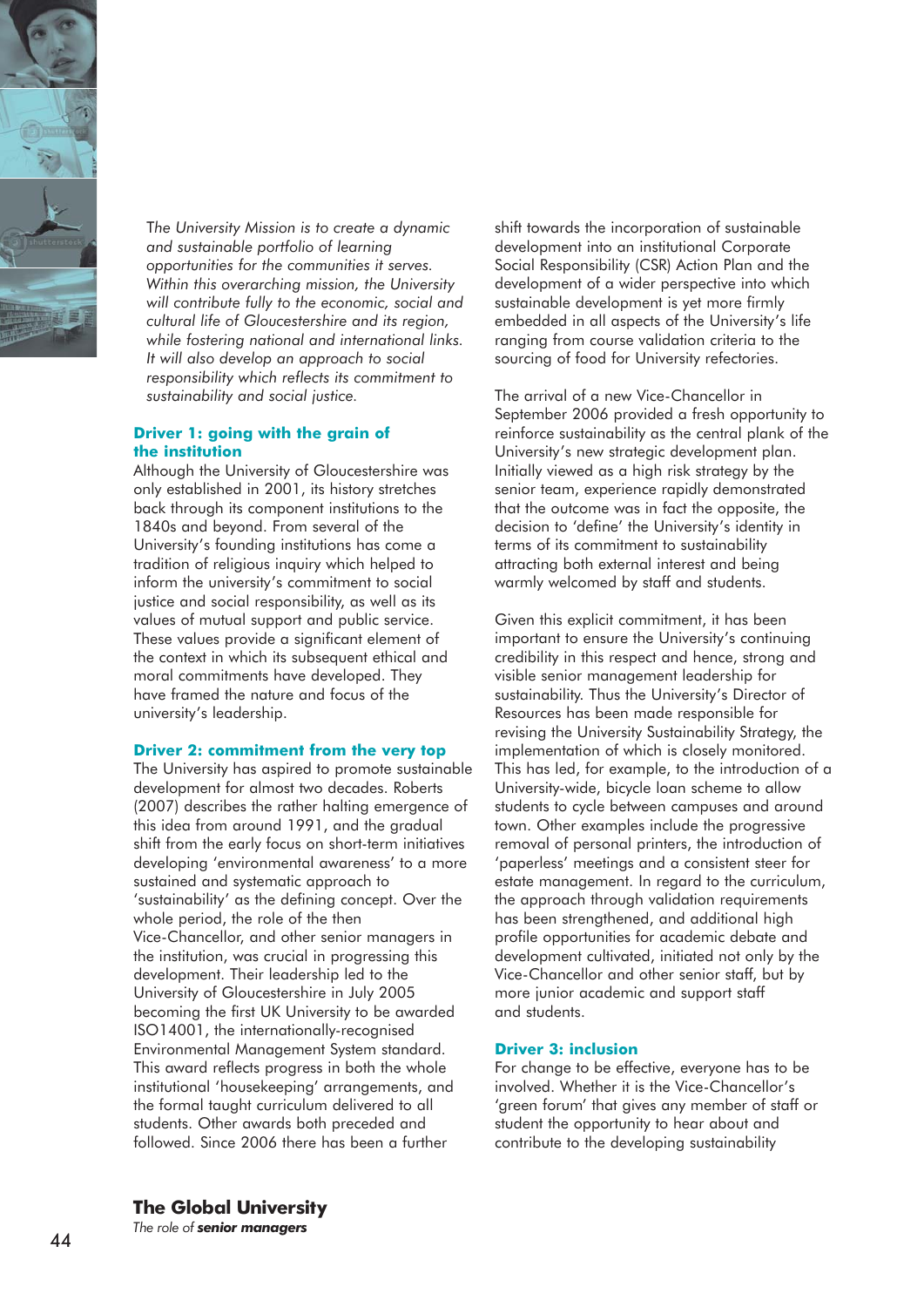*The University Mission is to create a dynamic and sustainable portfolio of learning opportunities for the communities it serves. Within this overarching mission, the University will contribute fully to the economic, social and cultural life of Gloucestershire and its region, while fostering national and international links. It will also develop an approach to social responsibility which reflects its commitment to sustainability and social justice.*

### Driver 1: going with the grain of the institution

Although the University of Gloucestershire was only established in 2001, its history stretches back through its component institutions to the 1840s and beyond. From several of the University's founding institutions has come a tradition of religious inquiry which helped to inform the university's commitment to social justice and social responsibility, as well as its values of mutual support and public service. These values provide a significant element of the context in which its subsequent ethical and moral commitments have developed. They have framed the nature and focus of the university's leadership.

### Driver 2: commitment from the very top

The University has aspired to promote sustainable development for almost two decades. Roberts (2007) describes the rather halting emergence of this idea from around 1991, and the gradual shift from the early focus on short-term initiatives developing 'environmental awareness' to a more sustained and systematic approach to 'sustainability' as the defining concept. Over the whole period, the role of the then Vice-Chancellor, and other senior managers in the institution, was crucial in progressing this development. Their leadership led to the University of Gloucestershire in July 2005 becoming the first UK University to be awarded ISO14001, the internationally-recognised Environmental Management System standard. This award reflects progress in both the whole institutional 'housekeeping' arrangements, and the formal taught curriculum delivered to all students. Other awards both preceded and followed. Since 2006 there has been a further shift towards the incorporation of sustainable development into an institutional Corporate Social Responsibility (CSR) Action Plan and the development of a wider perspective into which sustainable development is yet more firmly embedded in all aspects of the University's life ranging from course validation criteria to the sourcing of food for University refectories.

The arrival of a new Vice-Chancellor in September 2006 provided a fresh opportunity to reinforce sustainability as the central plank of the University's new strategic development plan. Initially viewed as a high risk strategy by the senior team, experience rapidly demonstrated that the outcome was in fact the opposite, the decision to 'define' the University's identity in terms of its commitment to sustainability attracting both external interest and being warmly welcomed by staff and students.

Given this explicit commitment, it has been important to ensure the University's continuing credibility in this respect and hence, strong and visible senior management leadership for sustainability. Thus the University's Director of Resources has been made responsible for revising the University Sustainability Strategy, the implementation of which is closely monitored. This has led, for example, to the introduction of a University-wide, bicycle loan scheme to allow students to cycle between campuses and around town. Other examples include the progressive removal of personal printers, the introduction of 'paperless' meetings and a consistent steer for estate management. In regard to the curriculum, the approach through validation requirements has been strengthened, and additional high profile opportunities for academic debate and development cultivated, initiated not only by the Vice-Chancellor and other senior staff, but by more junior academic and support staff and students.

### Driver 3: inclusion

For change to be effective, everyone has to be involved. Whether it is the Vice-Chancellor's 'green forum' that gives any member of staff or student the opportunity to hear about and contribute to the developing sustainability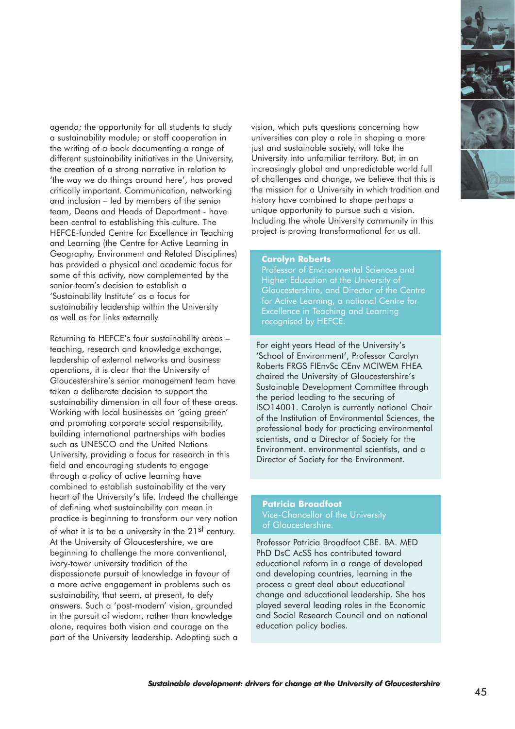agenda; the opportunity for all students to study a sustainability module; or staff cooperation in the writing of a book documenting a range of different sustainability initiatives in the University, the creation of a strong narrative in relation to 'the way we do things around here', has proved critically important. Communication, networking and inclusion – led by members of the senior team, Deans and Heads of Department - have been central to establishing this culture. The HEFCE-funded Centre for Excellence in Teaching and Learning (the Centre for Active Learning in Geography, Environment and Related Disciplines) has provided a physical and academic focus for some of this activity, now complemented by the senior team's decision to establish a 'Sustainability Institute' as a focus for sustainability leadership within the University as well as for links externally

Returning to HEFCE's four sustainability areas – teaching, research and knowledge exchange, leadership of external networks and business operations, it is clear that the University of Gloucestershire's senior management team have taken a deliberate decision to support the sustainability dimension in all four of these areas. Working with local businesses on 'going green' and promoting corporate social responsibility, building international partnerships with bodies such as UNESCO and the United Nations University, providing a focus for research in this field and encouraging students to engage through a policy of active learning have combined to establish sustainability at the very heart of the University's life. Indeed the challenge of defining what sustainability can mean in practice is beginning to transform our very notion of what it is to be a university in the 21st century. At the University of Gloucestershire, we are beginning to challenge the more conventional, ivory-tower university tradition of the dispassionate pursuit of knowledge in favour of a more active engagement in problems such as sustainability, that seem, at present, to defy answers. Such a 'post-modern' vision, grounded in the pursuit of wisdom, rather than knowledge alone, requires both vision and courage on the part of the University leadership. Adopting such a vision, which puts questions concerning how universities can play a role in shaping a more just and sustainable society, will take the University into unfamiliar territory. But, in an increasingly global and unpredictable world full of challenges and change, we believe that this is the mission for a University in which tradition and history have combined to shape perhaps a unique opportunity to pursue such a vision. Including the whole University community in this project is proving transformational for us all.

**Carolyn Roberts**
Professor of Environmental Sciences and Higher Education at the University of Gloucestershire, and Director of the Centre for Active Learning, a national Centre for Excellence in Teaching and Learning recognised by HEFCE.

For eight years Head of the University's 'School of Environment', Professor Carolyn Roberts FRGS FIEnvSc CEnv MCIWEM FHEA chaired the University of Gloucestershire's Sustainable Development Committee through the period leading to the securing of ISO14001. Carolyn is currently national Chair of the Institution of Environmental Sciences, the professional body for practicing environmental scientists, and a Director of Society for the Environment. environmental scientists, and a Director of Society for the Environment.

**Patricia Broadfoot**
Vice-Chancellor of the University of Gloucestershire.

Professor Patricia Broadfoot CBE. BA. MED PhD DsC AcSS has contributed toward educational reform in a range of developed and developing countries, learning in the process a great deal about educational change and educational leadership. She has played several leading roles in the Economic and Social Research Council and on national education policy bodies.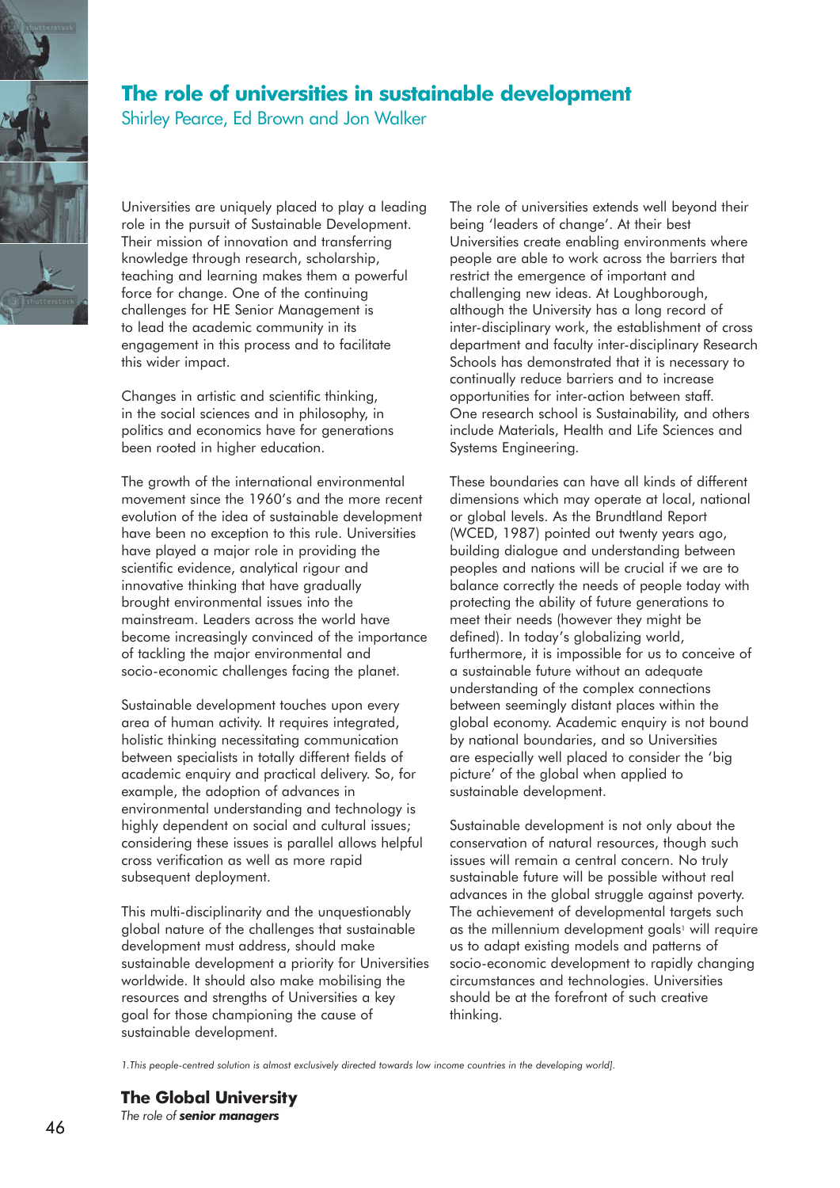# The role of universities in sustainable development

Shirley Pearce, Ed Brown and Jon Walker

Universities are uniquely placed to play a leading role in the pursuit of Sustainable Development. Their mission of innovation and transferring knowledge through research, scholarship, teaching and learning makes them a powerful force for change. One of the continuing challenges for HE Senior Management is to lead the academic community in its engagement in this process and to facilitate this wider impact.

Changes in artistic and scientific thinking, in the social sciences and in philosophy, in politics and economics have for generations been rooted in higher education.

The growth of the international environmental movement since the 1960's and the more recent evolution of the idea of sustainable development have been no exception to this rule. Universities have played a major role in providing the scientific evidence, analytical rigour and innovative thinking that have gradually brought environmental issues into the mainstream. Leaders across the world have become increasingly convinced of the importance of tackling the major environmental and socio-economic challenges facing the planet.

Sustainable development touches upon every area of human activity. It requires integrated, holistic thinking necessitating communication between specialists in totally different fields of academic enquiry and practical delivery. So, for example, the adoption of advances in environmental understanding and technology is highly dependent on social and cultural issues; considering these issues is parallel allows helpful cross verification as well as more rapid subsequent deployment.

This multi-disciplinarity and the unquestionably global nature of the challenges that sustainable development must address, should make sustainable development a priority for Universities worldwide. It should also make mobilising the resources and strengths of Universities a key goal for those championing the cause of sustainable development.

The role of universities extends well beyond their being 'leaders of change'. At their best Universities create enabling environments where people are able to work across the barriers that restrict the emergence of important and challenging new ideas. At Loughborough, although the University has a long record of inter-disciplinary work, the establishment of cross department and faculty inter-disciplinary Research Schools has demonstrated that it is necessary to continually reduce barriers and to increase opportunities for inter-action between staff. One research school is Sustainability, and others include Materials, Health and Life Sciences and Systems Engineering.

These boundaries can have all kinds of different dimensions which may operate at local, national or global levels. As the Brundtland Report (WCED, 1987) pointed out twenty years ago, building dialogue and understanding between peoples and nations will be crucial if we are to balance correctly the needs of people today with protecting the ability of future generations to meet their needs (however they might be defined). In today's globalizing world, furthermore, it is impossible for us to conceive of a sustainable future without an adequate understanding of the complex connections between seemingly distant places within the global economy. Academic enquiry is not bound by national boundaries, and so Universities are especially well placed to consider the 'big picture' of the global when applied to sustainable development.

Sustainable development is not only about the conservation of natural resources, though such issues will remain a central concern. No truly sustainable future will be possible without real advances in the global struggle against poverty. The achievement of developmental targets such as the millennium development goals[1] will require us to adapt existing models and patterns of socio-economic development to rapidly changing circumstances and technologies. Universities should be at the forefront of such creative thinking.

*1.This people-centred solution is almost exclusively directed towards low income countries in the developing world].*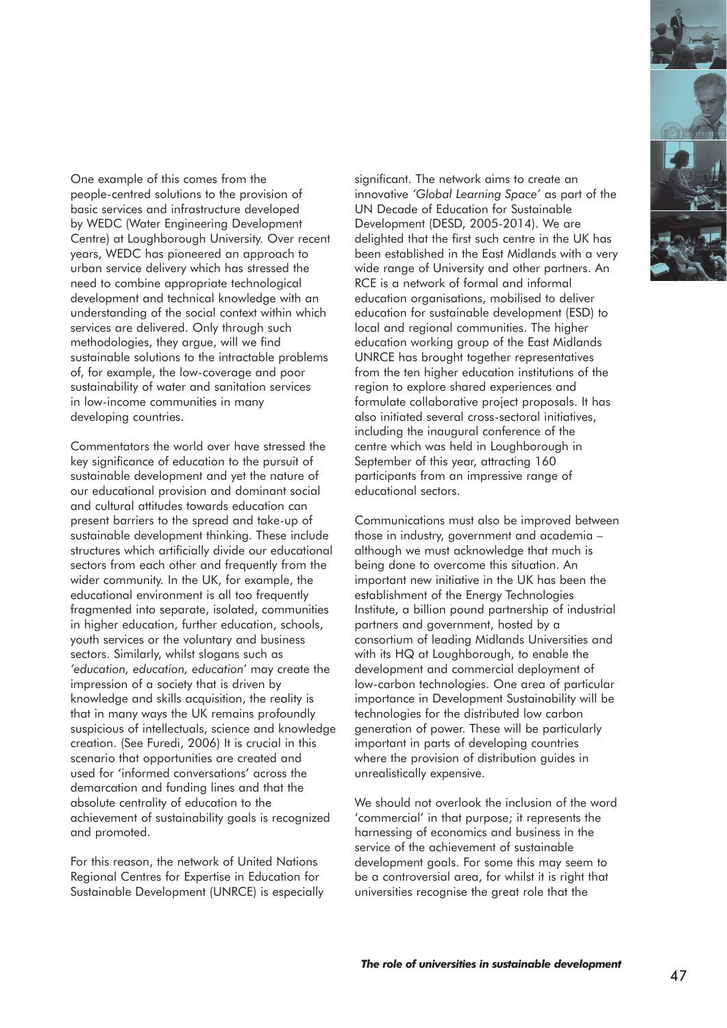One example of this comes from the people-centred solutions to the provision of basic services and infrastructure developed by WEDC (Water Engineering Development Centre) at Loughborough University. Over recent years, WEDC has pioneered an approach to urban service delivery which has stressed the need to combine appropriate technological development and technical knowledge with an understanding of the social context within which services are delivered. Only through such methodologies, they argue, will we find sustainable solutions to the intractable problems of, for example, the low-coverage and poor sustainability of water and sanitation services in low-income communities in many developing countries.

Commentators the world over have stressed the key significance of education to the pursuit of sustainable development and yet the nature of our educational provision and dominant social and cultural attitudes towards education can present barriers to the spread and take-up of sustainable development thinking. These include structures which artificially divide our educational sectors from each other and frequently from the wider community. In the UK, for example, the educational environment is all too frequently fragmented into separate, isolated, communities in higher education, further education, schools, youth services or the voluntary and business sectors. Similarly, whilst slogans such as *'education, education, education'* may create the impression of a society that is driven by knowledge and skills acquisition, the reality is that in many ways the UK remains profoundly suspicious of intellectuals, science and knowledge creation. (See Furedi, 2006) It is crucial in this scenario that opportunities are created and used for 'informed conversations' across the demarcation and funding lines and that the absolute centrality of education to the achievement of sustainability goals is recognized and promoted.

For this reason, the network of United Nations Regional Centres for Expertise in Education for Sustainable Development (UNRCE) is especially significant. The network aims to create an innovative *'Global Learning Space'* as part of the UN Decade of Education for Sustainable Development (DESD, 2005-2014). We are delighted that the first such centre in the UK has been established in the East Midlands with a very wide range of University and other partners. An RCE is a network of formal and informal education organisations, mobilised to deliver education for sustainable development (ESD) to local and regional communities. The higher education working group of the East Midlands UNRCE has brought together representatives from the ten higher education institutions of the region to explore shared experiences and formulate collaborative project proposals. It has also initiated several cross-sectoral initiatives, including the inaugural conference of the centre which was held in Loughborough in September of this year, attracting 160 participants from an impressive range of educational sectors.

Communications must also be improved between those in industry, government and academia – although we must acknowledge that much is being done to overcome this situation. An important new initiative in the UK has been the establishment of the Energy Technologies Institute, a billion pound partnership of industrial partners and government, hosted by a consortium of leading Midlands Universities and with its HQ at Loughborough, to enable the development and commercial deployment of low-carbon technologies. One area of particular importance in Development Sustainability will be technologies for the distributed low carbon generation of power. These will be particularly important in parts of developing countries where the provision of distribution guides in unrealistically expensive.

We should not overlook the inclusion of the word 'commercial' in that purpose; it represents the harnessing of economics and business in the service of the achievement of sustainable development goals. For some this may seem to be a controversial area, for whilst it is right that universities recognise the great role that the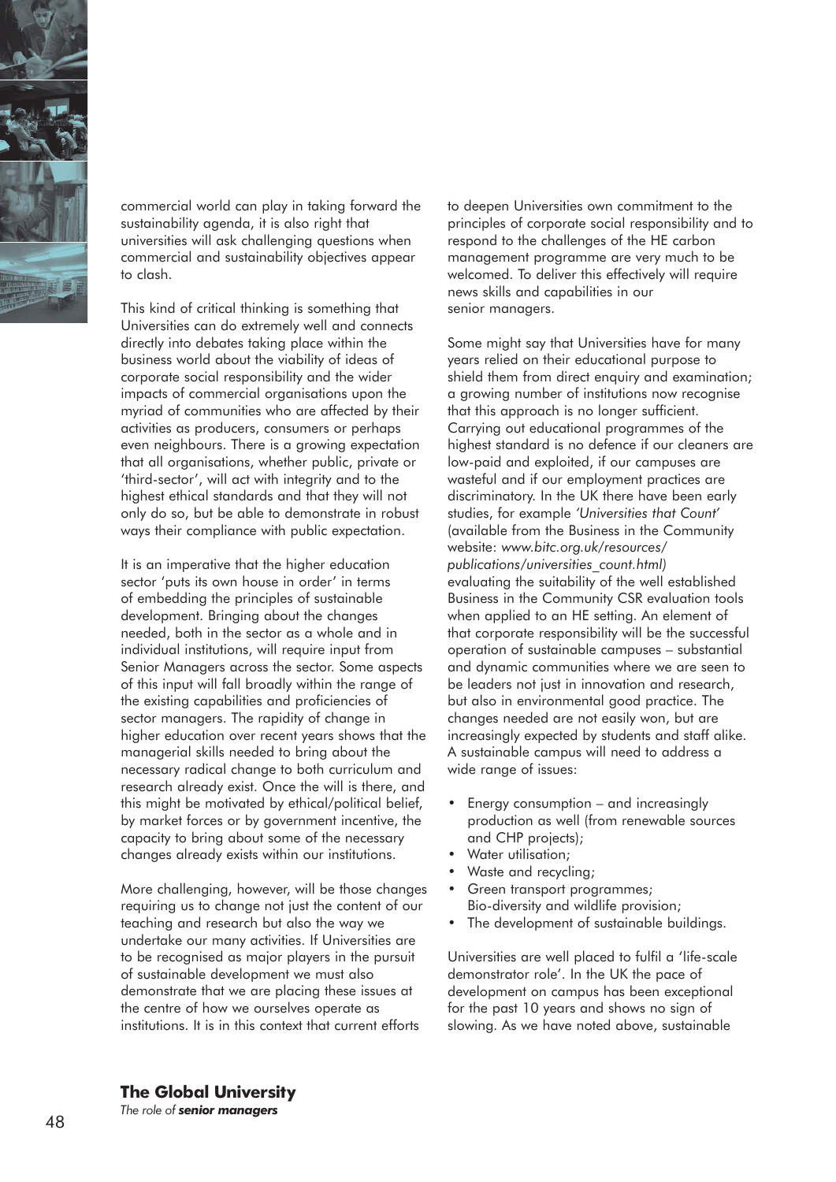commercial world can play in taking forward the sustainability agenda, it is also right that universities will ask challenging questions when commercial and sustainability objectives appear to clash.

This kind of critical thinking is something that Universities can do extremely well and connects directly into debates taking place within the business world about the viability of ideas of corporate social responsibility and the wider impacts of commercial organisations upon the myriad of communities who are affected by their activities as producers, consumers or perhaps even neighbours. There is a growing expectation that all organisations, whether public, private or 'third-sector', will act with integrity and to the highest ethical standards and that they will not only do so, but be able to demonstrate in robust ways their compliance with public expectation.

It is an imperative that the higher education sector 'puts its own house in order' in terms of embedding the principles of sustainable development. Bringing about the changes needed, both in the sector as a whole and in individual institutions, will require input from Senior Managers across the sector. Some aspects of this input will fall broadly within the range of the existing capabilities and proficiencies of sector managers. The rapidity of change in higher education over recent years shows that the managerial skills needed to bring about the necessary radical change to both curriculum and research already exist. Once the will is there, and this might be motivated by ethical/political belief, by market forces or by government incentive, the capacity to bring about some of the necessary changes already exists within our institutions.

More challenging, however, will be those changes requiring us to change not just the content of our teaching and research but also the way we undertake our many activities. If Universities are to be recognised as major players in the pursuit of sustainable development we must also demonstrate that we are placing these issues at the centre of how we ourselves operate as institutions. It is in this context that current efforts to deepen Universities own commitment to the principles of corporate social responsibility and to respond to the challenges of the HE carbon management programme are very much to be welcomed. To deliver this effectively will require news skills and capabilities in our senior managers.

Some might say that Universities have for many years relied on their educational purpose to shield them from direct enquiry and examination; a growing number of institutions now recognise that this approach is no longer sufficient. Carrying out educational programmes of the highest standard is no defence if our cleaners are low-paid and exploited, if our campuses are wasteful and if our employment practices are discriminatory. In the UK there have been early studies, for example *'Universities that Count'* (available from the Business in the Community website: *www.bitc.org.uk/resources/publications/universities_count.html)* evaluating the suitability of the well established Business in the Community CSR evaluation tools when applied to an HE setting. An element of that corporate responsibility will be the successful operation of sustainable campuses – substantial and dynamic communities where we are seen to be leaders not just in innovation and research, but also in environmental good practice. The changes needed are not easily won, but are increasingly expected by students and staff alike. A sustainable campus will need to address a wide range of issues:

- Energy consumption – and increasingly production as well (from renewable sources and CHP projects);
- Water utilisation;
- Waste and recycling;
- Green transport programmes;
  Bio-diversity and wildlife provision;
- The development of sustainable buildings.

Universities are well placed to fulfil a 'life-scale demonstrator role'. In the UK the pace of development on campus has been exceptional for the past 10 years and shows no sign of slowing. As we have noted above, sustainable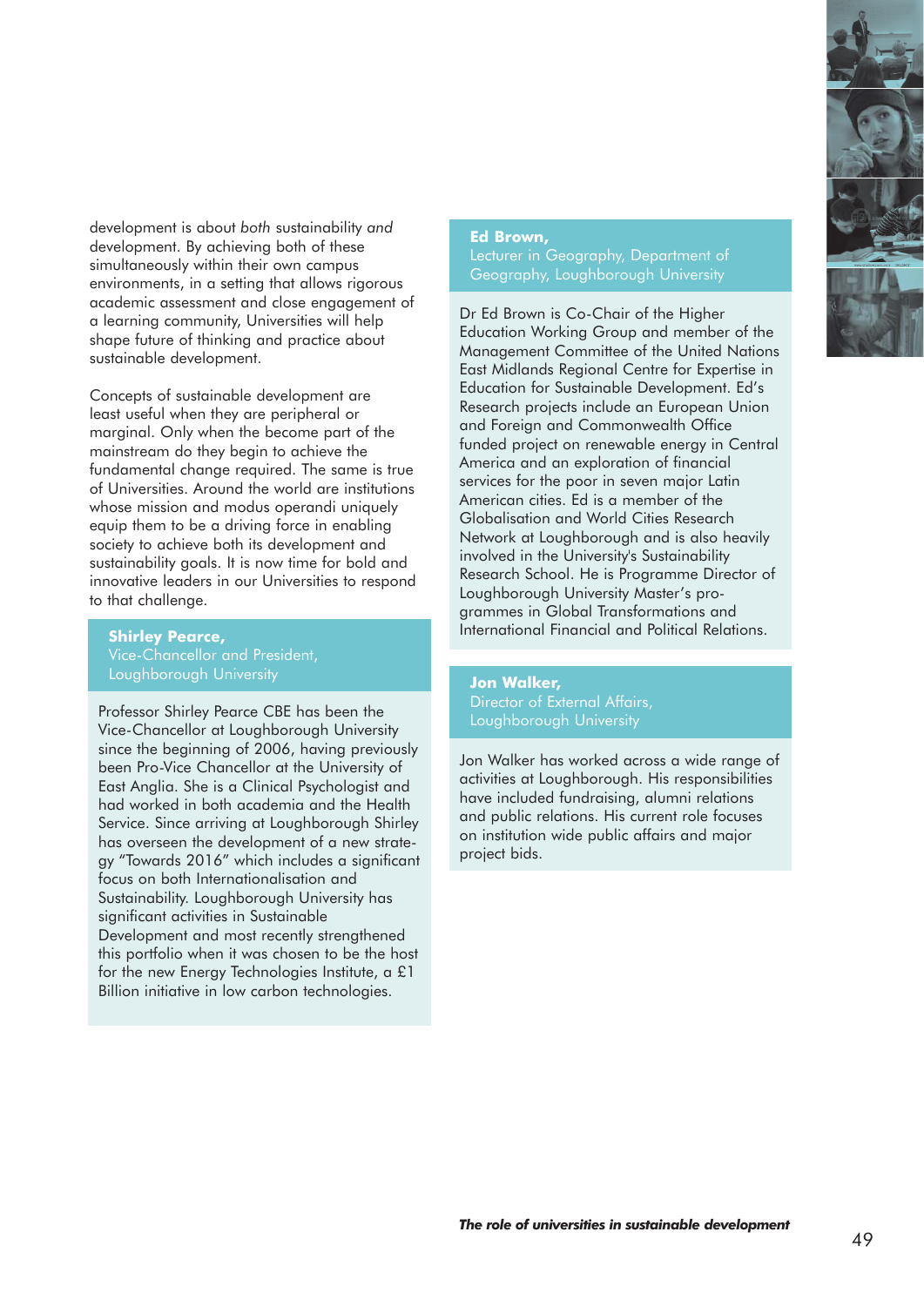development is about *both* sustainability *and* development. By achieving both of these simultaneously within their own campus environments, in a setting that allows rigorous academic assessment and close engagement of a learning community, Universities will help shape future of thinking and practice about sustainable development.

Concepts of sustainable development are least useful when they are peripheral or marginal. Only when the become part of the mainstream do they begin to achieve the fundamental change required. The same is true of Universities. Around the world are institutions whose mission and modus operandi uniquely equip them to be a driving force in enabling society to achieve both its development and sustainability goals. It is now time for bold and innovative leaders in our Universities to respond to that challenge.

**Shirley Pearce,**
Vice-Chancellor and President,
Loughborough University

Professor Shirley Pearce CBE has been the Vice-Chancellor at Loughborough University since the beginning of 2006, having previously been Pro-Vice Chancellor at the University of East Anglia. She is a Clinical Psychologist and had worked in both academia and the Health Service. Since arriving at Loughborough Shirley has overseen the development of a new strategy "Towards 2016" which includes a significant focus on both Internationalisation and Sustainability. Loughborough University has significant activities in Sustainable Development and most recently strengthened this portfolio when it was chosen to be the host for the new Energy Technologies Institute, a £1 Billion initiative in low carbon technologies.

**Ed Brown,**
Lecturer in Geography, Department of Geography, Loughborough University

Dr Ed Brown is Co-Chair of the Higher Education Working Group and member of the Management Committee of the United Nations East Midlands Regional Centre for Expertise in Education for Sustainable Development. Ed's Research projects include an European Union and Foreign and Commonwealth Office funded project on renewable energy in Central America and an exploration of financial services for the poor in seven major Latin American cities. Ed is a member of the Globalisation and World Cities Research Network at Loughborough and is also heavily involved in the University's Sustainability Research School. He is Programme Director of Loughborough University Master's programmes in Global Transformations and International Financial and Political Relations.

**Jon Walker,**
Director of External Affairs,
Loughborough University

Jon Walker has worked across a wide range of activities at Loughborough. His responsibilities have included fundraising, alumni relations and public relations. His current role focuses on institution wide public affairs and major project bids.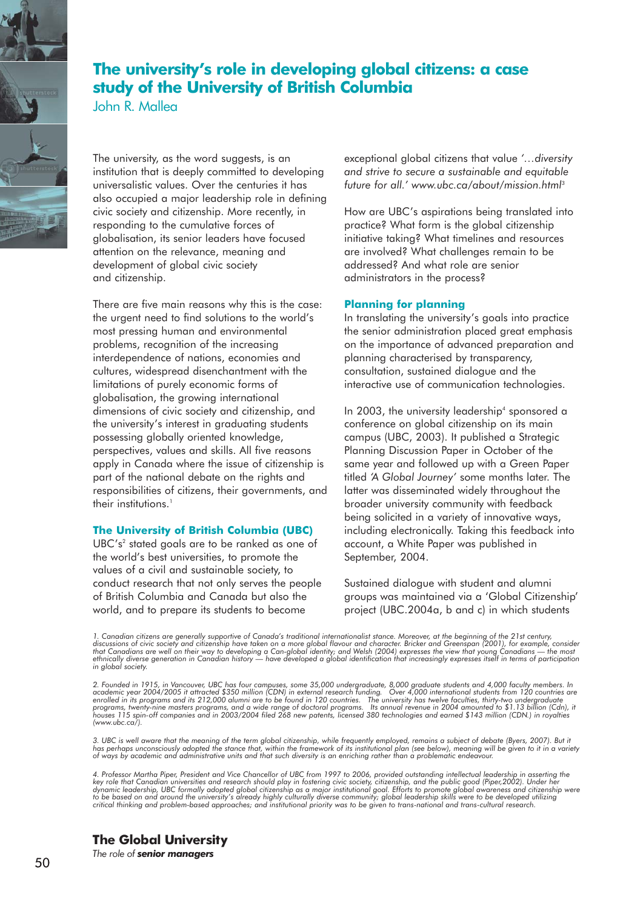# The university's role in developing global citizens: a case study of the University of British Columbia

John R. Mallea

The university, as the word suggests, is an institution that is deeply committed to developing universalistic values. Over the centuries it has also occupied a major leadership role in defining civic society and citizenship. More recently, in responding to the cumulative forces of globalisation, its senior leaders have focused attention on the relevance, meaning and development of global civic society and citizenship.

There are five main reasons why this is the case: the urgent need to find solutions to the world's most pressing human and environmental problems, recognition of the increasing interdependence of nations, economies and cultures, widespread disenchantment with the limitations of purely economic forms of globalisation, the growing international dimensions of civic society and citizenship, and the university's interest in graduating students possessing globally oriented knowledge, perspectives, values and skills. All five reasons apply in Canada where the issue of citizenship is part of the national debate on the rights and responsibilities of citizens, their governments, and their institutions.[1]

## The University of British Columbia (UBC)

UBC's[2] stated goals are to be ranked as one of the world's best universities, to promote the values of a civil and sustainable society, to conduct research that not only serves the people of British Columbia and Canada but also the world, and to prepare its students to become exceptional global citizens that value *'…diversity and strive to secure a sustainable and equitable future for all.' www.ubc.ca/about/mission.html*[3]

How are UBC's aspirations being translated into practice? What form is the global citizenship initiative taking? What timelines and resources are involved? What challenges remain to be addressed? And what role are senior administrators in the process?

## Planning for planning

In translating the university's goals into practice the senior administration placed great emphasis on the importance of advanced preparation and planning characterised by transparency, consultation, sustained dialogue and the interactive use of communication technologies.

In 2003, the university leadership[4] sponsored a conference on global citizenship on its main campus (UBC, 2003). It published a Strategic Planning Discussion Paper in October of the same year and followed up with a Green Paper titled *'A Global Journey'* some months later. The latter was disseminated widely throughout the broader university community with feedback being solicited in a variety of innovative ways, including electronically. Taking this feedback into account, a White Paper was published in September, 2004.

Sustained dialogue with student and alumni groups was maintained via a 'Global Citizenship' project (UBC.2004a, b and c) in which students

*1. Canadian citizens are generally supportive of Canada's traditional internationalist stance. Moreover, at the beginning of the 21st century, discussions of civic society and citizenship have taken on a more global flavour and character. Bricker and Greenspan (2001), for example, consider that Canadians are well on their way to developing a Can-global identity; and Welsh (2004) expresses the view that young Canadians — the most ethnically diverse generation in Canadian history — have developed a global identification that increasingly expresses itself in terms of participation in global society.*

*2. Founded in 1915, in Vancouver, UBC has four campuses, some 35,000 undergraduate, 8,000 graduate students and 4,000 faculty members. In academic year 2004/2005 it attracted $350 million (CDN) in external research funding. Over 4,000 international students from 120 countries are enrolled in its programs and its 212,000 alumni are to be found in 120 countries. The university has twelve faculties, thirty-two undergraduate programs, twenty-nine masters programs, and a wide range of doctoral programs. Its annual revenue in 2004 amounted to $1.13 billion (Cdn), it houses 115 spin-off companies and in 2003/2004 filed 268 new patents, licensed 380 technologies and earned $143 million (CDN.) in royalties (www.ubc.ca/).*

*3. UBC is well aware that the meaning of the term global citizenship, while frequently employed, remains a subject of debate (Byers, 2007). But it has perhaps unconsciously adopted the stance that, within the framework of its institutional plan (see below), meaning will be given to it in a variety of ways by academic and administrative units and that such diversity is an enriching rather than a problematic endeavour.*

*4. Professor Martha Piper, President and Vice Chancellor of UBC from 1997 to 2006, provided outstanding intellectual leadership in asserting the key role that Canadian universities and research should play in fostering civic society, citizenship, and the public good (Piper,2002). Under her dynamic leadership, UBC formally adopted global citizenship as a major institutional goal. Efforts to promote global awareness and citizenship were to be based on and around the university's already highly culturally diverse community; global leadership skills were to be developed utilizing critical thinking and problem-based approaches; and institutional priority was to be given to trans-national and trans-cultural research.*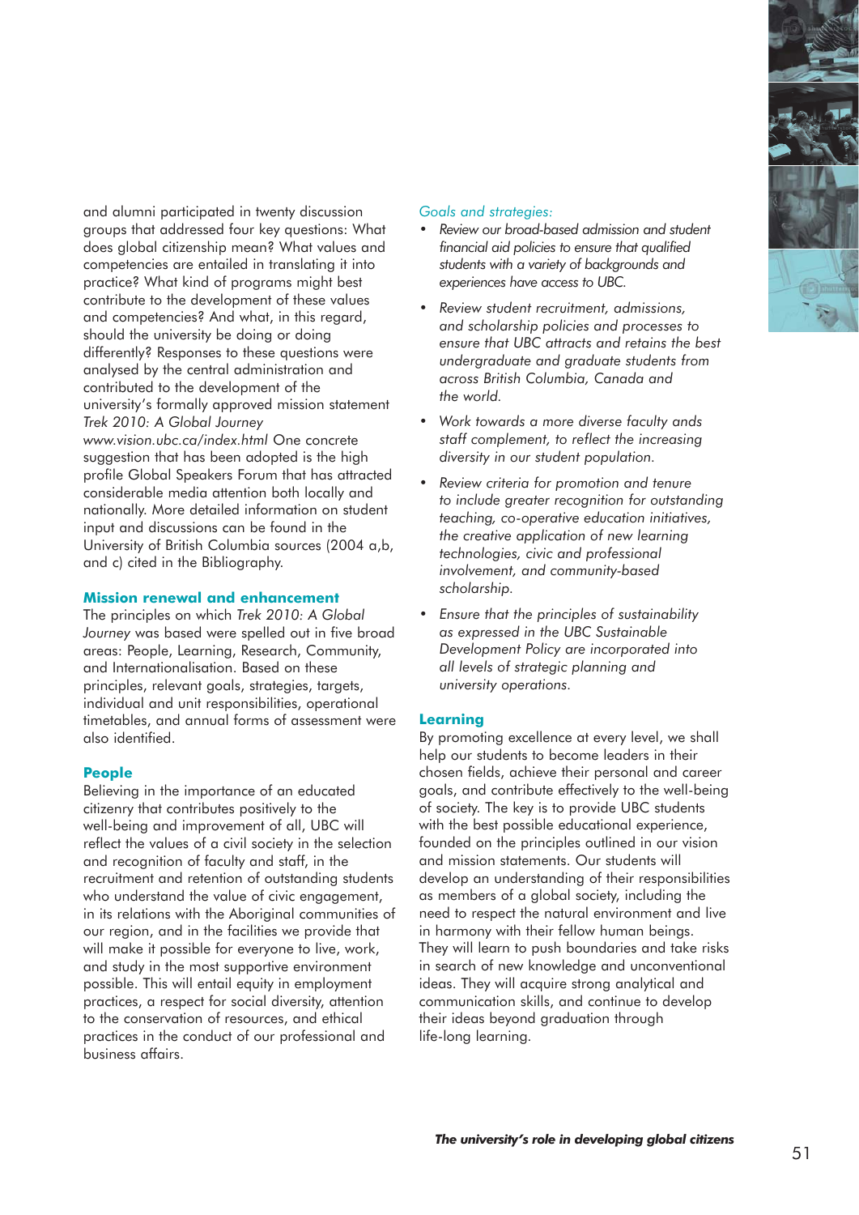and alumni participated in twenty discussion groups that addressed four key questions: What does global citizenship mean? What values and competencies are entailed in translating it into practice? What kind of programs might best contribute to the development of these values and competencies? And what, in this regard, should the university be doing or doing differently? Responses to these questions were analysed by the central administration and contributed to the development of the university's formally approved mission statement *Trek 2010: A Global Journey* *www.vision.ubc.ca/index.html* One concrete suggestion that has been adopted is the high profile Global Speakers Forum that has attracted considerable media attention both locally and nationally. More detailed information on student input and discussions can be found in the University of British Columbia sources (2004 a,b, and c) cited in the Bibliography.

### Mission renewal and enhancement

The principles on which *Trek 2010: A Global Journey* was based were spelled out in five broad areas: People, Learning, Research, Community, and Internationalisation. Based on these principles, relevant goals, strategies, targets, individual and unit responsibilities, operational timetables, and annual forms of assessment were also identified.

### People

Believing in the importance of an educated citizenry that contributes positively to the well-being and improvement of all, UBC will reflect the values of a civil society in the selection and recognition of faculty and staff, in the recruitment and retention of outstanding students who understand the value of civic engagement, in its relations with the Aboriginal communities of our region, and in the facilities we provide that will make it possible for everyone to live, work, and study in the most supportive environment possible. This will entail equity in employment practices, a respect for social diversity, attention to the conservation of resources, and ethical practices in the conduct of our professional and business affairs.

*Goals and strategies:*

- *Review our broad-based admission and student financial aid policies to ensure that qualified students with a variety of backgrounds and experiences have access to UBC.*
- *Review student recruitment, admissions, and scholarship policies and processes to ensure that UBC attracts and retains the best undergraduate and graduate students from across British Columbia, Canada and the world.*
- *Work towards a more diverse faculty ands staff complement, to reflect the increasing diversity in our student population.*
- *Review criteria for promotion and tenure to include greater recognition for outstanding teaching, co-operative education initiatives, the creative application of new learning technologies, civic and professional involvement, and community-based scholarship.*
- *Ensure that the principles of sustainability as expressed in the UBC Sustainable Development Policy are incorporated into all levels of strategic planning and university operations.*

### Learning

By promoting excellence at every level, we shall help our students to become leaders in their chosen fields, achieve their personal and career goals, and contribute effectively to the well-being of society. The key is to provide UBC students with the best possible educational experience, founded on the principles outlined in our vision and mission statements. Our students will develop an understanding of their responsibilities as members of a global society, including the need to respect the natural environment and live in harmony with their fellow human beings. They will learn to push boundaries and take risks in search of new knowledge and unconventional ideas. They will acquire strong analytical and communication skills, and continue to develop their ideas beyond graduation through life-long learning.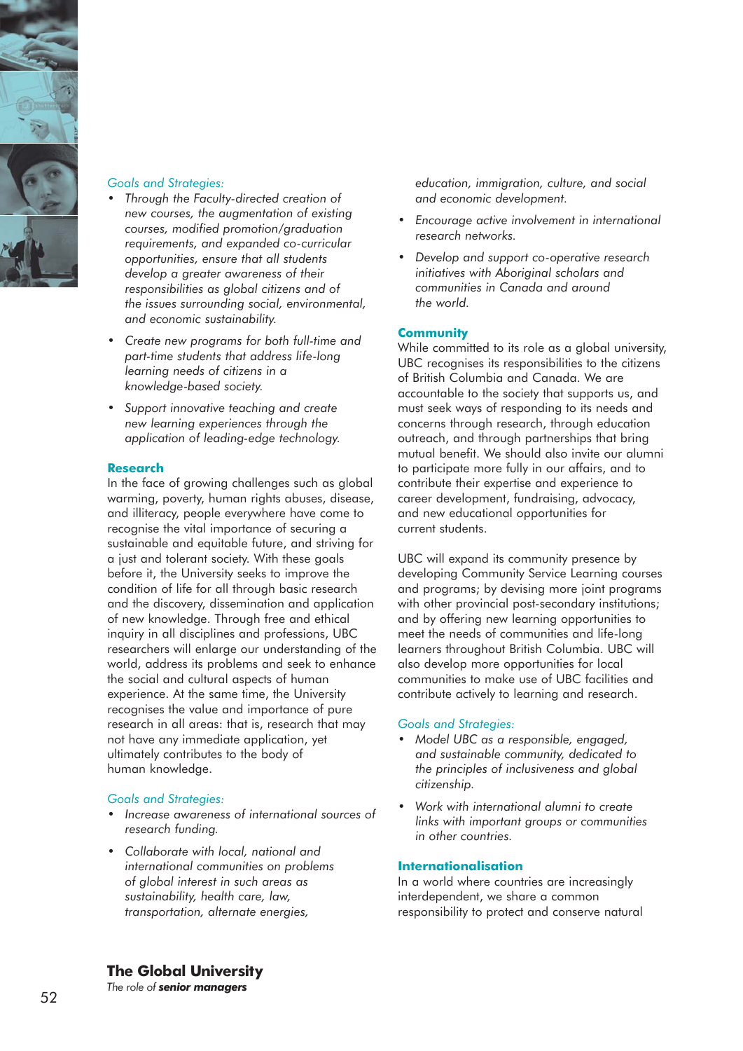*Goals and Strategies:*

- *Through the Faculty-directed creation of new courses, the augmentation of existing courses, modified promotion/graduation requirements, and expanded co-curricular opportunities, ensure that all students develop a greater awareness of their responsibilities as global citizens and of the issues surrounding social, environmental, and economic sustainability.*
- *Create new programs for both full-time and part-time students that address life-long learning needs of citizens in a knowledge-based society.*
- *Support innovative teaching and create new learning experiences through the application of leading-edge technology.*

## Research

In the face of growing challenges such as global warming, poverty, human rights abuses, disease, and illiteracy, people everywhere have come to recognise the vital importance of securing a sustainable and equitable future, and striving for a just and tolerant society. With these goals before it, the University seeks to improve the condition of life for all through basic research and the discovery, dissemination and application of new knowledge. Through free and ethical inquiry in all disciplines and professions, UBC researchers will enlarge our understanding of the world, address its problems and seek to enhance the social and cultural aspects of human experience. At the same time, the University recognises the value and importance of pure research in all areas: that is, research that may not have any immediate application, yet ultimately contributes to the body of human knowledge.

*Goals and Strategies:*

- *Increase awareness of international sources of research funding.*
- *Collaborate with local, national and international communities on problems of global interest in such areas as sustainability, health care, law, transportation, alternate energies, education, immigration, culture, and social and economic development.*
- *Encourage active involvement in international research networks.*
- *Develop and support co-operative research initiatives with Aboriginal scholars and communities in Canada and around the world.*

## Community

While committed to its role as a global university, UBC recognises its responsibilities to the citizens of British Columbia and Canada. We are accountable to the society that supports us, and must seek ways of responding to its needs and concerns through research, through education outreach, and through partnerships that bring mutual benefit. We should also invite our alumni to participate more fully in our affairs, and to contribute their expertise and experience to career development, fundraising, advocacy, and new educational opportunities for current students.

UBC will expand its community presence by developing Community Service Learning courses and programs; by devising more joint programs with other provincial post-secondary institutions; and by offering new learning opportunities to meet the needs of communities and life-long learners throughout British Columbia. UBC will also develop more opportunities for local communities to make use of UBC facilities and contribute actively to learning and research.

*Goals and Strategies:*

- *Model UBC as a responsible, engaged, and sustainable community, dedicated to the principles of inclusiveness and global citizenship.*
- *Work with international alumni to create links with important groups or communities in other countries.*

## Internationalisation

In a world where countries are increasingly interdependent, we share a common responsibility to protect and conserve natural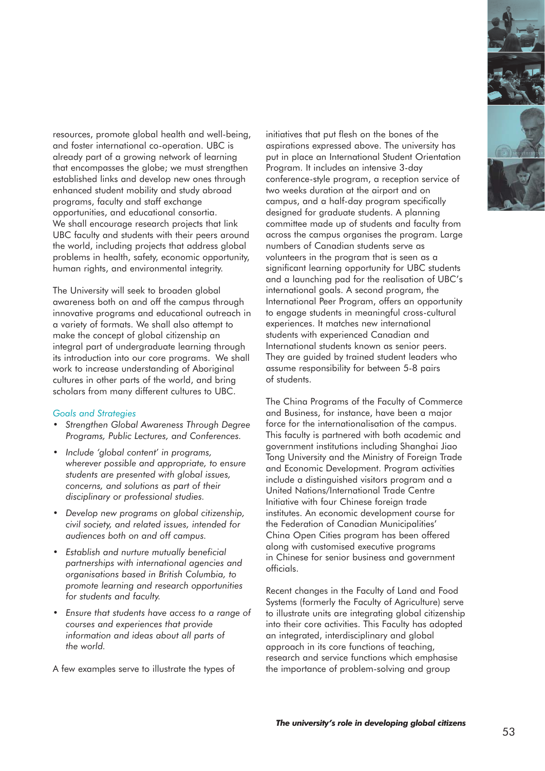resources, promote global health and well-being, and foster international co-operation. UBC is already part of a growing network of learning that encompasses the globe; we must strengthen established links and develop new ones through enhanced student mobility and study abroad programs, faculty and staff exchange opportunities, and educational consortia. We shall encourage research projects that link UBC faculty and students with their peers around the world, including projects that address global problems in health, safety, economic opportunity, human rights, and environmental integrity.

The University will seek to broaden global awareness both on and off the campus through innovative programs and educational outreach in a variety of formats. We shall also attempt to make the concept of global citizenship an integral part of undergraduate learning through its introduction into our core programs. We shall work to increase understanding of Aboriginal cultures in other parts of the world, and bring scholars from many different cultures to UBC.

*Goals and Strategies*

- *Strengthen Global Awareness Through Degree Programs, Public Lectures, and Conferences.*
- *Include 'global content' in programs, wherever possible and appropriate, to ensure students are presented with global issues, concerns, and solutions as part of their disciplinary or professional studies.*
- *Develop new programs on global citizenship, civil society, and related issues, intended for audiences both on and off campus.*
- *Establish and nurture mutually beneficial partnerships with international agencies and organisations based in British Columbia, to promote learning and research opportunities for students and faculty.*
- *Ensure that students have access to a range of courses and experiences that provide information and ideas about all parts of the world.*

A few examples serve to illustrate the types of initiatives that put flesh on the bones of the aspirations expressed above. The university has put in place an International Student Orientation Program. It includes an intensive 3-day conference-style program, a reception service of two weeks duration at the airport and on campus, and a half-day program specifically designed for graduate students. A planning committee made up of students and faculty from across the campus organises the program. Large numbers of Canadian students serve as volunteers in the program that is seen as a significant learning opportunity for UBC students and a launching pad for the realisation of UBC's international goals. A second program, the International Peer Program, offers an opportunity to engage students in meaningful cross-cultural experiences. It matches new international students with experienced Canadian and International students known as senior peers. They are guided by trained student leaders who assume responsibility for between 5-8 pairs of students.

The China Programs of the Faculty of Commerce and Business, for instance, have been a major force for the internationalisation of the campus. This faculty is partnered with both academic and government institutions including Shanghai Jiao Tong University and the Ministry of Foreign Trade and Economic Development. Program activities include a distinguished visitors program and a United Nations/International Trade Centre Initiative with four Chinese foreign trade institutes. An economic development course for the Federation of Canadian Municipalities' China Open Cities program has been offered along with customised executive programs in Chinese for senior business and government officials.

Recent changes in the Faculty of Land and Food Systems (formerly the Faculty of Agriculture) serve to illustrate units are integrating global citizenship into their core activities. This Faculty has adopted an integrated, interdisciplinary and global approach in its core functions of teaching, research and service functions which emphasise the importance of problem-solving and group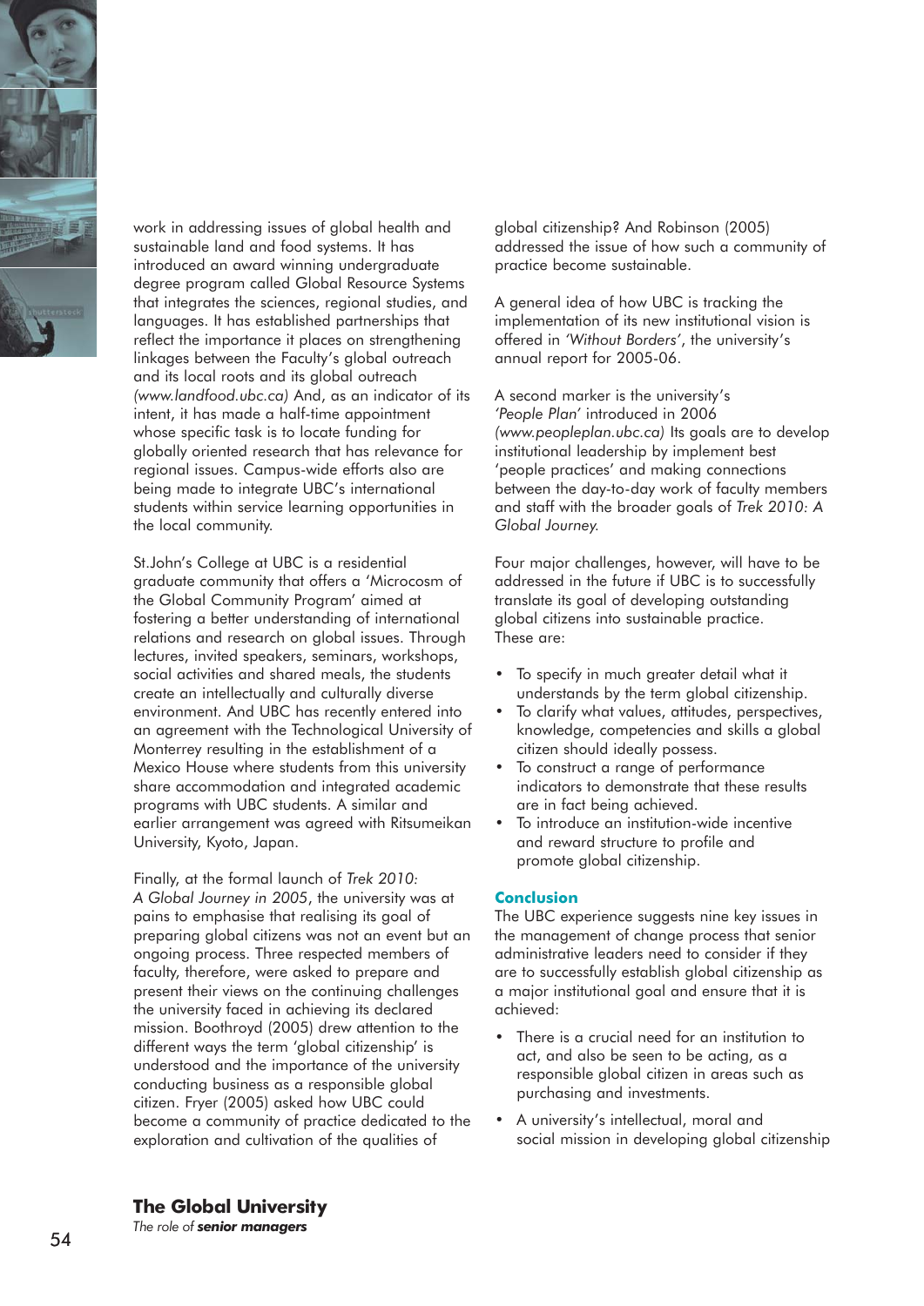work in addressing issues of global health and sustainable land and food systems. It has introduced an award winning undergraduate degree program called Global Resource Systems that integrates the sciences, regional studies, and languages. It has established partnerships that reflect the importance it places on strengthening linkages between the Faculty's global outreach and its local roots and its global outreach *(www.landfood.ubc.ca)* And, as an indicator of its intent, it has made a half-time appointment whose specific task is to locate funding for globally oriented research that has relevance for regional issues. Campus-wide efforts also are being made to integrate UBC's international students within service learning opportunities in the local community.

St.John's College at UBC is a residential graduate community that offers a 'Microcosm of the Global Community Program' aimed at fostering a better understanding of international relations and research on global issues. Through lectures, invited speakers, seminars, workshops, social activities and shared meals, the students create an intellectually and culturally diverse environment. And UBC has recently entered into an agreement with the Technological University of Monterrey resulting in the establishment of a Mexico House where students from this university share accommodation and integrated academic programs with UBC students. A similar and earlier arrangement was agreed with Ritsumeikan University, Kyoto, Japan.

Finally, at the formal launch of *Trek 2010: A Global Journey in 2005*, the university was at pains to emphasise that realising its goal of preparing global citizens was not an event but an ongoing process. Three respected members of faculty, therefore, were asked to prepare and present their views on the continuing challenges the university faced in achieving its declared mission. Boothroyd (2005) drew attention to the different ways the term 'global citizenship' is understood and the importance of the university conducting business as a responsible global citizen. Fryer (2005) asked how UBC could become a community of practice dedicated to the exploration and cultivation of the qualities of global citizenship? And Robinson (2005) addressed the issue of how such a community of practice become sustainable.

A general idea of how UBC is tracking the implementation of its new institutional vision is offered in *'Without Borders'*, the university's annual report for 2005-06.

A second marker is the university's *'People Plan'* introduced in 2006 *(www.peopleplan.ubc.ca)* Its goals are to develop institutional leadership by implement best 'people practices' and making connections between the day-to-day work of faculty members and staff with the broader goals of *Trek 2010: A Global Journey.*

Four major challenges, however, will have to be addressed in the future if UBC is to successfully translate its goal of developing outstanding global citizens into sustainable practice. These are:

- To specify in much greater detail what it understands by the term global citizenship.
- To clarify what values, attitudes, perspectives, knowledge, competencies and skills a global citizen should ideally possess.
- To construct a range of performance indicators to demonstrate that these results are in fact being achieved.
- To introduce an institution-wide incentive and reward structure to profile and promote global citizenship.

## Conclusion

The UBC experience suggests nine key issues in the management of change process that senior administrative leaders need to consider if they are to successfully establish global citizenship as a major institutional goal and ensure that it is achieved:

- There is a crucial need for an institution to act, and also be seen to be acting, as a responsible global citizen in areas such as purchasing and investments.
- A university's intellectual, moral and social mission in developing global citizenship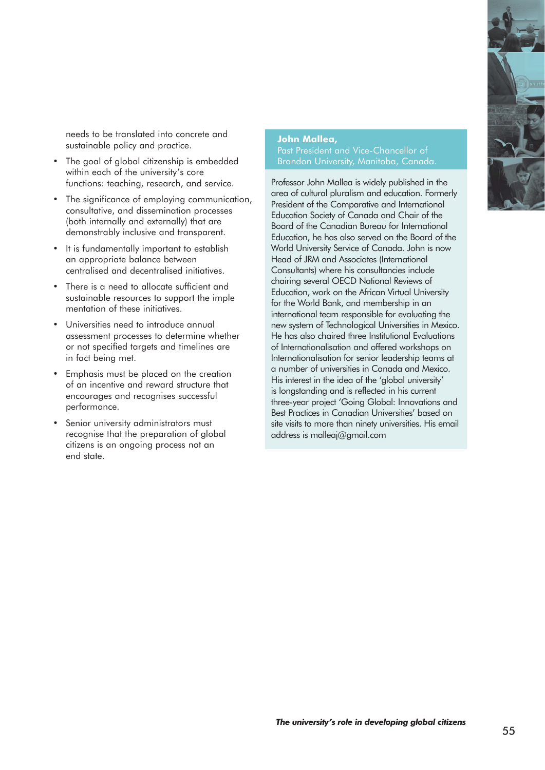needs to be translated into concrete and sustainable policy and practice.

- The goal of global citizenship is embedded within each of the university's core functions: teaching, research, and service.
- The significance of employing communication, consultative, and dissemination processes (both internally and externally) that are demonstrably inclusive and transparent.
- It is fundamentally important to establish an appropriate balance between centralised and decentralised initiatives.
- There is a need to allocate sufficient and sustainable resources to support the imple mentation of these initiatives.
- Universities need to introduce annual assessment processes to determine whether or not specified targets and timelines are in fact being met.
- Emphasis must be placed on the creation of an incentive and reward structure that encourages and recognises successful performance.
- Senior university administrators must recognise that the preparation of global citizens is an ongoing process not an end state.

**John Mallea,**
Past President and Vice-Chancellor of Brandon University, Manitoba, Canada.

Professor John Mallea is widely published in the area of cultural pluralism and education. Formerly President of the Comparative and International Education Society of Canada and Chair of the Board of the Canadian Bureau for International Education, he has also served on the Board of the World University Service of Canada. John is now Head of JRM and Associates (International Consultants) where his consultancies include chairing several OECD National Reviews of Education, work on the African Virtual University for the World Bank, and membership in an international team responsible for evaluating the new system of Technological Universities in Mexico. He has also chaired three Institutional Evaluations of Internationalisation and offered workshops on Internationalisation for senior leadership teams at a number of universities in Canada and Mexico. His interest in the idea of the 'global university' is longstanding and is reflected in his current three-year project 'Going Global: Innovations and Best Practices in Canadian Universities' based on site visits to more than ninety universities. His email address is malleaj@gmail.com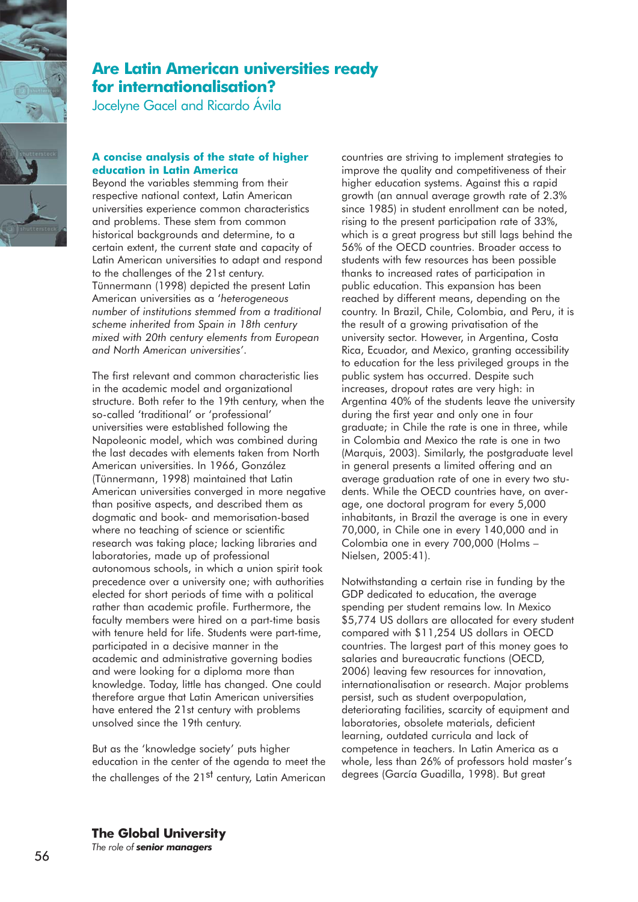# Are Latin American universities ready for internationalisation?

Jocelyne Gacel and Ricardo Ávila

### A concise analysis of the state of higher education in Latin America

Beyond the variables stemming from their respective national context, Latin American universities experience common characteristics and problems. These stem from common historical backgrounds and determine, to a certain extent, the current state and capacity of Latin American universities to adapt and respond to the challenges of the 21st century. Tünnermann (1998) depicted the present Latin American universities as a '*heterogeneous number of institutions stemmed from a traditional scheme inherited from Spain in 18th century mixed with 20th century elements from European and North American universities*'.

The first relevant and common characteristic lies in the academic model and organizational structure. Both refer to the 19th century, when the so-called 'traditional' or 'professional' universities were established following the Napoleonic model, which was combined during the last decades with elements taken from North American universities. In 1966, González (Tünnermann, 1998) maintained that Latin American universities converged in more negative than positive aspects, and described them as dogmatic and book- and memorisation-based where no teaching of science or scientific research was taking place; lacking libraries and laboratories, made up of professional autonomous schools, in which a union spirit took precedence over a university one; with authorities elected for short periods of time with a political rather than academic profile. Furthermore, the faculty members were hired on a part-time basis with tenure held for life. Students were part-time, participated in a decisive manner in the academic and administrative governing bodies and were looking for a diploma more than knowledge. Today, little has changed. One could therefore argue that Latin American universities have entered the 21st century with problems unsolved since the 19th century.

But as the 'knowledge society' puts higher education in the center of the agenda to meet the the challenges of the 21st century, Latin American countries are striving to implement strategies to improve the quality and competitiveness of their higher education systems. Against this a rapid growth (an annual average growth rate of 2.3% since 1985) in student enrollment can be noted, rising to the present participation rate of 33%, which is a great progress but still lags behind the 56% of the OECD countries. Broader access to students with few resources has been possible thanks to increased rates of participation in public education. This expansion has been reached by different means, depending on the country. In Brazil, Chile, Colombia, and Peru, it is the result of a growing privatisation of the university sector. However, in Argentina, Costa Rica, Ecuador, and Mexico, granting accessibility to education for the less privileged groups in the public system has occurred. Despite such increases, dropout rates are very high: in Argentina 40% of the students leave the university during the first year and only one in four graduate; in Chile the rate is one in three, while in Colombia and Mexico the rate is one in two (Marquis, 2003). Similarly, the postgraduate level in general presents a limited offering and an average graduation rate of one in every two students. While the OECD countries have, on average, one doctoral program for every 5,000 inhabitants, in Brazil the average is one in every 70,000, in Chile one in every 140,000 and in Colombia one in every 700,000 (Holms – Nielsen, 2005:41).

Notwithstanding a certain rise in funding by the GDP dedicated to education, the average spending per student remains low. In Mexico $5,774 US dollars are allocated for every student compared with $11,254 US dollars in OECD countries. The largest part of this money goes to salaries and bureaucratic functions (OECD, 2006) leaving few resources for innovation, internationalisation or research. Major problems persist, such as student overpopulation, deteriorating facilities, scarcity of equipment and laboratories, obsolete materials, deficient learning, outdated curricula and lack of competence in teachers. In Latin America as a whole, less than 26% of professors hold master's degrees (García Guadilla, 1998). But great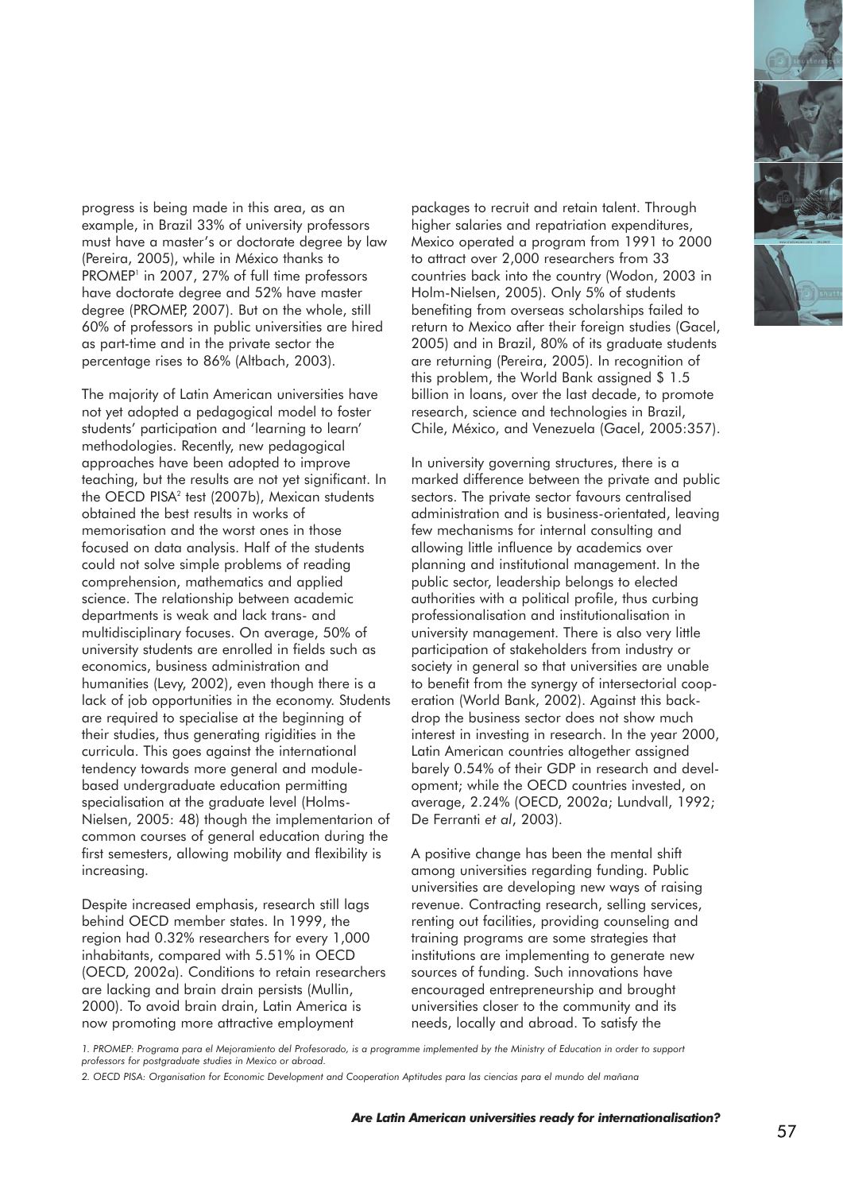progress is being made in this area, as an example, in Brazil 33% of university professors must have a master's or doctorate degree by law (Pereira, 2005), while in México thanks to PROMEP[1] in 2007, 27% of full time professors have doctorate degree and 52% have master degree (PROMEP, 2007). But on the whole, still 60% of professors in public universities are hired as part-time and in the private sector the percentage rises to 86% (Altbach, 2003).

The majority of Latin American universities have not yet adopted a pedagogical model to foster students' participation and 'learning to learn' methodologies. Recently, new pedagogical approaches have been adopted to improve teaching, but the results are not yet significant. In the OECD PISA[2] test (2007b), Mexican students obtained the best results in works of memorisation and the worst ones in those focused on data analysis. Half of the students could not solve simple problems of reading comprehension, mathematics and applied science. The relationship between academic departments is weak and lack trans- and multidisciplinary focuses. On average, 50% of university students are enrolled in fields such as economics, business administration and humanities (Levy, 2002), even though there is a lack of job opportunities in the economy. Students are required to specialise at the beginning of their studies, thus generating rigidities in the curricula. This goes against the international tendency towards more general and module-based undergraduate education permitting specialisation at the graduate level (Holms-Nielsen, 2005: 48) though the implementarion of common courses of general education during the first semesters, allowing mobility and flexibility is increasing.

Despite increased emphasis, research still lags behind OECD member states. In 1999, the region had 0.32% researchers for every 1,000 inhabitants, compared with 5.51% in OECD (OECD, 2002a). Conditions to retain researchers are lacking and brain drain persists (Mullin, 2000). To avoid brain drain, Latin America is now promoting more attractive employment packages to recruit and retain talent. Through higher salaries and repatriation expenditures, Mexico operated a program from 1991 to 2000 to attract over 2,000 researchers from 33 countries back into the country (Wodon, 2003 in Holm-Nielsen, 2005). Only 5% of students benefiting from overseas scholarships failed to return to Mexico after their foreign studies (Gacel, 2005) and in Brazil, 80% of its graduate students are returning (Pereira, 2005). In recognition of this problem, the World Bank assigned $ 1.5 billion in loans, over the last decade, to promote research, science and technologies in Brazil, Chile, México, and Venezuela (Gacel, 2005:357).

In university governing structures, there is a marked difference between the private and public sectors. The private sector favours centralised administration and is business-orientated, leaving few mechanisms for internal consulting and allowing little influence by academics over planning and institutional management. In the public sector, leadership belongs to elected authorities with a political profile, thus curbing professionalisation and institutionalisation in university management. There is also very little participation of stakeholders from industry or society in general so that universities are unable to benefit from the synergy of intersectorial cooperation (World Bank, 2002). Against this backdrop the business sector does not show much interest in investing in research. In the year 2000, Latin American countries altogether assigned barely 0.54% of their GDP in research and development; while the OECD countries invested, on average, 2.24% (OECD, 2002a; Lundvall, 1992; De Ferranti *et al*, 2003).

A positive change has been the mental shift among universities regarding funding. Public universities are developing new ways of raising revenue. Contracting research, selling services, renting out facilities, providing counseling and training programs are some strategies that institutions are implementing to generate new sources of funding. Such innovations have encouraged entrepreneurship and brought universities closer to the community and its needs, locally and abroad. To satisfy the

*1. PROMEP: Programa para el Mejoramiento del Profesorado, is a programme implemented by the Ministry of Education in order to support professors for postgraduate studies in Mexico or abroad.*

*2. OECD PISA: Organisation for Economic Development and Cooperation Aptitudes para las ciencias para el mundo del mañana*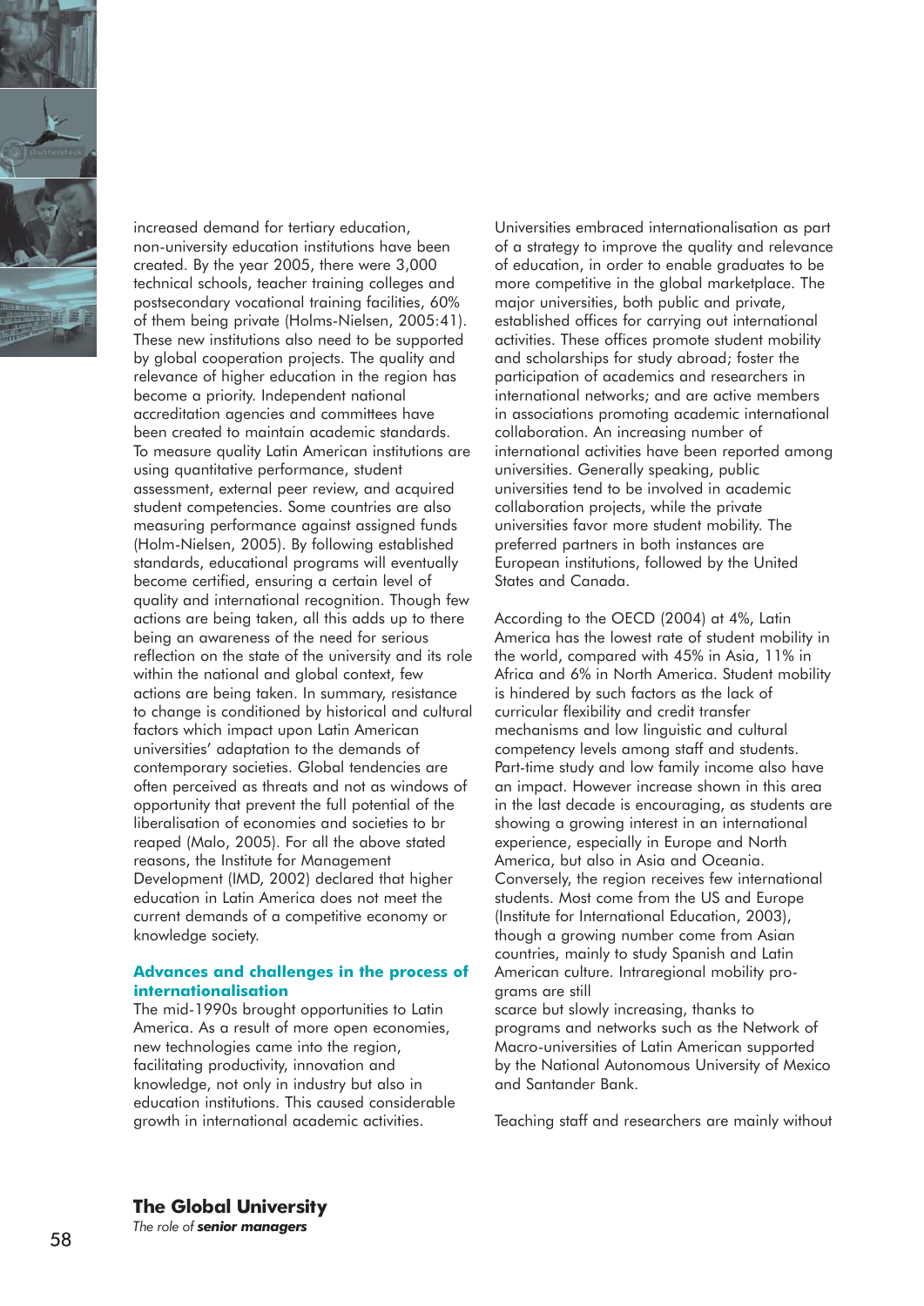increased demand for tertiary education, non-university education institutions have been created. By the year 2005, there were 3,000 technical schools, teacher training colleges and postsecondary vocational training facilities, 60% of them being private (Holms-Nielsen, 2005:41). These new institutions also need to be supported by global cooperation projects. The quality and relevance of higher education in the region has become a priority. Independent national accreditation agencies and committees have been created to maintain academic standards. To measure quality Latin American institutions are using quantitative performance, student assessment, external peer review, and acquired student competencies. Some countries are also measuring performance against assigned funds (Holm-Nielsen, 2005). By following established standards, educational programs will eventually become certified, ensuring a certain level of quality and international recognition. Though few actions are being taken, all this adds up to there being an awareness of the need for serious reflection on the state of the university and its role within the national and global context, few actions are being taken. In summary, resistance to change is conditioned by historical and cultural factors which impact upon Latin American universities' adaptation to the demands of contemporary societies. Global tendencies are often perceived as threats and not as windows of opportunity that prevent the full potential of the liberalisation of economies and societies to br reaped (Malo, 2005). For all the above stated reasons, the Institute for Management Development (IMD, 2002) declared that higher education in Latin America does not meet the current demands of a competitive economy or knowledge society.

## Advances and challenges in the process of internationalisation

The mid-1990s brought opportunities to Latin America. As a result of more open economies, new technologies came into the region, facilitating productivity, innovation and knowledge, not only in industry but also in education institutions. This caused considerable growth in international academic activities. Universities embraced internationalisation as part of a strategy to improve the quality and relevance of education, in order to enable graduates to be more competitive in the global marketplace. The major universities, both public and private, established offices for carrying out international activities. These offices promote student mobility and scholarships for study abroad; foster the participation of academics and researchers in international networks; and are active members in associations promoting academic international collaboration. An increasing number of international activities have been reported among universities. Generally speaking, public universities tend to be involved in academic collaboration projects, while the private universities favor more student mobility. The preferred partners in both instances are European institutions, followed by the United States and Canada.

According to the OECD (2004) at 4%, Latin America has the lowest rate of student mobility in the world, compared with 45% in Asia, 11% in Africa and 6% in North America. Student mobility is hindered by such factors as the lack of curricular flexibility and credit transfer mechanisms and low linguistic and cultural competency levels among staff and students. Part-time study and low family income also have an impact. However increase shown in this area in the last decade is encouraging, as students are showing a growing interest in an international experience, especially in Europe and North America, but also in Asia and Oceania. Conversely, the region receives few international students. Most come from the US and Europe (Institute for International Education, 2003), though a growing number come from Asian countries, mainly to study Spanish and Latin American culture. Intraregional mobility programs are still scarce but slowly increasing, thanks to programs and networks such as the Network of Macro-universities of Latin American supported by the National Autonomous University of Mexico and Santander Bank.

Teaching staff and researchers are mainly without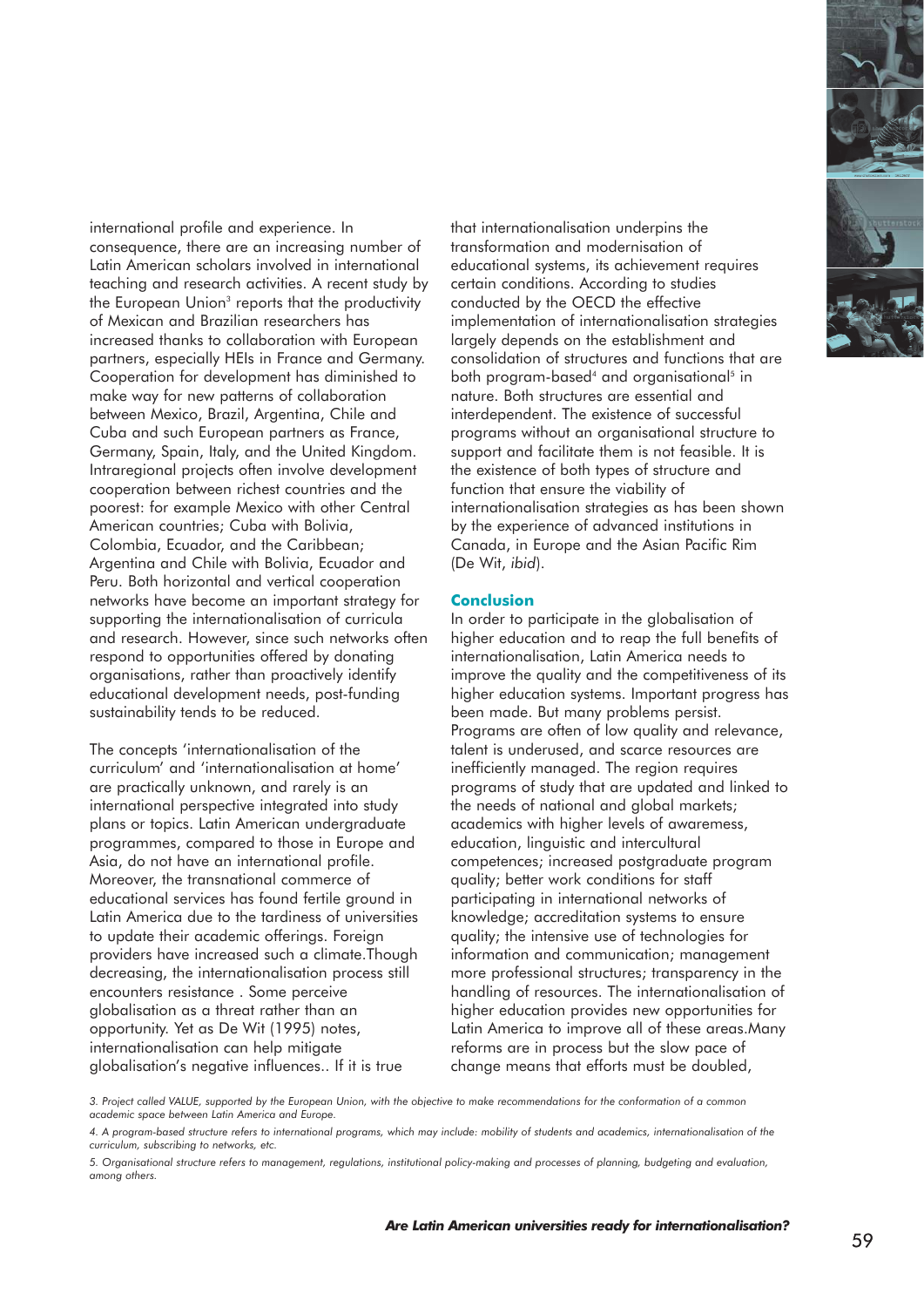international profile and experience. In consequence, there are an increasing number of Latin American scholars involved in international teaching and research activities. A recent study by the European Union[3] reports that the productivity of Mexican and Brazilian researchers has increased thanks to collaboration with European partners, especially HEIs in France and Germany. Cooperation for development has diminished to make way for new patterns of collaboration between Mexico, Brazil, Argentina, Chile and Cuba and such European partners as France, Germany, Spain, Italy, and the United Kingdom. Intraregional projects often involve development cooperation between richest countries and the poorest: for example Mexico with other Central American countries; Cuba with Bolivia, Colombia, Ecuador, and the Caribbean; Argentina and Chile with Bolivia, Ecuador and Peru. Both horizontal and vertical cooperation networks have become an important strategy for supporting the internationalisation of curricula and research. However, since such networks often respond to opportunities offered by donating organisations, rather than proactively identify educational development needs, post-funding sustainability tends to be reduced.

The concepts 'internationalisation of the curriculum' and 'internationalisation at home' are practically unknown, and rarely is an international perspective integrated into study plans or topics. Latin American undergraduate programmes, compared to those in Europe and Asia, do not have an international profile. Moreover, the transnational commerce of educational services has found fertile ground in Latin America due to the tardiness of universities to update their academic offerings. Foreign providers have increased such a climate.Though decreasing, the internationalisation process still encounters resistance . Some perceive globalisation as a threat rather than an opportunity. Yet as De Wit (1995) notes, internationalisation can help mitigate globalisation's negative influences.. If it is true that internationalisation underpins the transformation and modernisation of educational systems, its achievement requires certain conditions. According to studies conducted by the OECD the effective implementation of internationalisation strategies largely depends on the establishment and consolidation of structures and functions that are both program-based[4] and organisational[5] in nature. Both structures are essential and interdependent. The existence of successful programs without an organisational structure to support and facilitate them is not feasible. It is the existence of both types of structure and function that ensure the viability of internationalisation strategies as has been shown by the experience of advanced institutions in Canada, in Europe and the Asian Pacific Rim (De Wit, *ibid*).

## Conclusion

In order to participate in the globalisation of higher education and to reap the full benefits of internationalisation, Latin America needs to improve the quality and the competitiveness of its higher education systems. Important progress has been made. But many problems persist. Programs are often of low quality and relevance, talent is underused, and scarce resources are inefficiently managed. The region requires programs of study that are updated and linked to the needs of national and global markets; academics with higher levels of awaremess, education, linguistic and intercultural competences; increased postgraduate program quality; better work conditions for staff participating in international networks of knowledge; accreditation systems to ensure quality; the intensive use of technologies for information and communication; management more professional structures; transparency in the handling of resources. The internationalisation of higher education provides new opportunities for Latin America to improve all of these areas.Many reforms are in process but the slow pace of change means that efforts must be doubled,

---

*3. Project called VALUE, supported by the European Union, with the objective to make recommendations for the conformation of a common academic space between Latin America and Europe.*

*4. A program-based structure refers to international programs, which may include: mobility of students and academics, internationalisation of the curriculum, subscribing to networks, etc.*

*5. Organisational structure refers to management, regulations, institutional policy-making and processes of planning, budgeting and evaluation, among others.*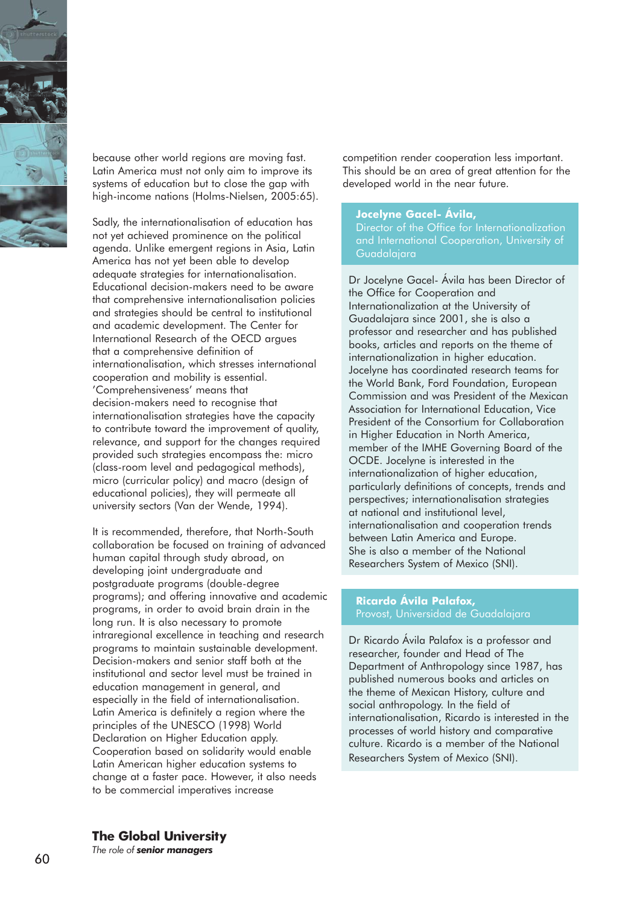because other world regions are moving fast. Latin America must not only aim to improve its systems of education but to close the gap with high-income nations (Holms-Nielsen, 2005:65).

Sadly, the internationalisation of education has not yet achieved prominence on the political agenda. Unlike emergent regions in Asia, Latin America has not yet been able to develop adequate strategies for internationalisation. Educational decision-makers need to be aware that comprehensive internationalisation policies and strategies should be central to institutional and academic development. The Center for International Research of the OECD argues that a comprehensive definition of internationalisation, which stresses international cooperation and mobility is essential. 'Comprehensiveness' means that decision-makers need to recognise that internationalisation strategies have the capacity to contribute toward the improvement of quality, relevance, and support for the changes required provided such strategies encompass the: micro (class-room level and pedagogical methods), micro (curricular policy) and macro (design of educational policies), they will permeate all university sectors (Van der Wende, 1994).

It is recommended, therefore, that North-South collaboration be focused on training of advanced human capital through study abroad, on developing joint undergraduate and postgraduate programs (double-degree programs); and offering innovative and academic programs, in order to avoid brain drain in the long run. It is also necessary to promote intraregional excellence in teaching and research programs to maintain sustainable development. Decision-makers and senior staff both at the institutional and sector level must be trained in education management in general, and especially in the field of internationalisation. Latin America is definitely a region where the principles of the UNESCO (1998) World Declaration on Higher Education apply. Cooperation based on solidarity would enable Latin American higher education systems to change at a faster pace. However, it also needs to be commercial imperatives increase competition render cooperation less important. This should be an area of great attention for the developed world in the near future.

**Jocelyne Gacel- Ávila,**
Director of the Office for Internationalization and International Cooperation, University of Guadalajara

Dr Jocelyne Gacel- Ávila has been Director of the Office for Cooperation and Internationalization at the University of Guadalajara since 2001, she is also a professor and researcher and has published books, articles and reports on the theme of internationalization in higher education. Jocelyne has coordinated research teams for the World Bank, Ford Foundation, European Commission and was President of the Mexican Association for International Education, Vice President of the Consortium for Collaboration in Higher Education in North America, member of the IMHE Governing Board of the OCDE. Jocelyne is interested in the internationalization of higher education, particularly definitions of concepts, trends and perspectives; internationalisation strategies at national and institutional level, internationalisation and cooperation trends between Latin America and Europe.
She is also a member of the National Researchers System of Mexico (SNI).

**Ricardo Ávila Palafox,**
Provost, Universidad de Guadalajara

Dr Ricardo Ávila Palafox is a professor and researcher, founder and Head of The Department of Anthropology since 1987, has published numerous books and articles on the theme of Mexican History, culture and social anthropology. In the field of internationalisation, Ricardo is interested in the processes of world history and comparative culture. Ricardo is a member of the National Researchers System of Mexico (SNI).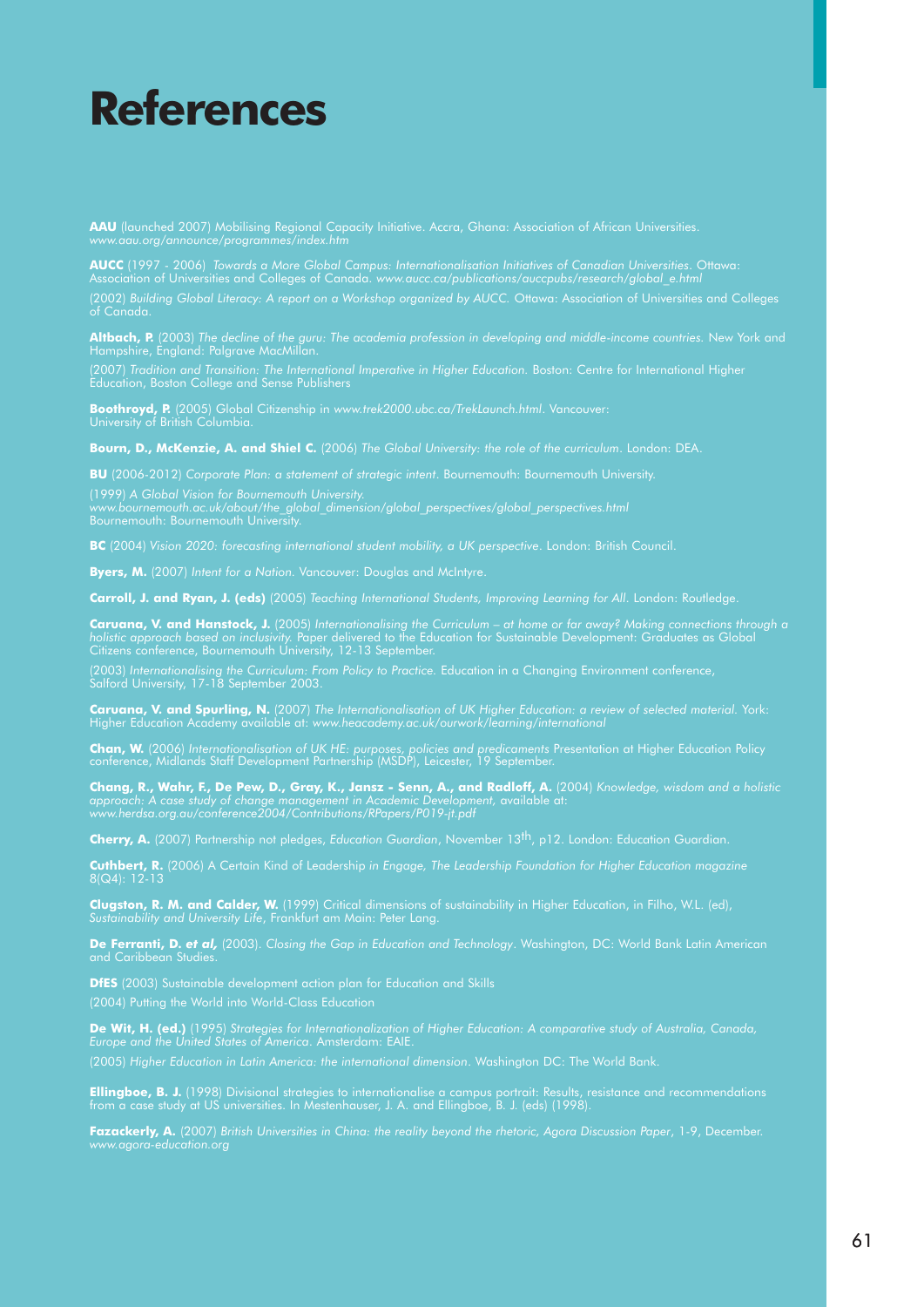# References

**AAU** (launched 2007) Mobilising Regional Capacity Initiative. Accra, Ghana: Association of African Universities. *www.aau.org/announce/programmes/index.htm*

**AUCC** (1997 - 2006) *Towards a More Global Campus: Internationalisation Initiatives of Canadian Universities*. Ottawa: Association of Universities and Colleges of Canada. *www.aucc.ca/publications/auccpubs/research/global_e.html*

(2002) *Building Global Literacy: A report on a Workshop organized by AUCC.* Ottawa: Association of Universities and Colleges of Canada.

**Altbach, P.** (2003) *The decline of the guru: The academia profession in developing and middle-income countries.* New York and Hampshire, England: Palgrave MacMillan.

(2007) *Tradition and Transition: The International Imperative in Higher Education.* Boston: Centre for International Higher Education, Boston College and Sense Publishers

**Boothroyd, P.** (2005) Global Citizenship in *www.trek2000.ubc.ca/TrekLaunch.html*. Vancouver: University of British Columbia.

**Bourn, D., McKenzie, A. and Shiel C.** (2006) *The Global University: the role of the curriculum*. London: DEA.

**BU** (2006-2012) *Corporate Plan: a statement of strategic intent*. Bournemouth: Bournemouth University.

(1999) *A Global Vision for Bournemouth University. www.bournemouth.ac.uk/about/the_global_dimension/global_perspectives/global_perspectives.html* Bournemouth: Bournemouth University.

**BC** (2004) *Vision 2020: forecasting international student mobility, a UK perspective*. London: British Council.

**Byers, M.** (2007) *Intent for a Nation*. Vancouver: Douglas and McIntyre.

**Carroll, J. and Ryan, J. (eds)** (2005) *Teaching International Students, Improving Learning for All*. London: Routledge.

**Caruana, V. and Hanstock, J.** (2005) *Internationalising the Curriculum – at home or far away? Making connections through a holistic approach based on inclusivity.* Paper delivered to the Education for Sustainable Development: Graduates as Global Citizens conference, Bournemouth University, 12-13 September.

(2003) *Internationalising the Curriculum: From Policy to Practice.* Education in a Changing Environment conference, Salford University, 17-18 September 2003.

**Caruana, V. and Spurling, N.** (2007) *The Internationalisation of UK Higher Education: a review of selected material.* York: Higher Education Academy available at: *www.heacademy.ac.uk/ourwork/learning/international*

**Chan, W.** (2006) *Internationalisation of UK HE: purposes, policies and predicaments* Presentation at Higher Education Policy conference, Midlands Staff Development Partnership (MSDP), Leicester, 19 September.

**Chang, R., Wahr, F., De Pew, D., Gray, K., Jansz - Senn, A., and Radloff, A.** (2004) *Knowledge, wisdom and a holistic approach: A case study of change management in Academic Development,* available at: *www.herdsa.org.au/conference2004/Contributions/RPapers/P019-jt.pdf*

**Cherry, A.** (2007) Partnership not pledges, *Education Guardian*, November 13th, p12. London: Education Guardian.

**Cuthbert, R.** (2006) A Certain Kind of Leadership *in Engage, The Leadership Foundation for Higher Education magazine* 8(Q4): 12-13

**Clugston, R. M. and Calder, W.** (1999) Critical dimensions of sustainability in Higher Education, in Filho, W.L. (ed), *Sustainability and University Life*, Frankfurt am Main: Peter Lang.

**De Ferranti, D. *et al,*** (2003). *Closing the Gap in Education and Technology*. Washington, DC: World Bank Latin American and Caribbean Studies.

**DfES** (2003) Sustainable development action plan for Education and Skills

(2004) Putting the World into World-Class Education

**De Wit, H. (ed.)** (1995) *Strategies for Internationalization of Higher Education: A comparative study of Australia, Canada, Europe and the United States of America*. Amsterdam: EAIE.

(2005) *Higher Education in Latin America: the international dimension*. Washington DC: The World Bank.

**Ellingboe, B. J.** (1998) Divisional strategies to internationalise a campus portrait: Results, resistance and recommendations from a case study at US universities. In Mestenhauser, J. A. and Ellingboe, B. J. (eds) (1998).

**Fazackerly, A.** (2007) *British Universities in China: the reality beyond the rhetoric, Agora Discussion Paper*, 1-9, December. *www.agora-education.org*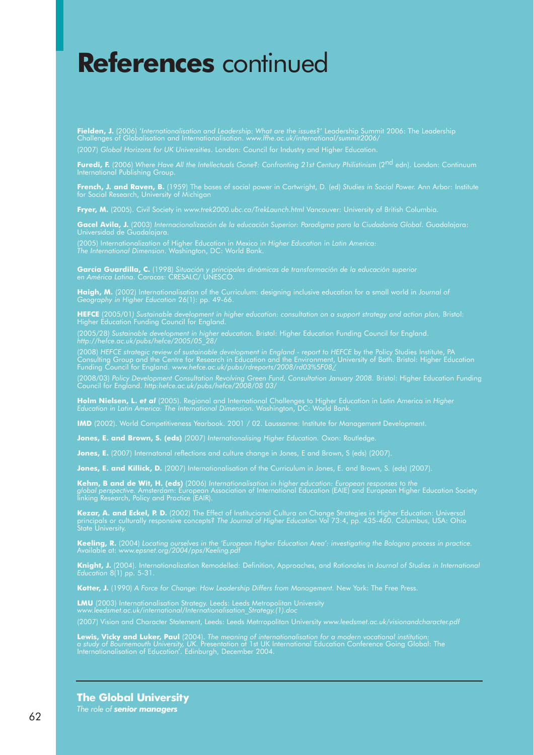# **References** continued

**Fielden, J.** (2006) *'Internationalisation and Leadership: What are the issues?'* Leadership Summit 2006: The Leadership Challenges of Globalisation and Internationalisation. *www.lfhe.ac.uk/international/summit2006/*

(2007) *Global Horizons for UK Universities*. London: Council for Industry and Higher Education.

**Furedi, F.** (2006) *Where Have All the Intellectuals Gone?: Confronting 21st Century Philistinism* (2nd edn). London: Continuum International Publishing Group.

**French, J. and Raven, B.** (1959) The bases of social power in Cartwright, D. (ed) *Studies in Social Power.* Ann Arbor: Institute for Social Research, University of Michigan

**Fryer, M.** (2005). Civil Society in *www.trek2000.ubc.ca/TrekLaunch.html* Vancouver: University of British Columbia.

**Gacel Avila, J.** (2003) *Internacionalización de la educación Superior: Paradigma para la Ciudadanía Global*. Guadalajara: Universidad de Guadalajara.

(2005) Internationalization of Higher Education in Mexico in *Higher Education* in *Latin America: The International Dimension*. Washington, DC: World Bank.

**García Guardilla, C.** (1998) *Situación y principales dinámicas de transformación de la educación superior en América Latina*. Caracas: CRESALC/ UNESCO.

**Haigh, M.** (2002) Internationalisation of the Curriculum: designing inclusive education for a small world in *Journal of Geography in Higher Education* 26(1): pp. 49-66.

**HEFCE** (2005/01) *Sustainable development in higher education: consultation on a support strategy and action plan,* Bristol: Higher Education Funding Council for England.

(2005/28) *Sustainable development in higher education*. Bristol: Higher Education Funding Council for England. *http://hefce.ac.uk/pubs/hefce/2005/05_28/*

(2008) *HEFCE strategic review of sustainable development in England - report to HEFCE* by the Policy Studies Institute, PA Consulting Group and the Centre for Research in Education and the Environment, University of Bath. Bristol: Higher Education Funding Council for England. *www.hefce.ac.uk/pubs/rdreports/2008/rd03%5F08/*

(2008/03) *Policy Development Consultation Revolving Green Fund, Consultation January 2008.* Bristol: Higher Education Funding Council for England. *http:hefce.ac.uk/pubs/hefce/2008/08 03/*

**Holm Nielsen, L. *et al*** (2005). Regional and International Challenges to Higher Education in Latin America in *Higher Education in Latin America: The International Dimension*. Washington, DC: World Bank.

**IMD** (2002). World Competitiveness Yearbook. 2001 / 02. Laussanne: Institute for Management Development.

**Jones, E. and Brown, S. (eds)** (2007) *Internationalising Higher Education.* Oxon: Routledge.

**Jones, E.** (2007) Internatonal reflections and culture change in Jones, E and Brown, S (eds) (2007).

**Jones, E. and Killick, D.** (2007) Internationalisation of the Curriculum in Jones, E. and Brown, S. (eds) (2007).

**Kehm, B and de Wit, H. (eds)** (2006) *Internationalisation in higher education: European responses to the global perspective.* Amsterdam: European Association of International Education (EAIE) and European Higher Education Society linking Research, Policy and Practice (EAIR).

**Kezar, A. and Eckel, P. D.** (2002) The Effect of Institucional Cultura on Change Strategies in Higher Education: Universal principals or culturally responsive concepts? *The Journal of Higher Education* Vol 73:4, pp. 435-460. Columbus, USA: Ohio State University.

**Keeling, R.** (2004) *Locating ourselves in the 'European Higher Education Area': investigating the Bologna process in practice.* Available at: *www.epsnet.org/2004/pps/Keeling.pdf*

**Knight, J.** (2004). Internationalization Remodelled: Definition, Approaches, and Rationales in *Journal of Studies in International Education* 8(1) pp. 5-31.

**Kotter, J.** (1990) *A Force for Change: How Leadership Differs from Management.* New York: The Free Press.

**LMU** (2003) Internationalisation Strategy. Leeds: Leeds Metropolitan University *www.leedsmet.ac.uk/international/Internationalisation_Strategy.(1).doc*

(2007) Vision and Character Statement, Leeds: Leeds Metrropolitan University *www.leedsmet.ac.uk/visionandcharacter.pdf*

**Lewis, Vicky and Luker, Paul** (2004). *The meaning of internationalisation for a modern vocational institution: a study of Bournemouth University, UK.* Presentation at 1st UK International Education Conference Going Global: The Internationalisation of Education'. Edinburgh, December 2004.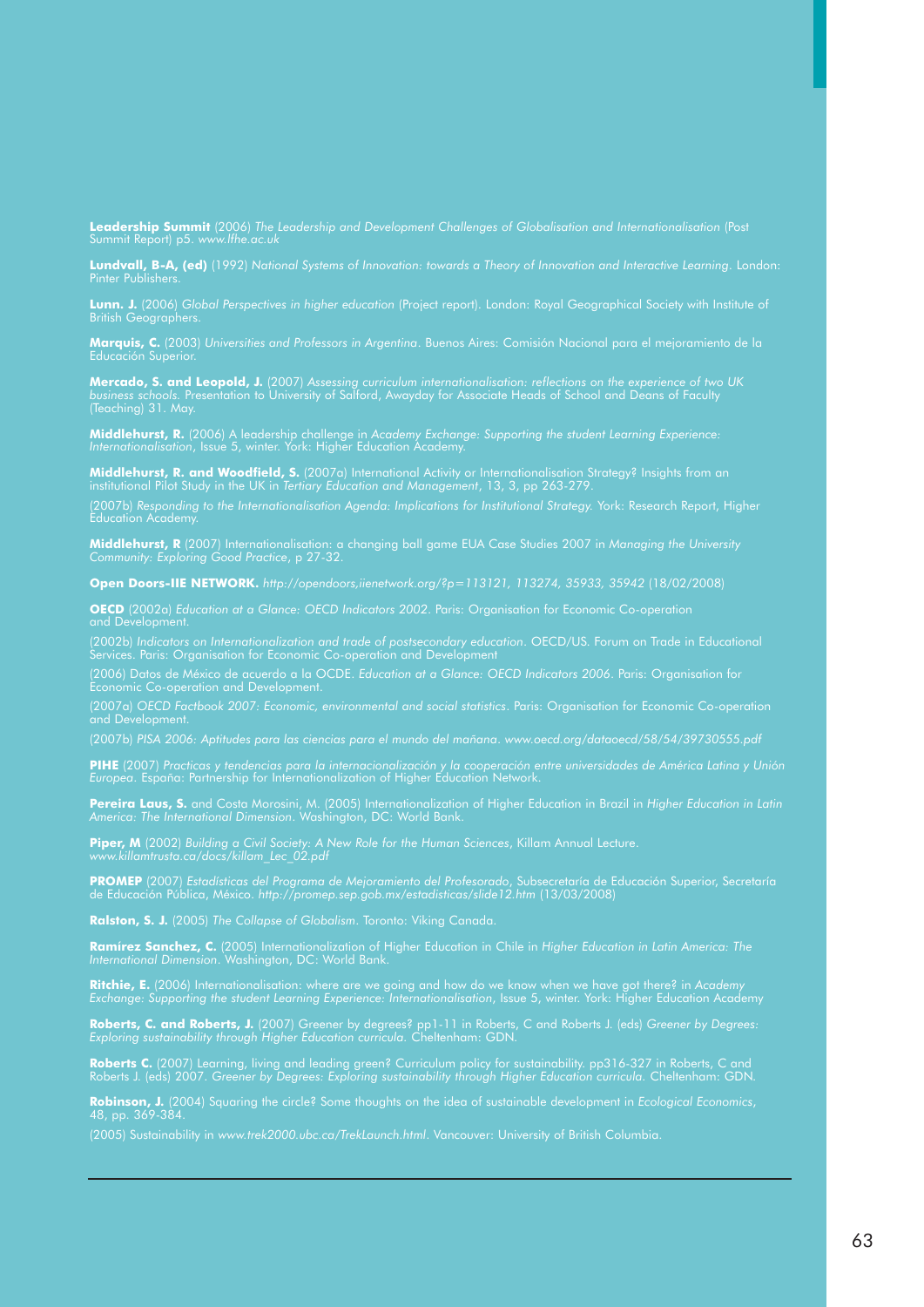**Leadership Summit** (2006) *The Leadership and Development Challenges of Globalisation and Internationalisation* (Post Summit Report) p5. *www.lfhe.ac.uk*

**Lundvall, B-A, (ed)** (1992) *National Systems of Innovation: towards a Theory of Innovation and Interactive Learning*. London: Pinter Publishers.

**Lunn. J.** (2006) *Global Perspectives in higher education* (Project report). London: Royal Geographical Society with Institute of British Geographers.

**Marquis, C.** (2003) *Universities and Professors in Argentina*. Buenos Aires: Comisión Nacional para el mejoramiento de la Educación Superior.

**Mercado, S. and Leopold, J.** (2007) *Assessing curriculum internationalisation: reflections on the experience of two UK business schools.* Presentation to University of Salford, Awayday for Associate Heads of School and Deans of Faculty (Teaching) 31. May.

**Middlehurst, R.** (2006) A leadership challenge in *Academy Exchange: Supporting the student Learning Experience: Internationalisation*, Issue 5, winter. York: Higher Education Academy.

**Middlehurst, R. and Woodfield, S.** (2007a) International Activity or Internationalisation Strategy? Insights from an institutional Pilot Study in the UK in *Tertiary Education and Management*, 13, 3, pp 263-279.

(2007b) *Responding to the Internationalisation Agenda: Implications for Institutional Strategy.* York: Research Report, Higher Education Academy.

**Middlehurst, R** (2007) Internationalisation: a changing ball game EUA Case Studies 2007 in *Managing the University Community: Exploring Good Practice*, p 27-32.

**Open Doors-IIE NETWORK.** *http://opendoors,iienetwork.org/?p=113121, 113274, 35933, 35942* (18/02/2008)

**OECD** (2002a) *Education at a Glance: OECD Indicators 2002*. Paris: Organisation for Economic Co-operation and Development.

(2002b) *Indicators on Internationalization and trade of postsecondary education*. OECD/US. Forum on Trade in Educational Services. Paris: Organisation for Economic Co-operation and Development

(2006) Datos de México de acuerdo a la OCDE. *Education at a Glance: OECD Indicators 2006*. Paris: Organisation for Economic Co-operation and Development.

(2007a) *OECD Factbook 2007: Economic, environmental and social statistics*. Paris: Organisation for Economic Co-operation and Development.

(2007b) *PISA 2006: Aptitudes para las ciencias para el mundo del mañana*. *www.oecd.org/dataoecd/58/54/39730555.pdf*

**PIHE** (2007) *Practicas y tendencias para la internacionalización y la cooperación entre universidades de América Latina y Unión Europea*. España: Partnership for Internationalization of Higher Education Network.

**Pereira Laus, S.** and Costa Morosini, M. (2005) Internationalization of Higher Education in Brazil in *Higher Education in Latin America: The International Dimension*. Washington, DC: World Bank.

**Piper, M** (2002) *Building a Civil Society: A New Role for the Human Sciences*, Killam Annual Lecture. *www.killamtrusta.ca/docs/killam_Lec_02.pdf*

**PROMEP** (2007) *Estadísticas del Programa de Mejoramiento del Profesorado*, Subsecretaría de Educación Superior, Secretaría de Educación Pública, México. *http://promep.sep.gob.mx/estadisticas/slide12.htm* (13/03/2008)

**Ralston, S. J.** (2005) *The Collapse of Globalism*. Toronto: Viking Canada.

**Ramírez Sanchez, C.** (2005) Internationalization of Higher Education in Chile in *Higher Education in Latin America: The International Dimension*. Washington, DC: World Bank.

**Ritchie, E.** (2006) Internationalisation: where are we going and how do we know when we have got there? in *Academy Exchange: Supporting the student Learning Experience: Internationalisation*, Issue 5, winter. York: Higher Education Academy

**Roberts, C. and Roberts, J.** (2007) Greener by degrees? pp1-11 in Roberts, C and Roberts J. (eds) *Greener by Degrees: Exploring sustainability through Higher Education curricula.* Cheltenham: GDN.

**Roberts C.** (2007) Learning, living and leading green? Curriculum policy for sustainability. pp316-327 in Roberts, C and Roberts J. (eds) 2007. *Greener by Degrees: Exploring sustainability through Higher Education curricula.* Cheltenham: GDN.

**Robinson, J.** (2004) Squaring the circle? Some thoughts on the idea of sustainable development in *Ecological Economics*, 48, pp. 369-384.

(2005) Sustainability in *www.trek2000.ubc.ca/TrekLaunch.html*. Vancouver: University of British Columbia.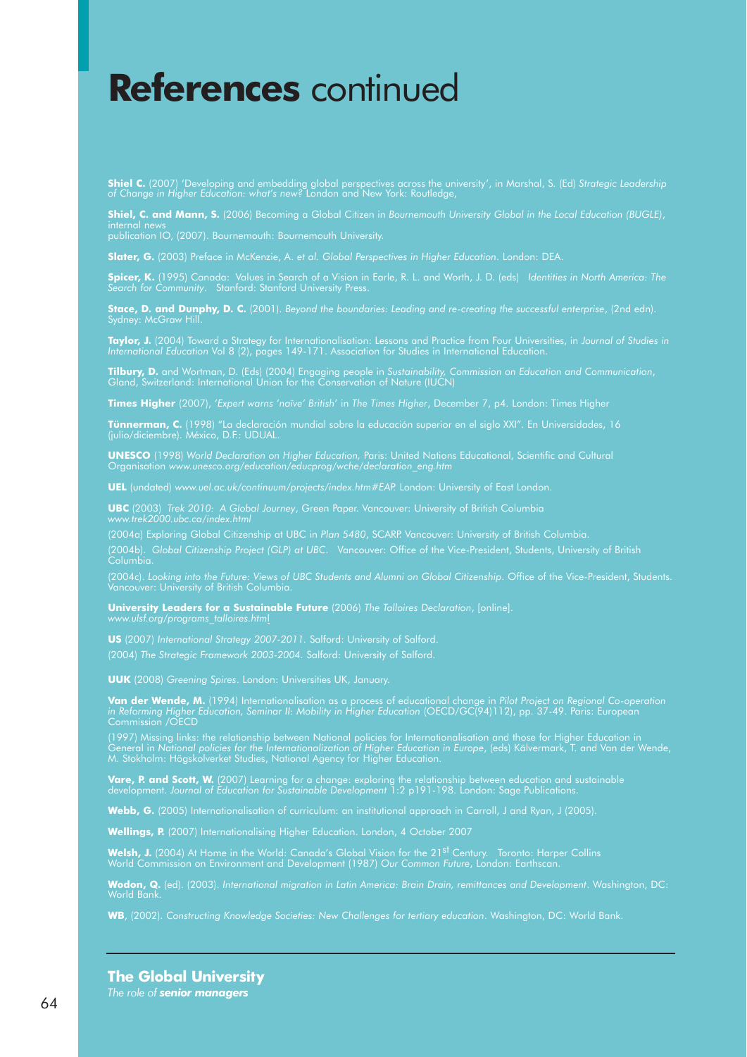# **References** continued

**Shiel C.** (2007) 'Developing and embedding global perspectives across the university', in Marshal, S. (Ed) *Strategic Leadership of Change in Higher Education: what's new?* London and New York: Routledge,

**Shiel, C. and Mann, S.** (2006) Becoming a Global Citizen in *Bournemouth University Global in the Local Education (BUGLE)*, internal news publication IO, (2007). Bournemouth: Bournemouth University.

**Slater, G.** (2003) Preface in McKenzie, A. *et al. Global Perspectives in Higher Education*. London: DEA.

**Spicer, K.** (1995) Canada: Values in Search of a Vision in Earle, R. L. and Worth, J. D. (eds) *Identities in North America: The Search for Community*. Stanford: Stanford University Press.

**Stace, D. and Dunphy, D. C.** (2001). *Beyond the boundaries: Leading and re-creating the successful enterprise*, (2nd edn). Sydney: McGraw Hill.

**Taylor, J.** (2004) Toward a Strategy for Internationalisation: Lessons and Practice from Four Universities, in *Journal of Studies in International Education* Vol 8 (2), pages 149-171. Association for Studies in International Education.

**Tilbury, D.** and Wortman, D. (Eds) (2004) Engaging people in *Sustainability, Commission on Education and Communication*, Gland, Switzerland: International Union for the Conservation of Nature (IUCN)

**Times Higher** (2007), *'Expert warns 'naïve' British'* in *The Times Higher*, December 7, p4. London: Times Higher

**Tünnerman, C.** (1998) "La declaración mundial sobre la educación superior en el siglo XXI". En Universidades, 16 (julio/diciembre). México, D.F.: UDUAL.

**UNESCO** (1998) *World Declaration on Higher Education,* Paris: United Nations Educational, Scientific and Cultural Organisation *www.unesco.org/education/educprog/wche/declaration_eng.htm*

**UEL** (undated) *www.uel.ac.uk/continuum/projects/index.htm#EAP.* London: University of East London.

**UBC** (2003) *Trek 2010: A Global Journey*, Green Paper. Vancouver: University of British Columbia *www.trek2000.ubc.ca/index.html*

(2004a) Exploring Global Citizenship at UBC in *Plan 5480*, SCARP. Vancouver: University of British Columbia.

(2004b). *Global Citizenship Project (GLP) at UBC*. Vancouver: Office of the Vice-President, Students, University of British Columbia.

(2004c). *Looking into the Future: Views of UBC Students and Alumni on Global Citizenship*. Office of the Vice-President, Students. Vancouver: University of British Columbia.

**University Leaders for a Sustainable Future** (2006) *The Talloires Declaration*, [online]. *www.ulsf.org/programs_talloires.html*

**US** (2007) *International Strategy 2007-2011.* Salford: University of Salford.

(2004) *The Strategic Framework 2003-2004.* Salford: University of Salford.

**UUK** (2008) *Greening Spires*. London: Universities UK, January.

**Van der Wende, M.** (1994) Internationalisation as a process of educational change in *Pilot Project on Regional Co-operation in Reforming Higher Education, Seminar II: Mobility in Higher Education* (OECD/GC(94)112), pp. 37-49. Paris: European Commission /OECD

(1997) Missing links: the relationship between National policies for Internationalisation and those for Higher Education in General in *National policies for the Internationalization of Higher Education in Europe*, (eds) Kälvermark, T. and Van der Wende, M. Stokholm: Högskolverket Studies, National Agency for Higher Education.

**Vare, P. and Scott, W.** (2007) Learning for a change: exploring the relationship between education and sustainable development. *Journal of Education for Sustainable Development* 1:2 p191-198. London: Sage Publications.

**Webb, G.** (2005) Internationalisation of curriculum: an institutional approach in Carroll, J and Ryan, J (2005).

**Wellings, P.** (2007) Internationalising Higher Education. London, 4 October 2007

**Welsh, J.** (2004) At Home in the World: Canada's Global Vision for the 21st Century. Toronto: Harper Collins
World Commission on Environment and Development (1987) *Our Common Future*, London: Earthscan.

**Wodon, Q.** (ed). (2003). *International migration in Latin America: Brain Drain, remittances and Development*. Washington, DC: World Bank.

**WB**, (2002). *Constructing Knowledge Societies: New Challenges for tertiary education*. Washington, DC: World Bank.